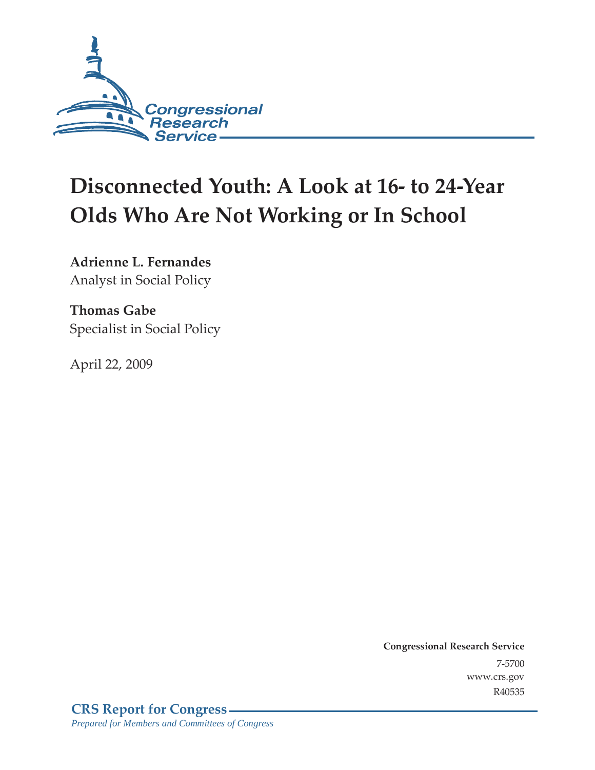Congressional Research Service

# Disconnected Youth: A Look at 16- to 24-Year Olds Who Are Not Working or In School

**Adrienne L. Fernandes**
Analyst in Social Policy

**Thomas Gabe**
Specialist in Social Policy

April 22, 2009

**Congressional Research Service**
7-5700
www.crs.gov
R40535

**CRS Report for Congress**
*Prepared for Members and Committees of Congress*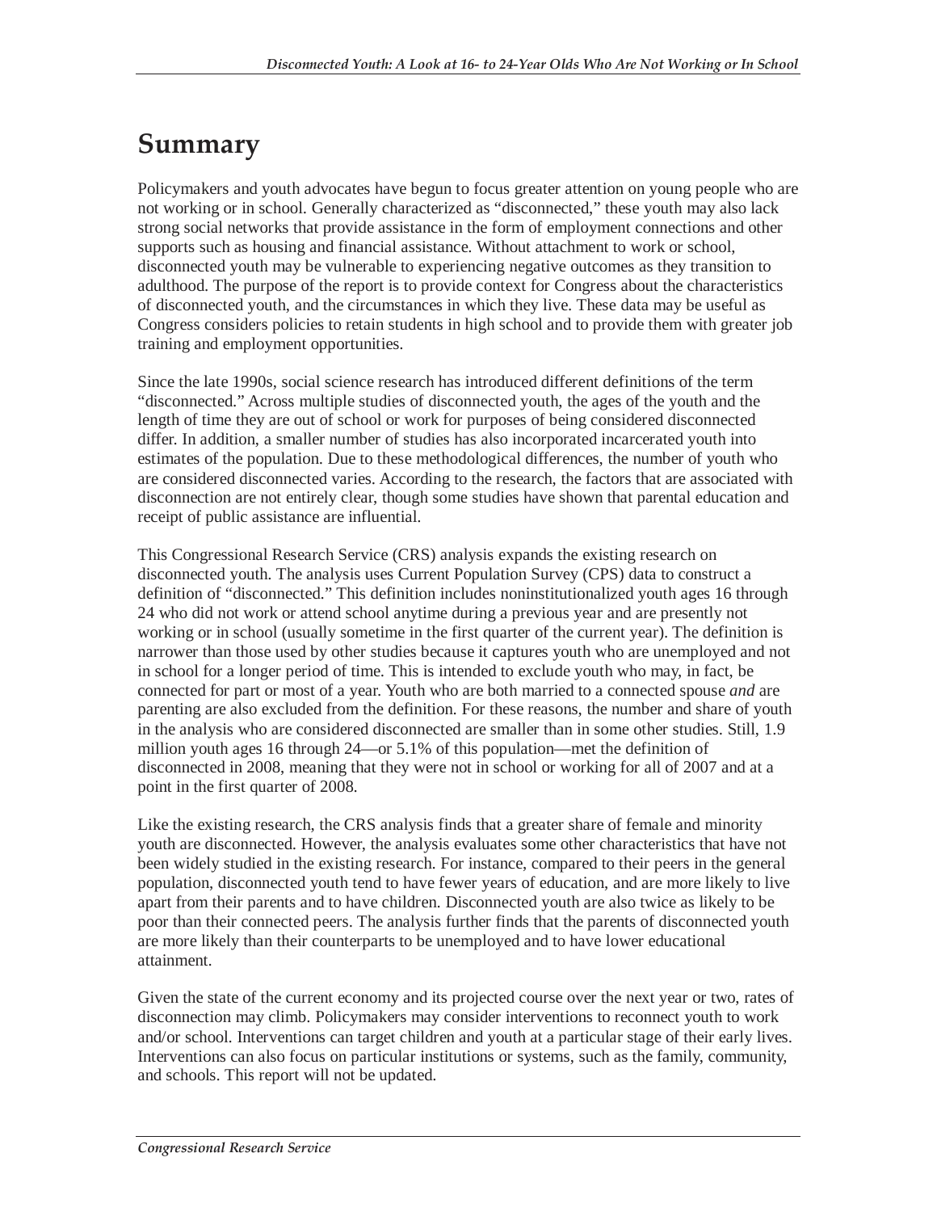# Summary

Policymakers and youth advocates have begun to focus greater attention on young people who are not working or in school. Generally characterized as "disconnected," these youth may also lack strong social networks that provide assistance in the form of employment connections and other supports such as housing and financial assistance. Without attachment to work or school, disconnected youth may be vulnerable to experiencing negative outcomes as they transition to adulthood. The purpose of the report is to provide context for Congress about the characteristics of disconnected youth, and the circumstances in which they live. These data may be useful as Congress considers policies to retain students in high school and to provide them with greater job training and employment opportunities.

Since the late 1990s, social science research has introduced different definitions of the term "disconnected." Across multiple studies of disconnected youth, the ages of the youth and the length of time they are out of school or work for purposes of being considered disconnected differ. In addition, a smaller number of studies has also incorporated incarcerated youth into estimates of the population. Due to these methodological differences, the number of youth who are considered disconnected varies. According to the research, the factors that are associated with disconnection are not entirely clear, though some studies have shown that parental education and receipt of public assistance are influential.

This Congressional Research Service (CRS) analysis expands the existing research on disconnected youth. The analysis uses Current Population Survey (CPS) data to construct a definition of "disconnected." This definition includes noninstitutionalized youth ages 16 through 24 who did not work or attend school anytime during a previous year and are presently not working or in school (usually sometime in the first quarter of the current year). The definition is narrower than those used by other studies because it captures youth who are unemployed and not in school for a longer period of time. This is intended to exclude youth who may, in fact, be connected for part or most of a year. Youth who are both married to a connected spouse *and* are parenting are also excluded from the definition. For these reasons, the number and share of youth in the analysis who are considered disconnected are smaller than in some other studies. Still, 1.9 million youth ages 16 through 24—or 5.1% of this population—met the definition of disconnected in 2008, meaning that they were not in school or working for all of 2007 and at a point in the first quarter of 2008.

Like the existing research, the CRS analysis finds that a greater share of female and minority youth are disconnected. However, the analysis evaluates some other characteristics that have not been widely studied in the existing research. For instance, compared to their peers in the general population, disconnected youth tend to have fewer years of education, and are more likely to live apart from their parents and to have children. Disconnected youth are also twice as likely to be poor than their connected peers. The analysis further finds that the parents of disconnected youth are more likely than their counterparts to be unemployed and to have lower educational attainment.

Given the state of the current economy and its projected course over the next year or two, rates of disconnection may climb. Policymakers may consider interventions to reconnect youth to work and/or school. Interventions can target children and youth at a particular stage of their early lives. Interventions can also focus on particular institutions or systems, such as the family, community, and schools. This report will not be updated.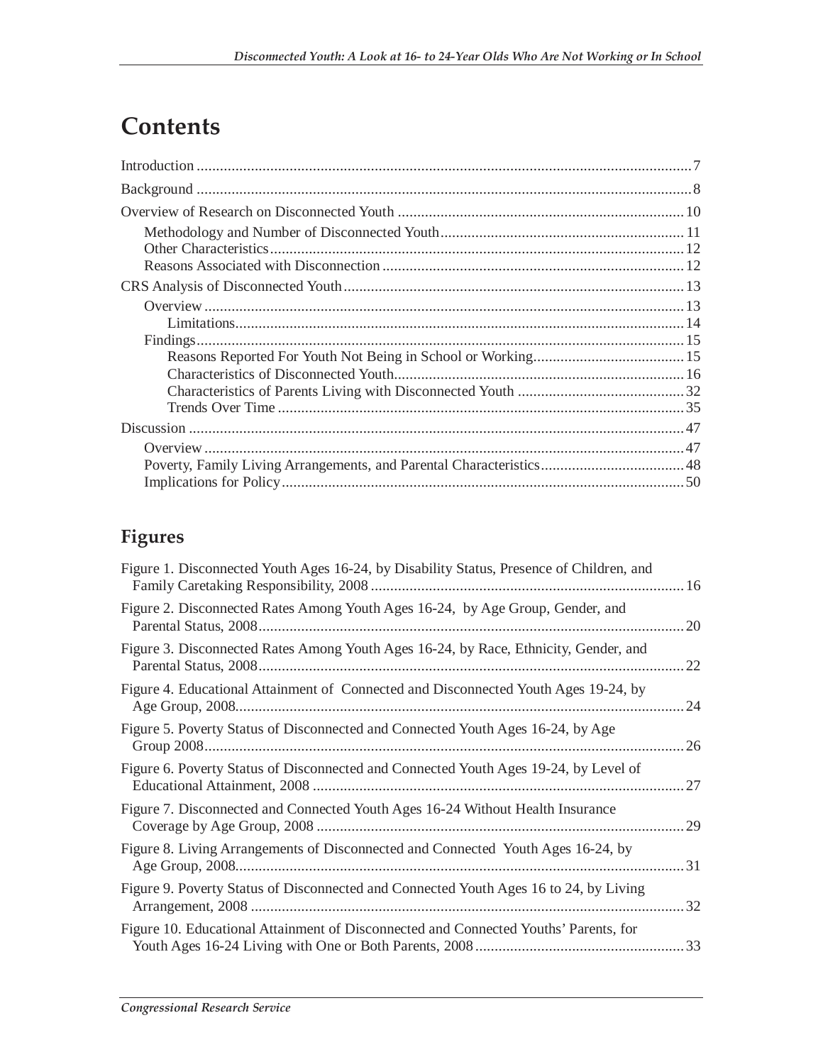# Contents

Introduction ... 7

Background ... 8

Overview of Research on Disconnected Youth ... 10

- Methodology and Number of Disconnected Youth ... 11
- Other Characteristics ... 12
- Reasons Associated with Disconnection ... 12

CRS Analysis of Disconnected Youth ... 13

- Overview ... 13
    - Limitations ... 14
- Findings ... 15
    - Reasons Reported For Youth Not Being in School or Working ... 15
    - Characteristics of Disconnected Youth ... 16
    - Characteristics of Parents Living with Disconnected Youth ... 32
    - Trends Over Time ... 35

Discussion ... 47

- Overview ... 47
- Poverty, Family Living Arrangements, and Parental Characteristics ... 48
- Implications for Policy ... 50

## Figures

Figure 1. Disconnected Youth Ages 16-24, by Disability Status, Presence of Children, and Family Caretaking Responsibility, 2008 ... 16

Figure 2. Disconnected Rates Among Youth Ages 16-24, by Age Group, Gender, and Parental Status, 2008 ... 20

Figure 3. Disconnected Rates Among Youth Ages 16-24, by Race, Ethnicity, Gender, and Parental Status, 2008 ... 22

Figure 4. Educational Attainment of Connected and Disconnected Youth Ages 19-24, by Age Group, 2008 ... 24

Figure 5. Poverty Status of Disconnected and Connected Youth Ages 16-24, by Age Group 2008 ... 26

Figure 6. Poverty Status of Disconnected and Connected Youth Ages 19-24, by Level of Educational Attainment, 2008 ... 27

Figure 7. Disconnected and Connected Youth Ages 16-24 Without Health Insurance Coverage by Age Group, 2008 ... 29

Figure 8. Living Arrangements of Disconnected and Connected Youth Ages 16-24, by Age Group, 2008 ... 31

Figure 9. Poverty Status of Disconnected and Connected Youth Ages 16 to 24, by Living Arrangement, 2008 ... 32

Figure 10. Educational Attainment of Disconnected and Connected Youths' Parents, for Youth Ages 16-24 Living with One or Both Parents, 2008 ... 33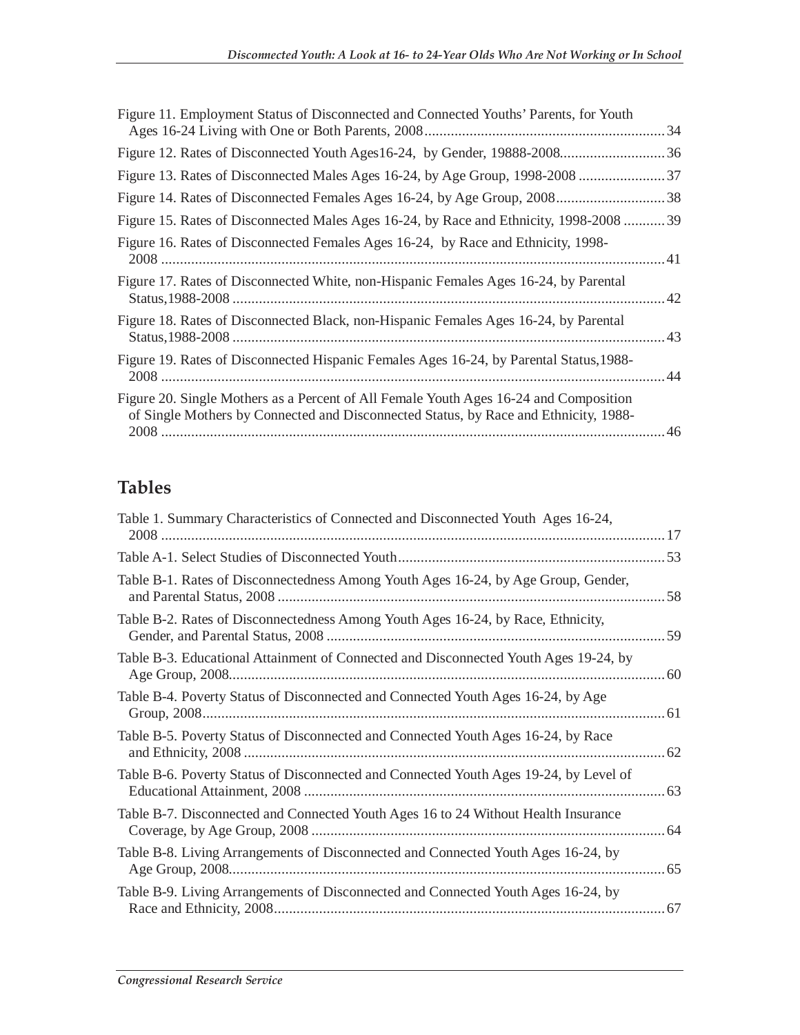Figure 11. Employment Status of Disconnected and Connected Youths' Parents, for Youth Ages 16-24 Living with One or Both Parents, 2008 ................................................................ 34

Figure 12. Rates of Disconnected Youth Ages16-24, by Gender, 19888-2008............................ 36

Figure 13. Rates of Disconnected Males Ages 16-24, by Age Group, 1998-2008 ....................... 37

Figure 14. Rates of Disconnected Females Ages 16-24, by Age Group, 2008............................. 38

Figure 15. Rates of Disconnected Males Ages 16-24, by Race and Ethnicity, 1998-2008 ........... 39

Figure 16. Rates of Disconnected Females Ages 16-24, by Race and Ethnicity, 1998-2008 ..................................................................................................................................... 41

Figure 17. Rates of Disconnected White, non-Hispanic Females Ages 16-24, by Parental Status,1988-2008 .................................................................................................................. 42

Figure 18. Rates of Disconnected Black, non-Hispanic Females Ages 16-24, by Parental Status,1988-2008 .................................................................................................................. 43

Figure 19. Rates of Disconnected Hispanic Females Ages 16-24, by Parental Status,1988-2008 ..................................................................................................................................... 44

Figure 20. Single Mothers as a Percent of All Female Youth Ages 16-24 and Composition of Single Mothers by Connected and Disconnected Status, by Race and Ethnicity, 1988-2008 ..................................................................................................................................... 46

## Tables

Table 1. Summary Characteristics of Connected and Disconnected Youth Ages 16-24, 2008 ..................................................................................................................................... 17

Table A-1. Select Studies of Disconnected Youth....................................................................... 53

Table B-1. Rates of Disconnectedness Among Youth Ages 16-24, by Age Group, Gender, and Parental Status, 2008 ...................................................................................................... 58

Table B-2. Rates of Disconnectedness Among Youth Ages 16-24, by Race, Ethnicity, Gender, and Parental Status, 2008 ......................................................................................... 59

Table B-3. Educational Attainment of Connected and Disconnected Youth Ages 19-24, by Age Group, 2008................................................................................................................... 60

Table B-4. Poverty Status of Disconnected and Connected Youth Ages 16-24, by Age Group, 2008.......................................................................................................................... 61

Table B-5. Poverty Status of Disconnected and Connected Youth Ages 16-24, by Race and Ethnicity, 2008 ............................................................................................................... 62

Table B-6. Poverty Status of Disconnected and Connected Youth Ages 19-24, by Level of Educational Attainment, 2008 ............................................................................................... 63

Table B-7. Disconnected and Connected Youth Ages 16 to 24 Without Health Insurance Coverage, by Age Group, 2008 ............................................................................................. 64

Table B-8. Living Arrangements of Disconnected and Connected Youth Ages 16-24, by Age Group, 2008................................................................................................................... 65

Table B-9. Living Arrangements of Disconnected and Connected Youth Ages 16-24, by Race and Ethnicity, 2008........................................................................................................ 67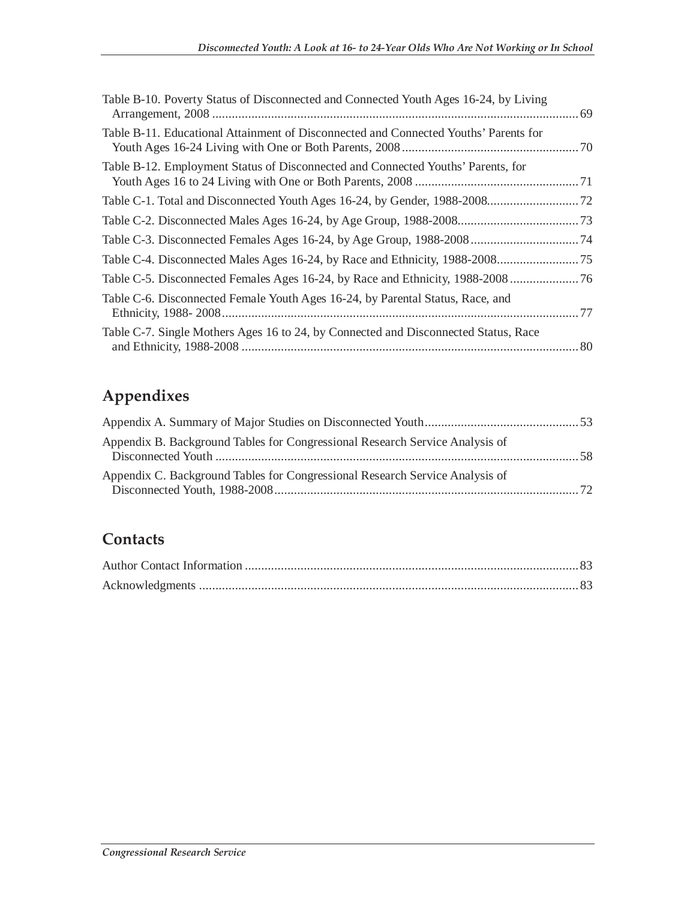Table B-10. Poverty Status of Disconnected and Connected Youth Ages 16-24, by Living Arrangement, 2008 ........ 69

Table B-11. Educational Attainment of Disconnected and Connected Youths' Parents for Youth Ages 16-24 Living with One or Both Parents, 2008 ........ 70

Table B-12. Employment Status of Disconnected and Connected Youths' Parents, for Youth Ages 16 to 24 Living with One or Both Parents, 2008 ........ 71

Table C-1. Total and Disconnected Youth Ages 16-24, by Gender, 1988-2008........ 72

Table C-2. Disconnected Males Ages 16-24, by Age Group, 1988-2008........ 73

Table C-3. Disconnected Females Ages 16-24, by Age Group, 1988-2008........ 74

Table C-4. Disconnected Males Ages 16-24, by Race and Ethnicity, 1988-2008........ 75

Table C-5. Disconnected Females Ages 16-24, by Race and Ethnicity, 1988-2008........ 76

Table C-6. Disconnected Female Youth Ages 16-24, by Parental Status, Race, and Ethnicity, 1988- 2008........ 77

Table C-7. Single Mothers Ages 16 to 24, by Connected and Disconnected Status, Race and Ethnicity, 1988-2008 ........ 80

## Appendixes

Appendix A. Summary of Major Studies on Disconnected Youth........ 53

Appendix B. Background Tables for Congressional Research Service Analysis of Disconnected Youth ........ 58

Appendix C. Background Tables for Congressional Research Service Analysis of Disconnected Youth, 1988-2008........ 72

## Contacts

Author Contact Information ........ 83

Acknowledgments ........ 83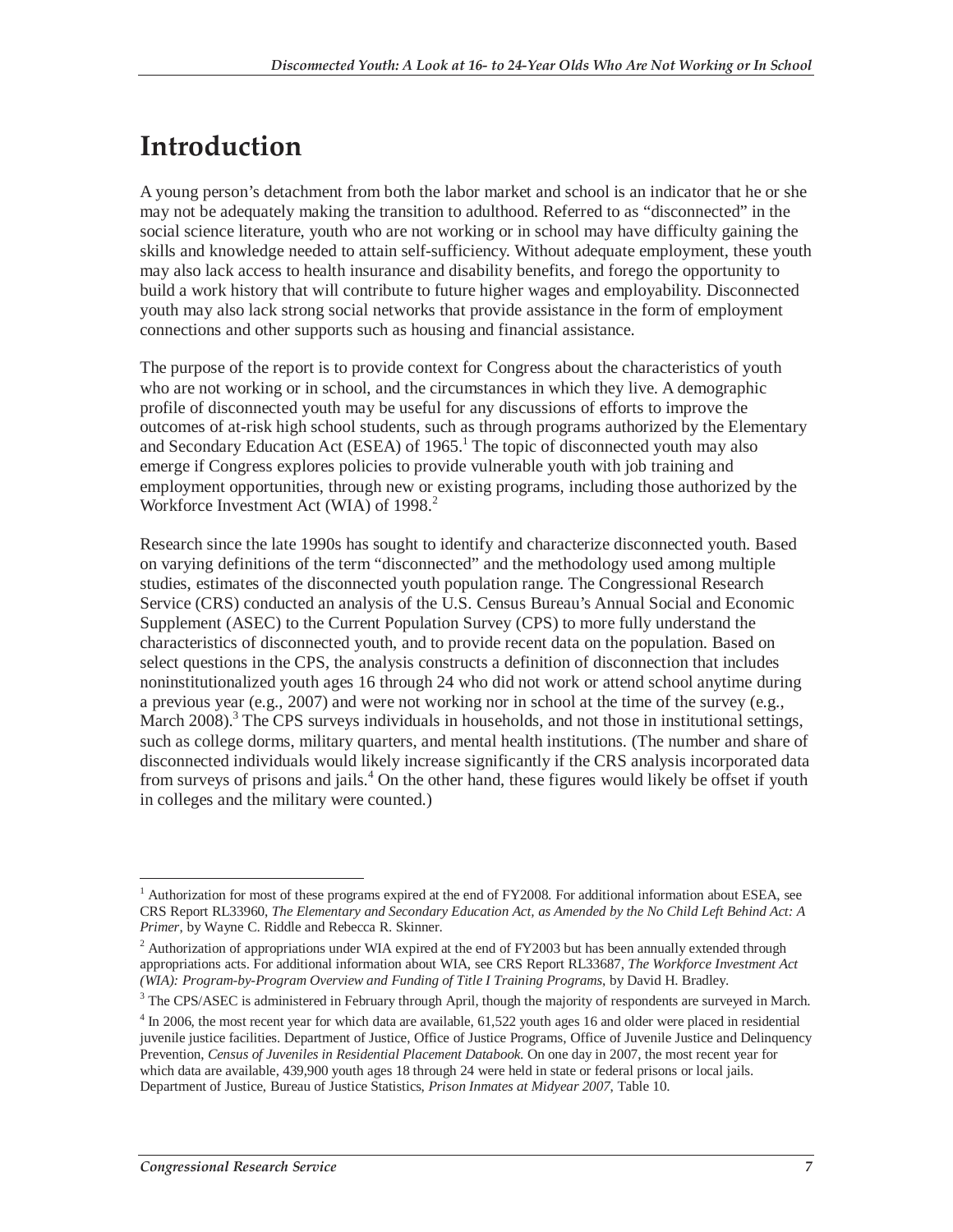# Introduction

A young person's detachment from both the labor market and school is an indicator that he or she may not be adequately making the transition to adulthood. Referred to as "disconnected" in the social science literature, youth who are not working or in school may have difficulty gaining the skills and knowledge needed to attain self-sufficiency. Without adequate employment, these youth may also lack access to health insurance and disability benefits, and forego the opportunity to build a work history that will contribute to future higher wages and employability. Disconnected youth may also lack strong social networks that provide assistance in the form of employment connections and other supports such as housing and financial assistance.

The purpose of the report is to provide context for Congress about the characteristics of youth who are not working or in school, and the circumstances in which they live. A demographic profile of disconnected youth may be useful for any discussions of efforts to improve the outcomes of at-risk high school students, such as through programs authorized by the Elementary and Secondary Education Act (ESEA) of 1965.[1] The topic of disconnected youth may also emerge if Congress explores policies to provide vulnerable youth with job training and employment opportunities, through new or existing programs, including those authorized by the Workforce Investment Act (WIA) of 1998.[2]

Research since the late 1990s has sought to identify and characterize disconnected youth. Based on varying definitions of the term "disconnected" and the methodology used among multiple studies, estimates of the disconnected youth population range. The Congressional Research Service (CRS) conducted an analysis of the U.S. Census Bureau's Annual Social and Economic Supplement (ASEC) to the Current Population Survey (CPS) to more fully understand the characteristics of disconnected youth, and to provide recent data on the population. Based on select questions in the CPS, the analysis constructs a definition of disconnection that includes noninstitutionalized youth ages 16 through 24 who did not work or attend school anytime during a previous year (e.g., 2007) and were not working nor in school at the time of the survey (e.g., March 2008).[3] The CPS surveys individuals in households, and not those in institutional settings, such as college dorms, military quarters, and mental health institutions. (The number and share of disconnected individuals would likely increase significantly if the CRS analysis incorporated data from surveys of prisons and jails.[4] On the other hand, these figures would likely be offset if youth in colleges and the military were counted.)

---

[1] Authorization for most of these programs expired at the end of FY2008. For additional information about ESEA, see CRS Report RL33960, *The Elementary and Secondary Education Act, as Amended by the No Child Left Behind Act: A Primer*, by Wayne C. Riddle and Rebecca R. Skinner.

[2] Authorization of appropriations under WIA expired at the end of FY2003 but has been annually extended through appropriations acts. For additional information about WIA, see CRS Report RL33687, *The Workforce Investment Act (WIA): Program-by-Program Overview and Funding of Title I Training Programs*, by David H. Bradley.

[3] The CPS/ASEC is administered in February through April, though the majority of respondents are surveyed in March.

[4] In 2006, the most recent year for which data are available, 61,522 youth ages 16 and older were placed in residential juvenile justice facilities. Department of Justice, Office of Justice Programs, Office of Juvenile Justice and Delinquency Prevention, *Census of Juveniles in Residential Placement Databook.* On one day in 2007, the most recent year for which data are available, 439,900 youth ages 18 through 24 were held in state or federal prisons or local jails. Department of Justice, Bureau of Justice Statistics, *Prison Inmates at Midyear 2007*, Table 10.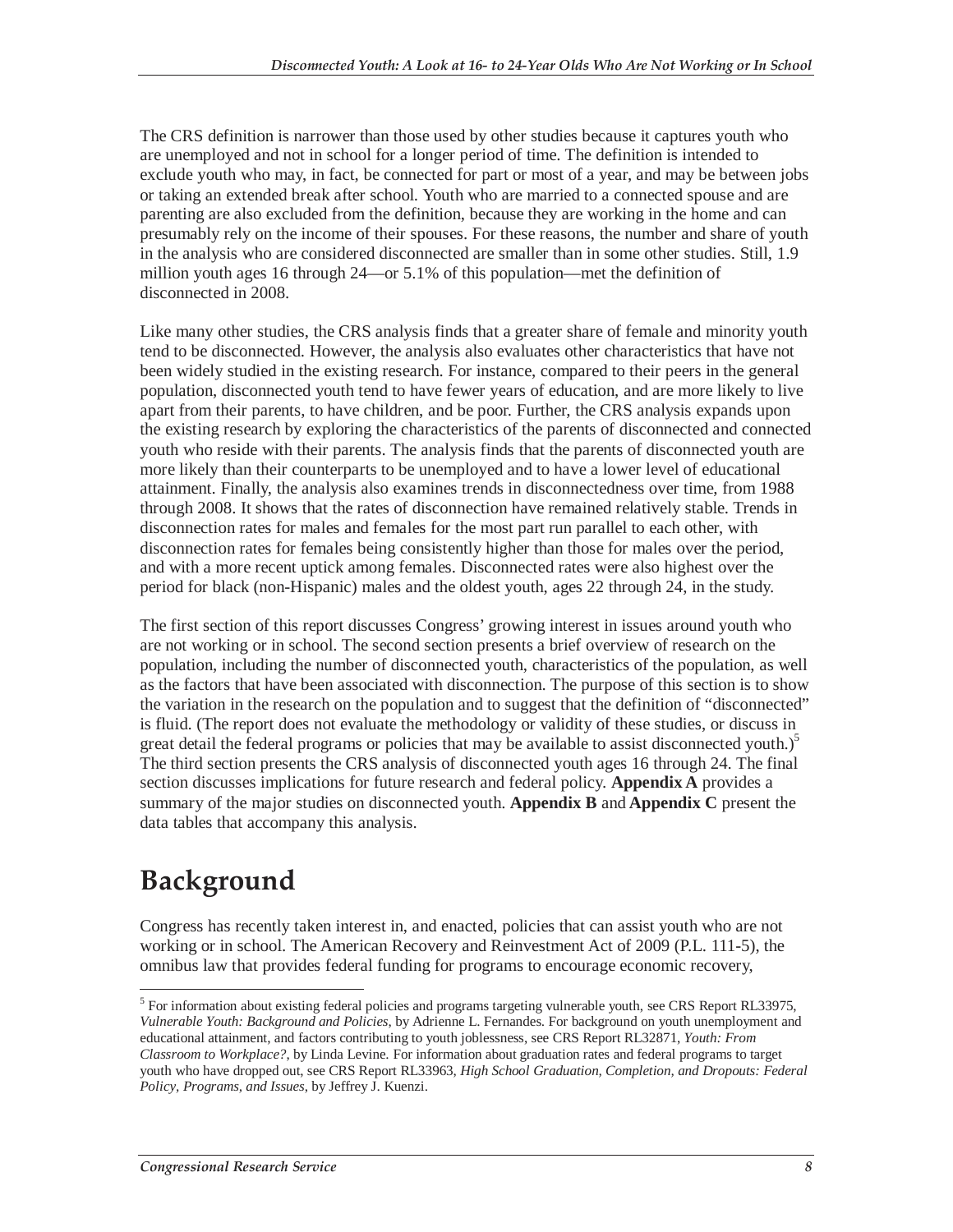The CRS definition is narrower than those used by other studies because it captures youth who are unemployed and not in school for a longer period of time. The definition is intended to exclude youth who may, in fact, be connected for part or most of a year, and may be between jobs or taking an extended break after school. Youth who are married to a connected spouse and are parenting are also excluded from the definition, because they are working in the home and can presumably rely on the income of their spouses. For these reasons, the number and share of youth in the analysis who are considered disconnected are smaller than in some other studies. Still, 1.9 million youth ages 16 through 24—or 5.1% of this population—met the definition of disconnected in 2008.

Like many other studies, the CRS analysis finds that a greater share of female and minority youth tend to be disconnected. However, the analysis also evaluates other characteristics that have not been widely studied in the existing research. For instance, compared to their peers in the general population, disconnected youth tend to have fewer years of education, and are more likely to live apart from their parents, to have children, and be poor. Further, the CRS analysis expands upon the existing research by exploring the characteristics of the parents of disconnected and connected youth who reside with their parents. The analysis finds that the parents of disconnected youth are more likely than their counterparts to be unemployed and to have a lower level of educational attainment. Finally, the analysis also examines trends in disconnectedness over time, from 1988 through 2008. It shows that the rates of disconnection have remained relatively stable. Trends in disconnection rates for males and females for the most part run parallel to each other, with disconnection rates for females being consistently higher than those for males over the period, and with a more recent uptick among females. Disconnected rates were also highest over the period for black (non-Hispanic) males and the oldest youth, ages 22 through 24, in the study.

The first section of this report discusses Congress' growing interest in issues around youth who are not working or in school. The second section presents a brief overview of research on the population, including the number of disconnected youth, characteristics of the population, as well as the factors that have been associated with disconnection. The purpose of this section is to show the variation in the research on the population and to suggest that the definition of "disconnected" is fluid. (The report does not evaluate the methodology or validity of these studies, or discuss in great detail the federal programs or policies that may be available to assist disconnected youth.)[5] The third section presents the CRS analysis of disconnected youth ages 16 through 24. The final section discusses implications for future research and federal policy. **Appendix A** provides a summary of the major studies on disconnected youth. **Appendix B** and **Appendix C** present the data tables that accompany this analysis.

# Background

Congress has recently taken interest in, and enacted, policies that can assist youth who are not working or in school. The American Recovery and Reinvestment Act of 2009 (P.L. 111-5), the omnibus law that provides federal funding for programs to encourage economic recovery,

[5] For information about existing federal policies and programs targeting vulnerable youth, see CRS Report RL33975, *Vulnerable Youth: Background and Policies*, by Adrienne L. Fernandes. For background on youth unemployment and educational attainment, and factors contributing to youth joblessness, see CRS Report RL32871, *Youth: From Classroom to Workplace?*, by Linda Levine. For information about graduation rates and federal programs to target youth who have dropped out, see CRS Report RL33963, *High School Graduation, Completion, and Dropouts: Federal Policy, Programs, and Issues*, by Jeffrey J. Kuenzi.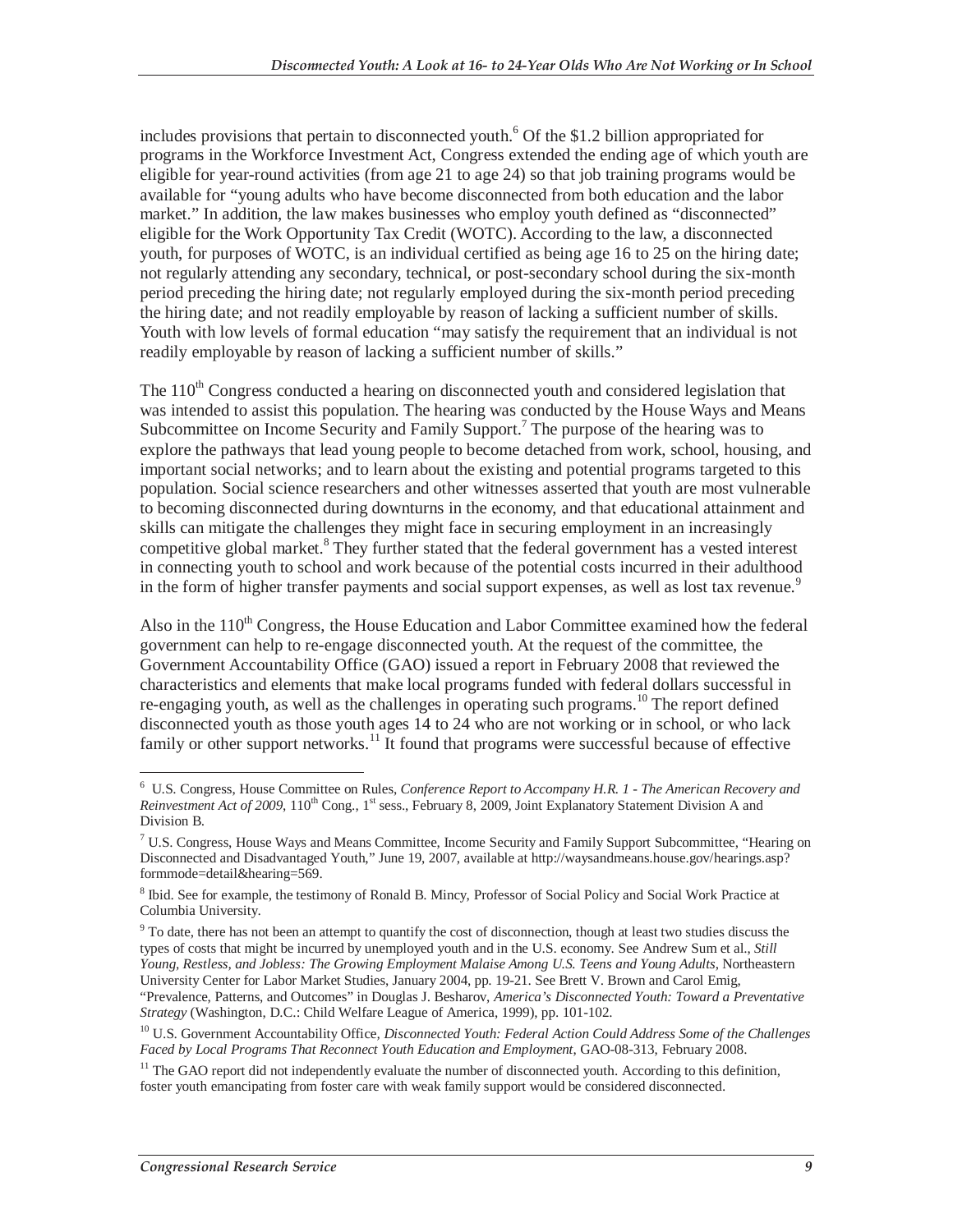includes provisions that pertain to disconnected youth.[6] Of the $1.2 billion appropriated for programs in the Workforce Investment Act, Congress extended the ending age of which youth are eligible for year-round activities (from age 21 to age 24) so that job training programs would be available for "young adults who have become disconnected from both education and the labor market." In addition, the law makes businesses who employ youth defined as "disconnected" eligible for the Work Opportunity Tax Credit (WOTC). According to the law, a disconnected youth, for purposes of WOTC, is an individual certified as being age 16 to 25 on the hiring date; not regularly attending any secondary, technical, or post-secondary school during the six-month period preceding the hiring date; not regularly employed during the six-month period preceding the hiring date; and not readily employable by reason of lacking a sufficient number of skills. Youth with low levels of formal education "may satisfy the requirement that an individual is not readily employable by reason of lacking a sufficient number of skills."

The 110th Congress conducted a hearing on disconnected youth and considered legislation that was intended to assist this population. The hearing was conducted by the House Ways and Means Subcommittee on Income Security and Family Support.[7] The purpose of the hearing was to explore the pathways that lead young people to become detached from work, school, housing, and important social networks; and to learn about the existing and potential programs targeted to this population. Social science researchers and other witnesses asserted that youth are most vulnerable to becoming disconnected during downturns in the economy, and that educational attainment and skills can mitigate the challenges they might face in securing employment in an increasingly competitive global market.[8] They further stated that the federal government has a vested interest in connecting youth to school and work because of the potential costs incurred in their adulthood in the form of higher transfer payments and social support expenses, as well as lost tax revenue.[9]

Also in the 110th Congress, the House Education and Labor Committee examined how the federal government can help to re-engage disconnected youth. At the request of the committee, the Government Accountability Office (GAO) issued a report in February 2008 that reviewed the characteristics and elements that make local programs funded with federal dollars successful in re-engaging youth, as well as the challenges in operating such programs.[10] The report defined disconnected youth as those youth ages 14 to 24 who are not working or in school, or who lack family or other support networks.[11] It found that programs were successful because of effective

---

[6] U.S. Congress, House Committee on Rules, *Conference Report to Accompany H.R. 1 - The American Recovery and Reinvestment Act of 2009*, 110th Cong., 1st sess., February 8, 2009, Joint Explanatory Statement Division A and Division B.

[7] U.S. Congress, House Ways and Means Committee, Income Security and Family Support Subcommittee, "Hearing on Disconnected and Disadvantaged Youth," June 19, 2007, available at http://waysandmeans.house.gov/hearings.asp?formmode=detail&hearing=569.

[8] Ibid. See for example, the testimony of Ronald B. Mincy, Professor of Social Policy and Social Work Practice at Columbia University.

[9] To date, there has not been an attempt to quantify the cost of disconnection, though at least two studies discuss the types of costs that might be incurred by unemployed youth and in the U.S. economy. See Andrew Sum et al., *Still Young, Restless, and Jobless: The Growing Employment Malaise Among U.S. Teens and Young Adults*, Northeastern University Center for Labor Market Studies, January 2004, pp. 19-21. See Brett V. Brown and Carol Emig, "Prevalence, Patterns, and Outcomes" in Douglas J. Besharov, *America's Disconnected Youth: Toward a Preventative Strategy* (Washington, D.C.: Child Welfare League of America, 1999), pp. 101-102.

[10] U.S. Government Accountability Office, *Disconnected Youth: Federal Action Could Address Some of the Challenges Faced by Local Programs That Reconnect Youth Education and Employment*, GAO-08-313, February 2008.

[11] The GAO report did not independently evaluate the number of disconnected youth. According to this definition, foster youth emancipating from foster care with weak family support would be considered disconnected.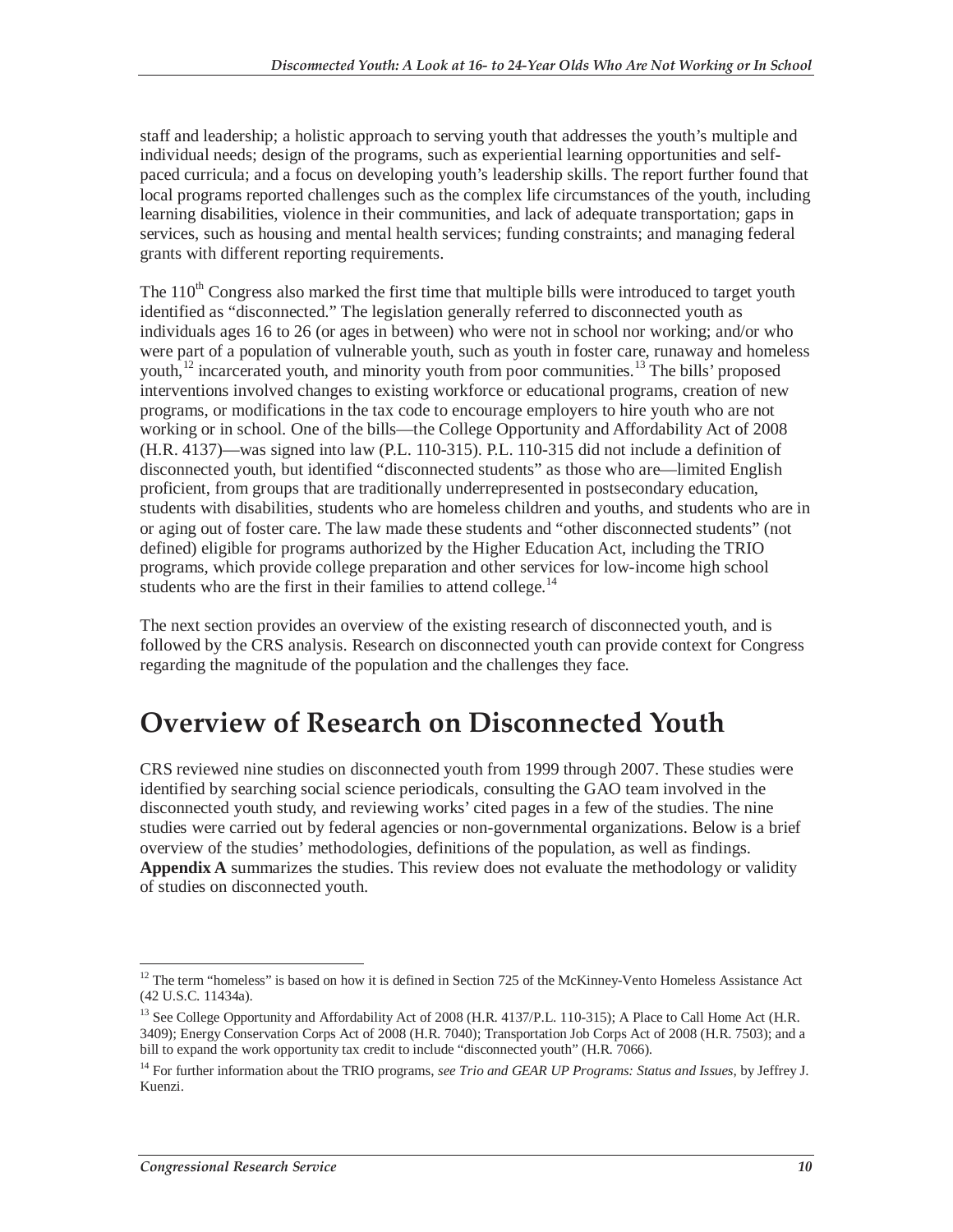staff and leadership; a holistic approach to serving youth that addresses the youth's multiple and individual needs; design of the programs, such as experiential learning opportunities and self-paced curricula; and a focus on developing youth's leadership skills. The report further found that local programs reported challenges such as the complex life circumstances of the youth, including learning disabilities, violence in their communities, and lack of adequate transportation; gaps in services, such as housing and mental health services; funding constraints; and managing federal grants with different reporting requirements.

The 110th Congress also marked the first time that multiple bills were introduced to target youth identified as "disconnected." The legislation generally referred to disconnected youth as individuals ages 16 to 26 (or ages in between) who were not in school nor working; and/or who were part of a population of vulnerable youth, such as youth in foster care, runaway and homeless youth,[12] incarcerated youth, and minority youth from poor communities.[13] The bills' proposed interventions involved changes to existing workforce or educational programs, creation of new programs, or modifications in the tax code to encourage employers to hire youth who are not working or in school. One of the bills—the College Opportunity and Affordability Act of 2008 (H.R. 4137)—was signed into law (P.L. 110-315). P.L. 110-315 did not include a definition of disconnected youth, but identified "disconnected students" as those who are—limited English proficient, from groups that are traditionally underrepresented in postsecondary education, students with disabilities, students who are homeless children and youths, and students who are in or aging out of foster care. The law made these students and "other disconnected students" (not defined) eligible for programs authorized by the Higher Education Act, including the TRIO programs, which provide college preparation and other services for low-income high school students who are the first in their families to attend college.[14]

The next section provides an overview of the existing research of disconnected youth, and is followed by the CRS analysis. Research on disconnected youth can provide context for Congress regarding the magnitude of the population and the challenges they face.

# Overview of Research on Disconnected Youth

CRS reviewed nine studies on disconnected youth from 1999 through 2007. These studies were identified by searching social science periodicals, consulting the GAO team involved in the disconnected youth study, and reviewing works' cited pages in a few of the studies. The nine studies were carried out by federal agencies or non-governmental organizations. Below is a brief overview of the studies' methodologies, definitions of the population, as well as findings. **Appendix A** summarizes the studies. This review does not evaluate the methodology or validity of studies on disconnected youth.

---

[12] The term "homeless" is based on how it is defined in Section 725 of the McKinney-Vento Homeless Assistance Act (42 U.S.C. 11434a).

[13] See College Opportunity and Affordability Act of 2008 (H.R. 4137/P.L. 110-315); A Place to Call Home Act (H.R. 3409); Energy Conservation Corps Act of 2008 (H.R. 7040); Transportation Job Corps Act of 2008 (H.R. 7503); and a bill to expand the work opportunity tax credit to include "disconnected youth" (H.R. 7066).

[14] For further information about the TRIO programs, *see Trio and GEAR UP Programs: Status and Issues*, by Jeffrey J. Kuenzi.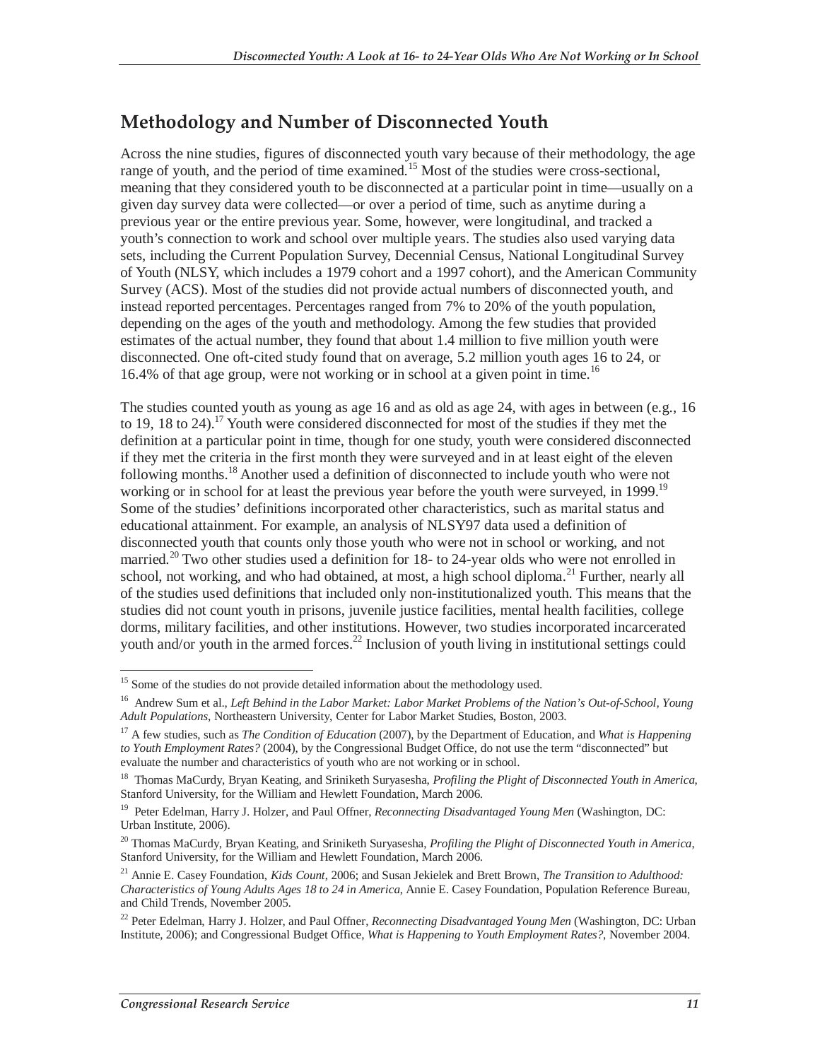## Methodology and Number of Disconnected Youth

Across the nine studies, figures of disconnected youth vary because of their methodology, the age range of youth, and the period of time examined.[15] Most of the studies were cross-sectional, meaning that they considered youth to be disconnected at a particular point in time—usually on a given day survey data were collected—or over a period of time, such as anytime during a previous year or the entire previous year. Some, however, were longitudinal, and tracked a youth's connection to work and school over multiple years. The studies also used varying data sets, including the Current Population Survey, Decennial Census, National Longitudinal Survey of Youth (NLSY, which includes a 1979 cohort and a 1997 cohort), and the American Community Survey (ACS). Most of the studies did not provide actual numbers of disconnected youth, and instead reported percentages. Percentages ranged from 7% to 20% of the youth population, depending on the ages of the youth and methodology. Among the few studies that provided estimates of the actual number, they found that about 1.4 million to five million youth were disconnected. One oft-cited study found that on average, 5.2 million youth ages 16 to 24, or 16.4% of that age group, were not working or in school at a given point in time.[16]

The studies counted youth as young as age 16 and as old as age 24, with ages in between (e.g., 16 to 19, 18 to 24).[17] Youth were considered disconnected for most of the studies if they met the definition at a particular point in time, though for one study, youth were considered disconnected if they met the criteria in the first month they were surveyed and in at least eight of the eleven following months.[18] Another used a definition of disconnected to include youth who were not working or in school for at least the previous year before the youth were surveyed, in 1999.[19] Some of the studies' definitions incorporated other characteristics, such as marital status and educational attainment. For example, an analysis of NLSY97 data used a definition of disconnected youth that counts only those youth who were not in school or working, and not married.[20] Two other studies used a definition for 18- to 24-year olds who were not enrolled in school, not working, and who had obtained, at most, a high school diploma.[21] Further, nearly all of the studies used definitions that included only non-institutionalized youth. This means that the studies did not count youth in prisons, juvenile justice facilities, mental health facilities, college dorms, military facilities, and other institutions. However, two studies incorporated incarcerated youth and/or youth in the armed forces.[22] Inclusion of youth living in institutional settings could

---

[15] Some of the studies do not provide detailed information about the methodology used.

[16] Andrew Sum et al., *Left Behind in the Labor Market: Labor Market Problems of the Nation's Out-of-School, Young Adult Populations*, Northeastern University, Center for Labor Market Studies, Boston, 2003.

[17] A few studies, such as *The Condition of Education* (2007), by the Department of Education, and *What is Happening to Youth Employment Rates?* (2004), by the Congressional Budget Office, do not use the term "disconnected" but evaluate the number and characteristics of youth who are not working or in school.

[18] Thomas MaCurdy, Bryan Keating, and Sriniketh Suryasesha, *Profiling the Plight of Disconnected Youth in America*, Stanford University, for the William and Hewlett Foundation, March 2006.

[19] Peter Edelman, Harry J. Holzer, and Paul Offner, *Reconnecting Disadvantaged Young Men* (Washington, DC: Urban Institute, 2006).

[20] Thomas MaCurdy, Bryan Keating, and Sriniketh Suryasesha, *Profiling the Plight of Disconnected Youth in America*, Stanford University, for the William and Hewlett Foundation, March 2006.

[21] Annie E. Casey Foundation, *Kids Count*, 2006; and Susan Jekielek and Brett Brown, *The Transition to Adulthood: Characteristics of Young Adults Ages 18 to 24 in America*, Annie E. Casey Foundation, Population Reference Bureau, and Child Trends, November 2005.

[22] Peter Edelman, Harry J. Holzer, and Paul Offner, *Reconnecting Disadvantaged Young Men* (Washington, DC: Urban Institute, 2006); and Congressional Budget Office, *What is Happening to Youth Employment Rates?*, November 2004.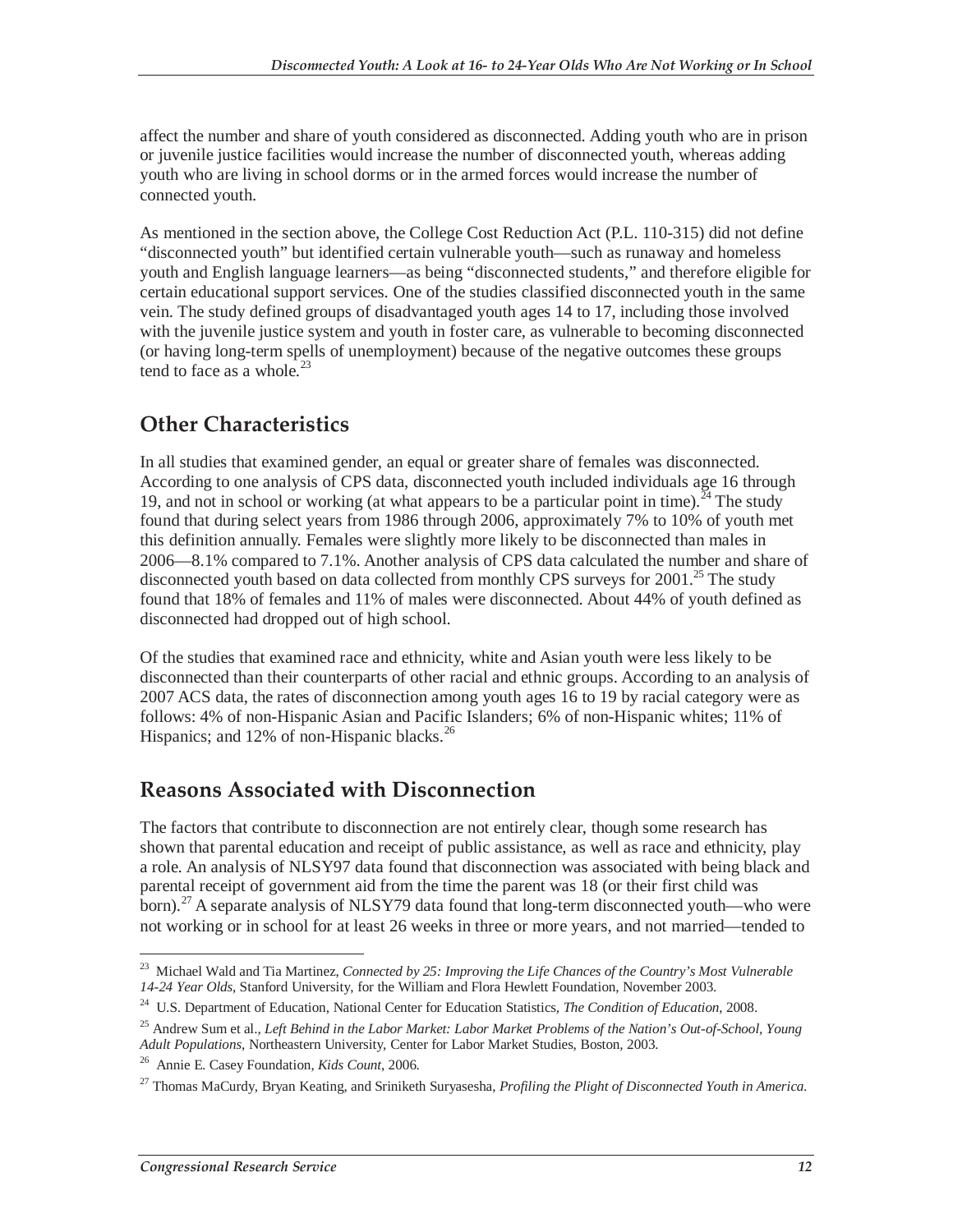affect the number and share of youth considered as disconnected. Adding youth who are in prison or juvenile justice facilities would increase the number of disconnected youth, whereas adding youth who are living in school dorms or in the armed forces would increase the number of connected youth.

As mentioned in the section above, the College Cost Reduction Act (P.L. 110-315) did not define "disconnected youth" but identified certain vulnerable youth—such as runaway and homeless youth and English language learners—as being "disconnected students," and therefore eligible for certain educational support services. One of the studies classified disconnected youth in the same vein. The study defined groups of disadvantaged youth ages 14 to 17, including those involved with the juvenile justice system and youth in foster care, as vulnerable to becoming disconnected (or having long-term spells of unemployment) because of the negative outcomes these groups tend to face as a whole.[23]

## Other Characteristics

In all studies that examined gender, an equal or greater share of females was disconnected. According to one analysis of CPS data, disconnected youth included individuals age 16 through 19, and not in school or working (at what appears to be a particular point in time).[24] The study found that during select years from 1986 through 2006, approximately 7% to 10% of youth met this definition annually. Females were slightly more likely to be disconnected than males in 2006—8.1% compared to 7.1%. Another analysis of CPS data calculated the number and share of disconnected youth based on data collected from monthly CPS surveys for 2001.[25] The study found that 18% of females and 11% of males were disconnected. About 44% of youth defined as disconnected had dropped out of high school.

Of the studies that examined race and ethnicity, white and Asian youth were less likely to be disconnected than their counterparts of other racial and ethnic groups. According to an analysis of 2007 ACS data, the rates of disconnection among youth ages 16 to 19 by racial category were as follows: 4% of non-Hispanic Asian and Pacific Islanders; 6% of non-Hispanic whites; 11% of Hispanics; and 12% of non-Hispanic blacks.[26]

## Reasons Associated with Disconnection

The factors that contribute to disconnection are not entirely clear, though some research has shown that parental education and receipt of public assistance, as well as race and ethnicity, play a role. An analysis of NLSY97 data found that disconnection was associated with being black and parental receipt of government aid from the time the parent was 18 (or their first child was born).[27] A separate analysis of NLSY79 data found that long-term disconnected youth—who were not working or in school for at least 26 weeks in three or more years, and not married—tended to

---

[23] Michael Wald and Tia Martinez, *Connected by 25: Improving the Life Chances of the Country's Most Vulnerable 14-24 Year Olds*, Stanford University, for the William and Flora Hewlett Foundation, November 2003.

[24] U.S. Department of Education, National Center for Education Statistics, *The Condition of Education*, 2008.

[25] Andrew Sum et al., *Left Behind in the Labor Market: Labor Market Problems of the Nation's Out-of-School, Young Adult Populations*, Northeastern University, Center for Labor Market Studies, Boston, 2003.

[26] Annie E. Casey Foundation, *Kids Count*, 2006.

[27] Thomas MaCurdy, Bryan Keating, and Sriniketh Suryasesha, *Profiling the Plight of Disconnected Youth in America.*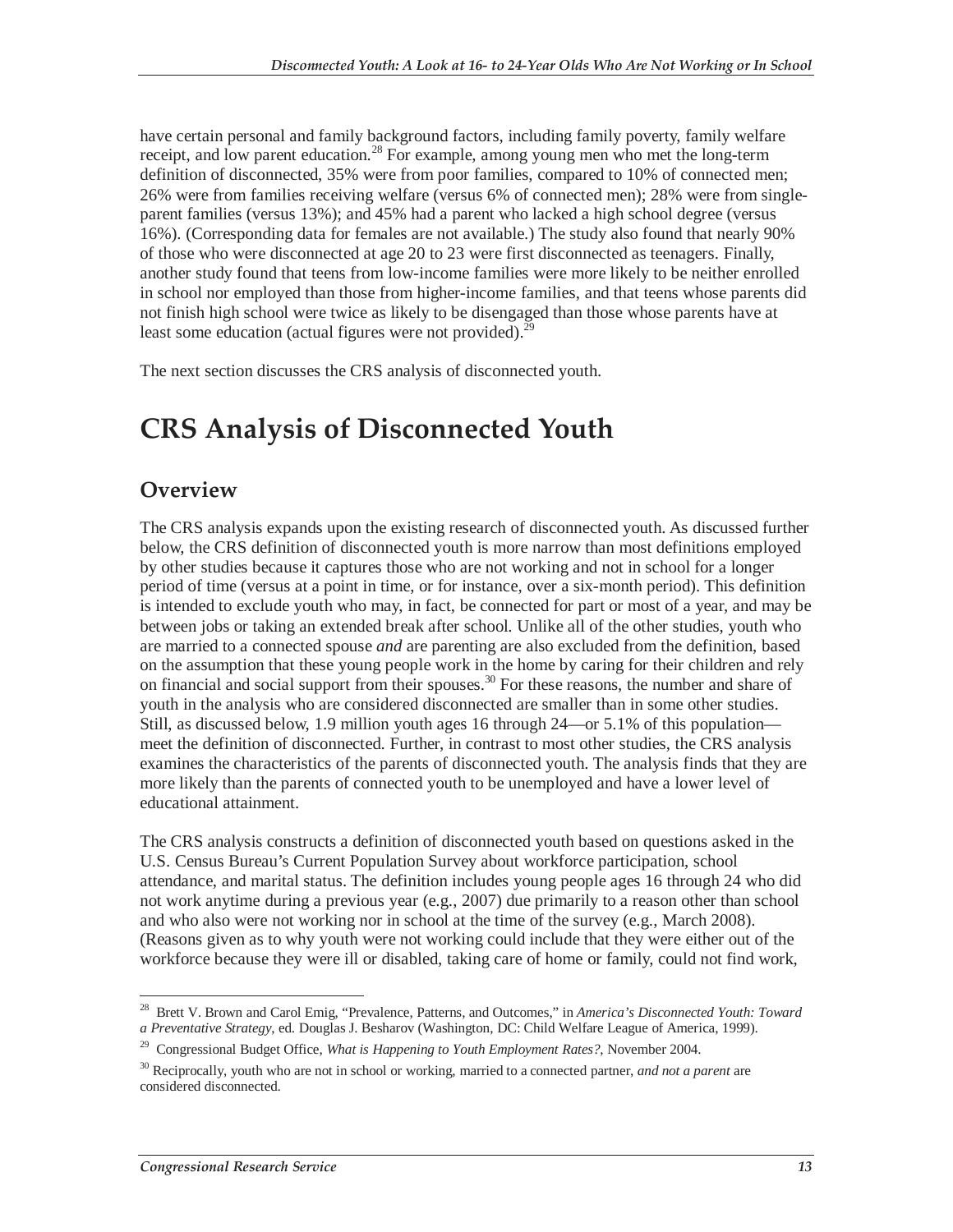have certain personal and family background factors, including family poverty, family welfare receipt, and low parent education.[28] For example, among young men who met the long-term definition of disconnected, 35% were from poor families, compared to 10% of connected men; 26% were from families receiving welfare (versus 6% of connected men); 28% were from single-parent families (versus 13%); and 45% had a parent who lacked a high school degree (versus 16%). (Corresponding data for females are not available.) The study also found that nearly 90% of those who were disconnected at age 20 to 23 were first disconnected as teenagers. Finally, another study found that teens from low-income families were more likely to be neither enrolled in school nor employed than those from higher-income families, and that teens whose parents did not finish high school were twice as likely to be disengaged than those whose parents have at least some education (actual figures were not provided).[29]

The next section discusses the CRS analysis of disconnected youth.

# CRS Analysis of Disconnected Youth

## Overview

The CRS analysis expands upon the existing research of disconnected youth. As discussed further below, the CRS definition of disconnected youth is more narrow than most definitions employed by other studies because it captures those who are not working and not in school for a longer period of time (versus at a point in time, or for instance, over a six-month period). This definition is intended to exclude youth who may, in fact, be connected for part or most of a year, and may be between jobs or taking an extended break after school. Unlike all of the other studies, youth who are married to a connected spouse *and* are parenting are also excluded from the definition, based on the assumption that these young people work in the home by caring for their children and rely on financial and social support from their spouses.[30] For these reasons, the number and share of youth in the analysis who are considered disconnected are smaller than in some other studies. Still, as discussed below, 1.9 million youth ages 16 through 24—or 5.1% of this population—meet the definition of disconnected. Further, in contrast to most other studies, the CRS analysis examines the characteristics of the parents of disconnected youth. The analysis finds that they are more likely than the parents of connected youth to be unemployed and have a lower level of educational attainment.

The CRS analysis constructs a definition of disconnected youth based on questions asked in the U.S. Census Bureau's Current Population Survey about workforce participation, school attendance, and marital status. The definition includes young people ages 16 through 24 who did not work anytime during a previous year (e.g., 2007) due primarily to a reason other than school and who also were not working nor in school at the time of the survey (e.g., March 2008). (Reasons given as to why youth were not working could include that they were either out of the workforce because they were ill or disabled, taking care of home or family, could not find work,

---

[28] Brett V. Brown and Carol Emig, "Prevalence, Patterns, and Outcomes," in *America's Disconnected Youth: Toward a Preventative Strategy*, ed. Douglas J. Besharov (Washington, DC: Child Welfare League of America, 1999).

[29] Congressional Budget Office, *What is Happening to Youth Employment Rates?*, November 2004.

[30] Reciprocally, youth who are not in school or working, married to a connected partner, *and not a parent* are considered disconnected.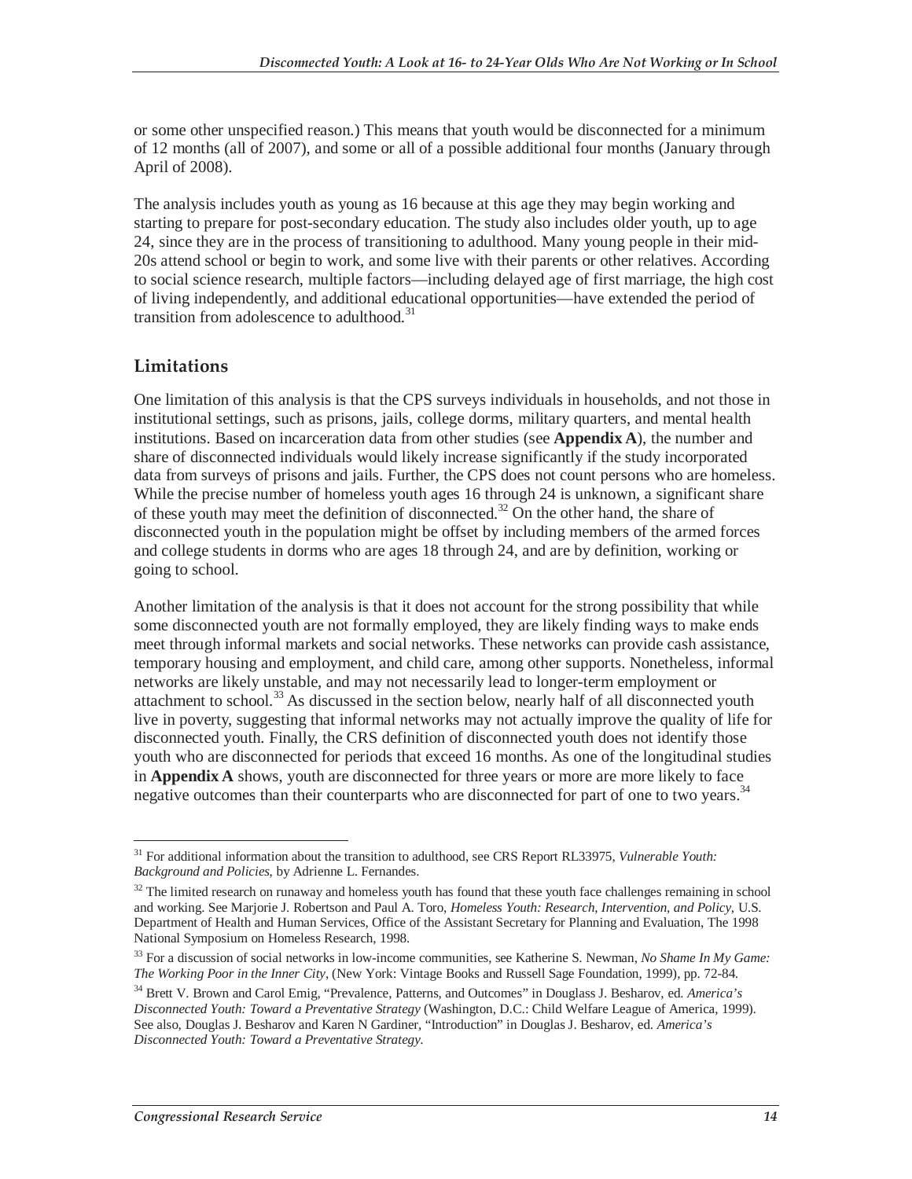or some other unspecified reason.) This means that youth would be disconnected for a minimum of 12 months (all of 2007), and some or all of a possible additional four months (January through April of 2008).

The analysis includes youth as young as 16 because at this age they may begin working and starting to prepare for post-secondary education. The study also includes older youth, up to age 24, since they are in the process of transitioning to adulthood. Many young people in their mid-20s attend school or begin to work, and some live with their parents or other relatives. According to social science research, multiple factors—including delayed age of first marriage, the high cost of living independently, and additional educational opportunities—have extended the period of transition from adolescence to adulthood.[31]

## Limitations

One limitation of this analysis is that the CPS surveys individuals in households, and not those in institutional settings, such as prisons, jails, college dorms, military quarters, and mental health institutions. Based on incarceration data from other studies (see **Appendix A**), the number and share of disconnected individuals would likely increase significantly if the study incorporated data from surveys of prisons and jails. Further, the CPS does not count persons who are homeless. While the precise number of homeless youth ages 16 through 24 is unknown, a significant share of these youth may meet the definition of disconnected.[32] On the other hand, the share of disconnected youth in the population might be offset by including members of the armed forces and college students in dorms who are ages 18 through 24, and are by definition, working or going to school.

Another limitation of the analysis is that it does not account for the strong possibility that while some disconnected youth are not formally employed, they are likely finding ways to make ends meet through informal markets and social networks. These networks can provide cash assistance, temporary housing and employment, and child care, among other supports. Nonetheless, informal networks are likely unstable, and may not necessarily lead to longer-term employment or attachment to school.[33] As discussed in the section below, nearly half of all disconnected youth live in poverty, suggesting that informal networks may not actually improve the quality of life for disconnected youth. Finally, the CRS definition of disconnected youth does not identify those youth who are disconnected for periods that exceed 16 months. As one of the longitudinal studies in **Appendix A** shows, youth are disconnected for three years or more are more likely to face negative outcomes than their counterparts who are disconnected for part of one to two years.[34]

---

[31] For additional information about the transition to adulthood, see CRS Report RL33975, *Vulnerable Youth: Background and Policies*, by Adrienne L. Fernandes.

[32] The limited research on runaway and homeless youth has found that these youth face challenges remaining in school and working. See Marjorie J. Robertson and Paul A. Toro, *Homeless Youth: Research, Intervention, and Policy*, U.S. Department of Health and Human Services, Office of the Assistant Secretary for Planning and Evaluation, The 1998 National Symposium on Homeless Research, 1998.

[33] For a discussion of social networks in low-income communities, see Katherine S. Newman, *No Shame In My Game: The Working Poor in the Inner City*, (New York: Vintage Books and Russell Sage Foundation, 1999), pp. 72-84.

[34] Brett V. Brown and Carol Emig, "Prevalence, Patterns, and Outcomes" in Douglass J. Besharov, ed. *America's Disconnected Youth: Toward a Preventative Strategy* (Washington, D.C.: Child Welfare League of America, 1999). See also, Douglas J. Besharov and Karen N Gardiner, "Introduction" in Douglas J. Besharov, ed. *America's Disconnected Youth: Toward a Preventative Strategy*.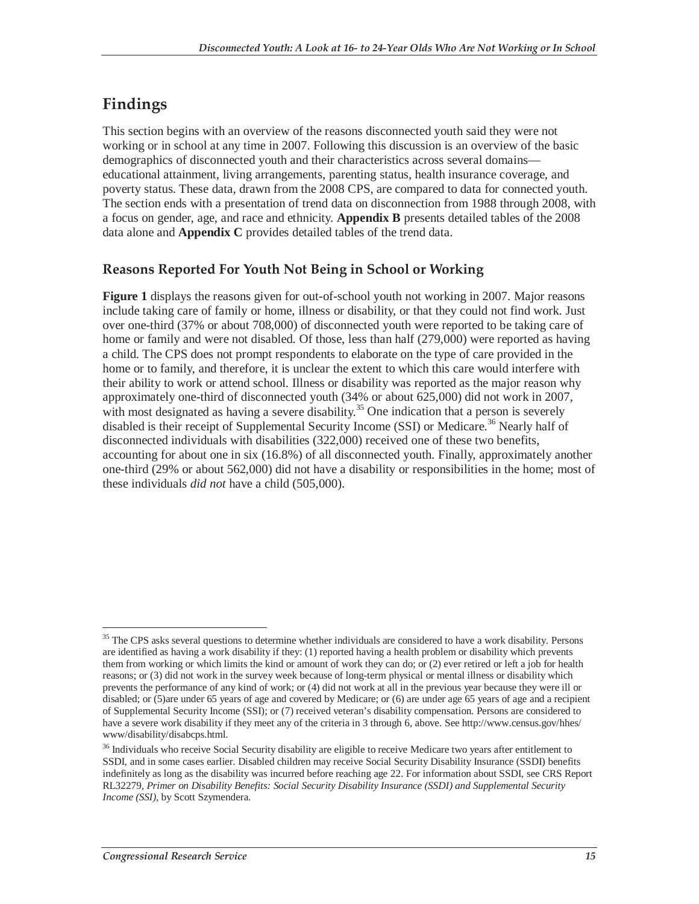## Findings

This section begins with an overview of the reasons disconnected youth said they were not working or in school at any time in 2007. Following this discussion is an overview of the basic demographics of disconnected youth and their characteristics across several domains—educational attainment, living arrangements, parenting status, health insurance coverage, and poverty status. These data, drawn from the 2008 CPS, are compared to data for connected youth. The section ends with a presentation of trend data on disconnection from 1988 through 2008, with a focus on gender, age, and race and ethnicity. **Appendix B** presents detailed tables of the 2008 data alone and **Appendix C** provides detailed tables of the trend data.

### Reasons Reported For Youth Not Being in School or Working

**Figure 1** displays the reasons given for out-of-school youth not working in 2007. Major reasons include taking care of family or home, illness or disability, or that they could not find work. Just over one-third (37% or about 708,000) of disconnected youth were reported to be taking care of home or family and were not disabled. Of those, less than half (279,000) were reported as having a child. The CPS does not prompt respondents to elaborate on the type of care provided in the home or to family, and therefore, it is unclear the extent to which this care would interfere with their ability to work or attend school. Illness or disability was reported as the major reason why approximately one-third of disconnected youth (34% or about 625,000) did not work in 2007, with most designated as having a severe disability.[35] One indication that a person is severely disabled is their receipt of Supplemental Security Income (SSI) or Medicare.[36] Nearly half of disconnected individuals with disabilities (322,000) received one of these two benefits, accounting for about one in six (16.8%) of all disconnected youth. Finally, approximately another one-third (29% or about 562,000) did not have a disability or responsibilities in the home; most of these individuals *did not* have a child (505,000).

---

[35] The CPS asks several questions to determine whether individuals are considered to have a work disability. Persons are identified as having a work disability if they: (1) reported having a health problem or disability which prevents them from working or which limits the kind or amount of work they can do; or (2) ever retired or left a job for health reasons; or (3) did not work in the survey week because of long-term physical or mental illness or disability which prevents the performance of any kind of work; or (4) did not work at all in the previous year because they were ill or disabled; or (5)are under 65 years of age and covered by Medicare; or (6) are under age 65 years of age and a recipient of Supplemental Security Income (SSI); or (7) received veteran's disability compensation. Persons are considered to have a severe work disability if they meet any of the criteria in 3 through 6, above. See http://www.census.gov/hhes/www/disability/disabcps.html.

[36] Individuals who receive Social Security disability are eligible to receive Medicare two years after entitlement to SSDI, and in some cases earlier. Disabled children may receive Social Security Disability Insurance (SSDI) benefits indefinitely as long as the disability was incurred before reaching age 22. For information about SSDI, see CRS Report RL32279, *Primer on Disability Benefits: Social Security Disability Insurance (SSDI) and Supplemental Security Income (SSI)*, by Scott Szymendera.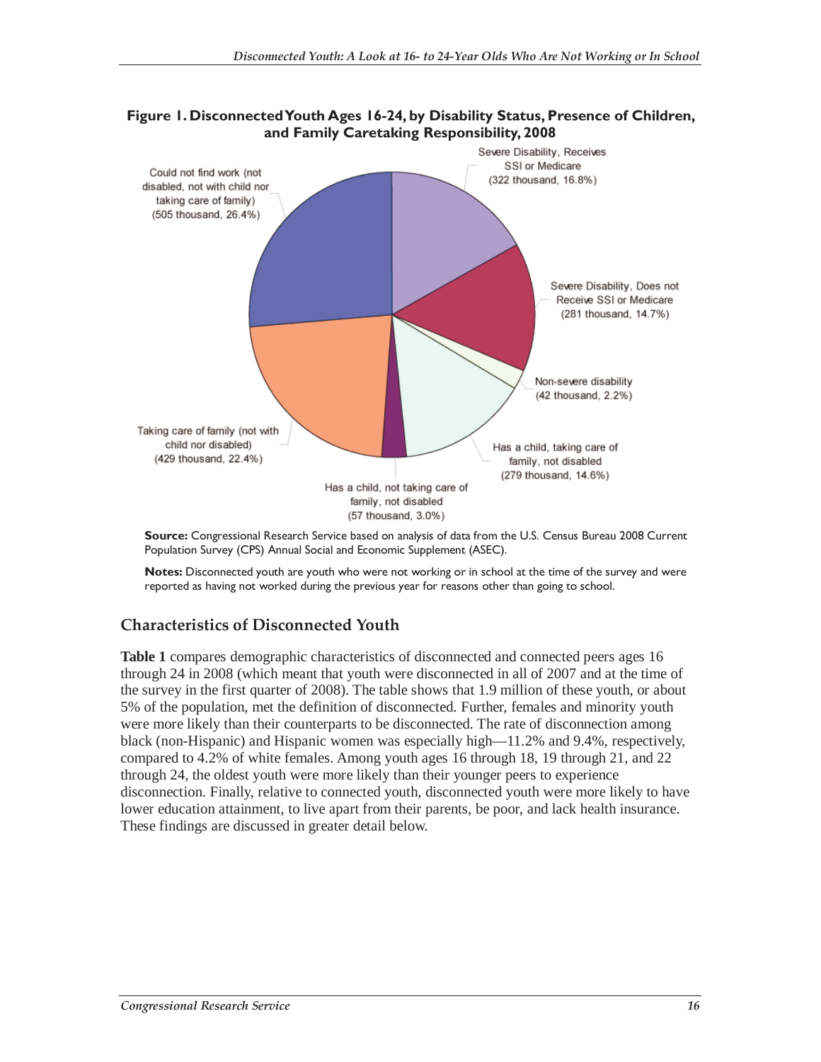**Figure 1. Disconnected Youth Ages 16-24, by Disability Status, Presence of Children, and Family Caretaking Responsibility, 2008**

Severe Disability, Receives SSI or Medicare (322 thousand, 16.8%)

Severe Disability, Does not Receive SSI or Medicare (281 thousand, 14.7%)

Non-severe disability (42 thousand, 2.2%)

Has a child, taking care of family, not disabled (279 thousand, 14.6%)

Has a child, not taking care of family, not disabled (57 thousand, 3.0%)

Taking care of family (not with child nor disabled) (429 thousand, 22.4%)

Could not find work (not disabled, not with child nor taking care of family) (505 thousand, 26.4%)

**Source:** Congressional Research Service based on analysis of data from the U.S. Census Bureau 2008 Current Population Survey (CPS) Annual Social and Economic Supplement (ASEC).

**Notes:** Disconnected youth are youth who were not working or in school at the time of the survey and were reported as having not worked during the previous year for reasons other than going to school.

## Characteristics of Disconnected Youth

**Table 1** compares demographic characteristics of disconnected and connected peers ages 16 through 24 in 2008 (which meant that youth were disconnected in all of 2007 and at the time of the survey in the first quarter of 2008). The table shows that 1.9 million of these youth, or about 5% of the population, met the definition of disconnected. Further, females and minority youth were more likely than their counterparts to be disconnected. The rate of disconnection among black (non-Hispanic) and Hispanic women was especially high—11.2% and 9.4%, respectively, compared to 4.2% of white females. Among youth ages 16 through 18, 19 through 21, and 22 through 24, the oldest youth were more likely than their younger peers to experience disconnection. Finally, relative to connected youth, disconnected youth were more likely to have lower education attainment, to live apart from their parents, be poor, and lack health insurance. These findings are discussed in greater detail below.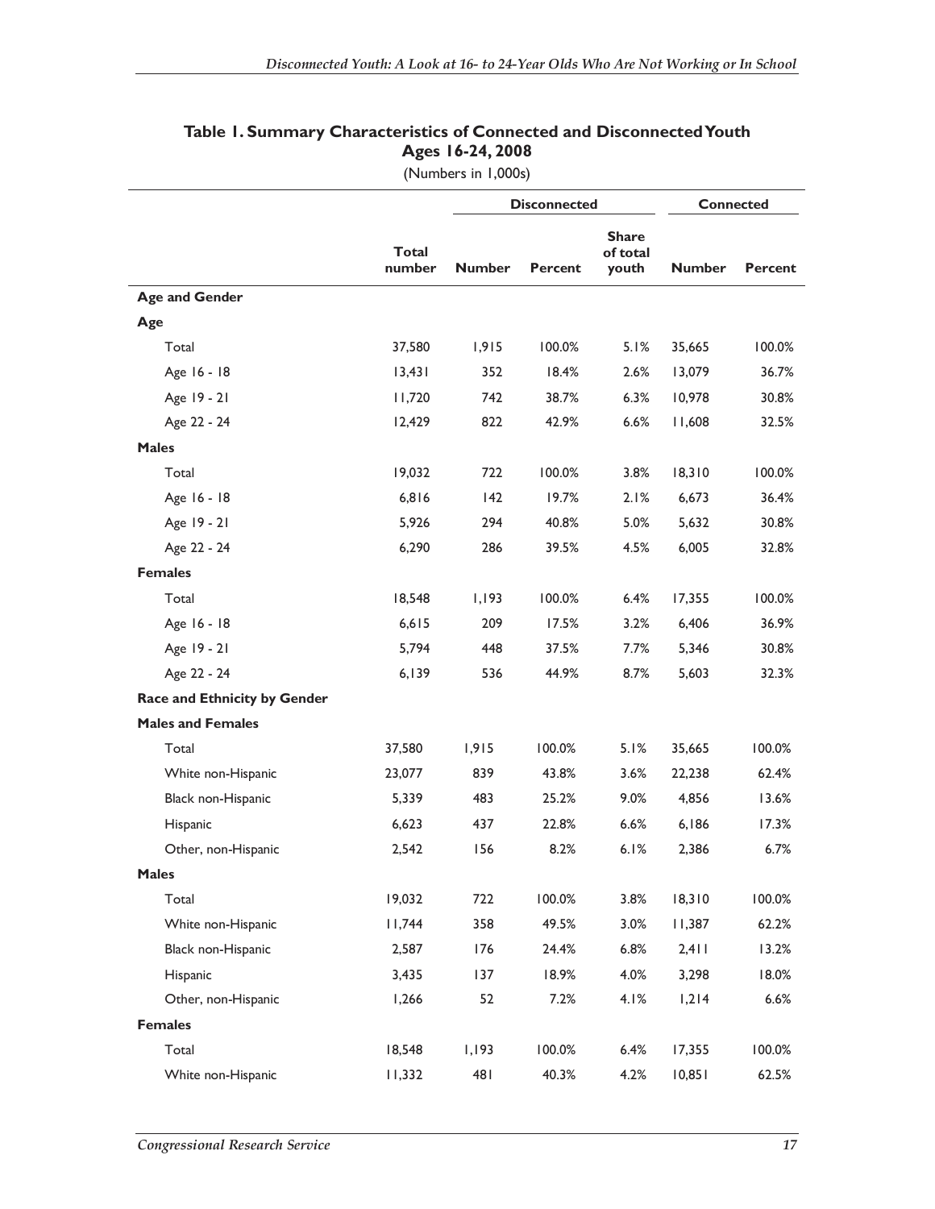**Table 1. Summary Characteristics of Connected and Disconnected Youth Ages 16-24, 2008**

(Numbers in 1,000s)

| | | Disconnected | | | Connected | |
|---|---|---|---|---|---|---|
| | Total number | Number | Percent | Share of total youth | Number | Percent |
| **Age and Gender** | | | | | | |
| **Age** | | | | | | |
| Total | 37,580 | 1,915 | 100.0% | 5.1% | 35,665 | 100.0% |
| Age 16 - 18 | 13,431 | 352 | 18.4% | 2.6% | 13,079 | 36.7% |
| Age 19 - 21 | 11,720 | 742 | 38.7% | 6.3% | 10,978 | 30.8% |
| Age 22 - 24 | 12,429 | 822 | 42.9% | 6.6% | 11,608 | 32.5% |
| **Males** | | | | | | |
| Total | 19,032 | 722 | 100.0% | 3.8% | 18,310 | 100.0% |
| Age 16 - 18 | 6,816 | 142 | 19.7% | 2.1% | 6,673 | 36.4% |
| Age 19 - 21 | 5,926 | 294 | 40.8% | 5.0% | 5,632 | 30.8% |
| Age 22 - 24 | 6,290 | 286 | 39.5% | 4.5% | 6,005 | 32.8% |
| **Females** | | | | | | |
| Total | 18,548 | 1,193 | 100.0% | 6.4% | 17,355 | 100.0% |
| Age 16 - 18 | 6,615 | 209 | 17.5% | 3.2% | 6,406 | 36.9% |
| Age 19 - 21 | 5,794 | 448 | 37.5% | 7.7% | 5,346 | 30.8% |
| Age 22 - 24 | 6,139 | 536 | 44.9% | 8.7% | 5,603 | 32.3% |
| **Race and Ethnicity by Gender** | | | | | | |
| **Males and Females** | | | | | | |
| Total | 37,580 | 1,915 | 100.0% | 5.1% | 35,665 | 100.0% |
| White non-Hispanic | 23,077 | 839 | 43.8% | 3.6% | 22,238 | 62.4% |
| Black non-Hispanic | 5,339 | 483 | 25.2% | 9.0% | 4,856 | 13.6% |
| Hispanic | 6,623 | 437 | 22.8% | 6.6% | 6,186 | 17.3% |
| Other, non-Hispanic | 2,542 | 156 | 8.2% | 6.1% | 2,386 | 6.7% |
| **Males** | | | | | | |
| Total | 19,032 | 722 | 100.0% | 3.8% | 18,310 | 100.0% |
| White non-Hispanic | 11,744 | 358 | 49.5% | 3.0% | 11,387 | 62.2% |
| Black non-Hispanic | 2,587 | 176 | 24.4% | 6.8% | 2,411 | 13.2% |
| Hispanic | 3,435 | 137 | 18.9% | 4.0% | 3,298 | 18.0% |
| Other, non-Hispanic | 1,266 | 52 | 7.2% | 4.1% | 1,214 | 6.6% |
| **Females** | | | | | | |
| Total | 18,548 | 1,193 | 100.0% | 6.4% | 17,355 | 100.0% |
| White non-Hispanic | 11,332 | 481 | 40.3% | 4.2% | 10,851 | 62.5% |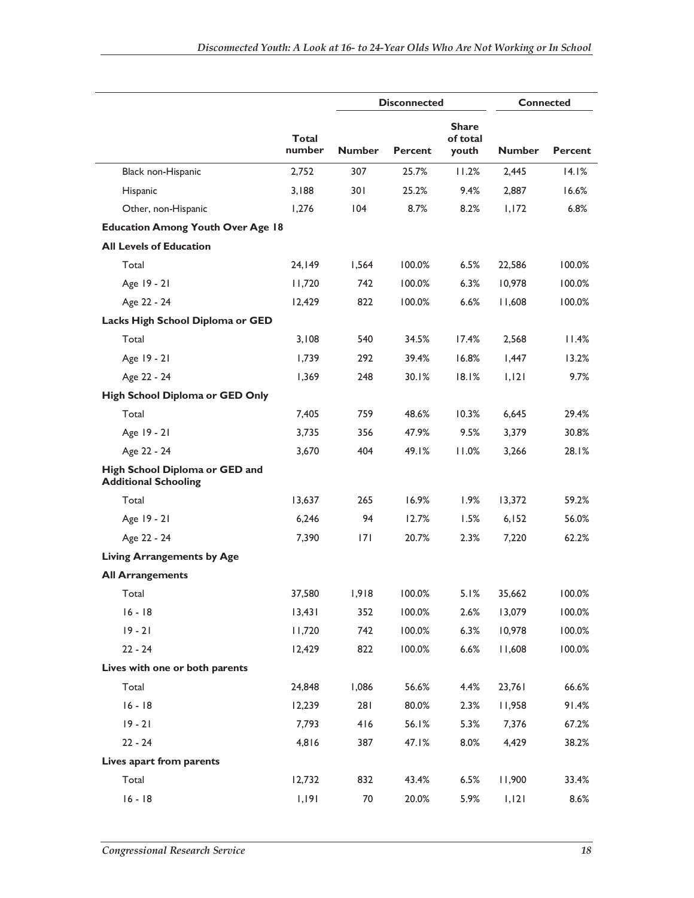| | Total number | Disconnected | | | Connected | |
|---|---|---|---|---|---|---|
| | | Number | Percent | Share of total youth | Number | Percent |
| Black non-Hispanic | 2,752 | 307 | 25.7% | 11.2% | 2,445 | 14.1% |
| Hispanic | 3,188 | 301 | 25.2% | 9.4% | 2,887 | 16.6% |
| Other, non-Hispanic | 1,276 | 104 | 8.7% | 8.2% | 1,172 | 6.8% |
| **Education Among Youth Over Age 18** | | | | | | |
| **All Levels of Education** | | | | | | |
| Total | 24,149 | 1,564 | 100.0% | 6.5% | 22,586 | 100.0% |
| Age 19 - 21 | 11,720 | 742 | 100.0% | 6.3% | 10,978 | 100.0% |
| Age 22 - 24 | 12,429 | 822 | 100.0% | 6.6% | 11,608 | 100.0% |
| **Lacks High School Diploma or GED** | | | | | | |
| Total | 3,108 | 540 | 34.5% | 17.4% | 2,568 | 11.4% |
| Age 19 - 21 | 1,739 | 292 | 39.4% | 16.8% | 1,447 | 13.2% |
| Age 22 - 24 | 1,369 | 248 | 30.1% | 18.1% | 1,121 | 9.7% |
| **High School Diploma or GED Only** | | | | | | |
| Total | 7,405 | 759 | 48.6% | 10.3% | 6,645 | 29.4% |
| Age 19 - 21 | 3,735 | 356 | 47.9% | 9.5% | 3,379 | 30.8% |
| Age 22 - 24 | 3,670 | 404 | 49.1% | 11.0% | 3,266 | 28.1% |
| **High School Diploma or GED and Additional Schooling** | | | | | | |
| Total | 13,637 | 265 | 16.9% | 1.9% | 13,372 | 59.2% |
| Age 19 - 21 | 6,246 | 94 | 12.7% | 1.5% | 6,152 | 56.0% |
| Age 22 - 24 | 7,390 | 171 | 20.7% | 2.3% | 7,220 | 62.2% |
| **Living Arrangements by Age** | | | | | | |
| **All Arrangements** | | | | | | |
| Total | 37,580 | 1,918 | 100.0% | 5.1% | 35,662 | 100.0% |
| 16 - 18 | 13,431 | 352 | 100.0% | 2.6% | 13,079 | 100.0% |
| 19 - 21 | 11,720 | 742 | 100.0% | 6.3% | 10,978 | 100.0% |
| 22 - 24 | 12,429 | 822 | 100.0% | 6.6% | 11,608 | 100.0% |
| **Lives with one or both parents** | | | | | | |
| Total | 24,848 | 1,086 | 56.6% | 4.4% | 23,761 | 66.6% |
| 16 - 18 | 12,239 | 281 | 80.0% | 2.3% | 11,958 | 91.4% |
| 19 - 21 | 7,793 | 416 | 56.1% | 5.3% | 7,376 | 67.2% |
| 22 - 24 | 4,816 | 387 | 47.1% | 8.0% | 4,429 | 38.2% |
| **Lives apart from parents** | | | | | | |
| Total | 12,732 | 832 | 43.4% | 6.5% | 11,900 | 33.4% |
| 16 - 18 | 1,191 | 70 | 20.0% | 5.9% | 1,121 | 8.6% |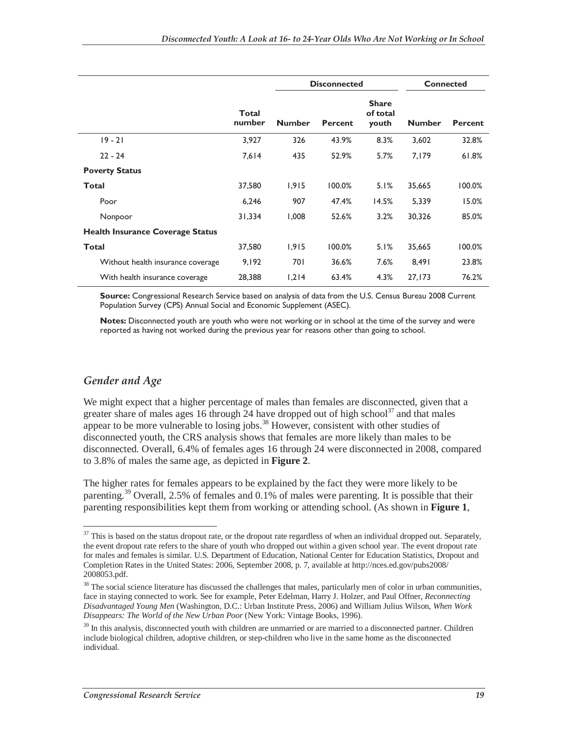| | Total number | Disconnected | | | Connected | |
|---|---|---|---|---|---|---|
| | | Number | Percent | Share of total youth | Number | Percent |
| 19 - 21 | 3,927 | 326 | 43.9% | 8.3% | 3,602 | 32.8% |
| 22 - 24 | 7,614 | 435 | 52.9% | 5.7% | 7,179 | 61.8% |
| **Poverty Status** | | | | | | |
| **Total** | 37,580 | 1,915 | 100.0% | 5.1% | 35,665 | 100.0% |
| Poor | 6,246 | 907 | 47.4% | 14.5% | 5,339 | 15.0% |
| Nonpoor | 31,334 | 1,008 | 52.6% | 3.2% | 30,326 | 85.0% |
| **Health Insurance Coverage Status** | | | | | | |
| **Total** | 37,580 | 1,915 | 100.0% | 5.1% | 35,665 | 100.0% |
| Without health insurance coverage | 9,192 | 701 | 36.6% | 7.6% | 8,491 | 23.8% |
| With health insurance coverage | 28,388 | 1,214 | 63.4% | 4.3% | 27,173 | 76.2% |

**Source:** Congressional Research Service based on analysis of data from the U.S. Census Bureau 2008 Current Population Survey (CPS) Annual Social and Economic Supplement (ASEC).

**Notes:** Disconnected youth are youth who were not working or in school at the time of the survey and were reported as having not worked during the previous year for reasons other than going to school.

### *Gender and Age*

We might expect that a higher percentage of males than females are disconnected, given that a greater share of males ages 16 through 24 have dropped out of high school[37] and that males appear to be more vulnerable to losing jobs.[38] However, consistent with other studies of disconnected youth, the CRS analysis shows that females are more likely than males to be disconnected. Overall, 6.4% of females ages 16 through 24 were disconnected in 2008, compared to 3.8% of males the same age, as depicted in **Figure 2**.

The higher rates for females appears to be explained by the fact they were more likely to be parenting.[39] Overall, 2.5% of females and 0.1% of males were parenting. It is possible that their parenting responsibilities kept them from working or attending school. (As shown in **Figure 1**,

---

[37] This is based on the status dropout rate, or the dropout rate regardless of when an individual dropped out. Separately, the event dropout rate refers to the share of youth who dropped out within a given school year. The event dropout rate for males and females is similar. U.S. Department of Education, National Center for Education Statistics, Dropout and Completion Rates in the United States: 2006, September 2008, p. 7, available at http://nces.ed.gov/pubs2008/2008053.pdf.

[38] The social science literature has discussed the challenges that males, particularly men of color in urban communities, face in staying connected to work. See for example, Peter Edelman, Harry J. Holzer, and Paul Offner, *Reconnecting Disadvantaged Young Men* (Washington, D.C.: Urban Institute Press, 2006) and William Julius Wilson, *When Work Disappears: The World of the New Urban Poor* (New York: Vintage Books, 1996).

[39] In this analysis, disconnected youth with children are unmarried or are married to a disconnected partner. Children include biological children, adoptive children, or step-children who live in the same home as the disconnected individual.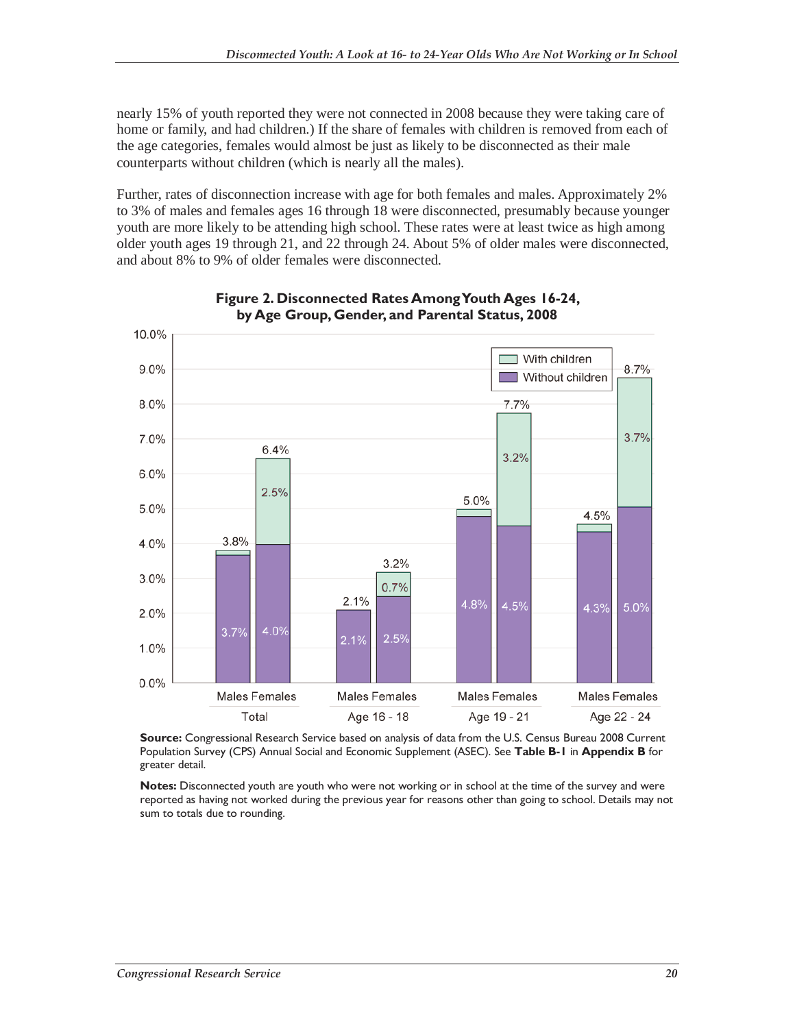nearly 15% of youth reported they were not connected in 2008 because they were taking care of home or family, and had children.) If the share of females with children is removed from each of the age categories, females would almost be just as likely to be disconnected as their male counterparts without children (which is nearly all the males).

Further, rates of disconnection increase with age for both females and males. Approximately 2% to 3% of males and females ages 16 through 18 were disconnected, presumably because younger youth are more likely to be attending high school. These rates were at least twice as high among older youth ages 19 through 21, and 22 through 24. About 5% of older males were disconnected, and about 8% to 9% of older females were disconnected.

**Figure 2. Disconnected Rates Among Youth Ages 16-24, by Age Group, Gender, and Parental Status, 2008**

| Group | Gender | Without children | With children | Total |
|---|---|---|---|---|
| Total | Males | 3.7% | | 3.8% |
| Total | Females | 4.0% | 2.5% | 6.4% |
| Age 16 - 18 | Males | 2.1% | | 2.1% |
| Age 16 - 18 | Females | 2.5% | 0.7% | 3.2% |
| Age 19 - 21 | Males | 4.8% | | 5.0% |
| Age 19 - 21 | Females | 4.5% | 3.2% | 7.7% |
| Age 22 - 24 | Males | 4.3% | | 4.5% |
| Age 22 - 24 | Females | 5.0% | 3.7% | 8.7% |

**Source:** Congressional Research Service based on analysis of data from the U.S. Census Bureau 2008 Current Population Survey (CPS) Annual Social and Economic Supplement (ASEC). See **Table B-1** in **Appendix B** for greater detail.

**Notes:** Disconnected youth are youth who were not working or in school at the time of the survey and were reported as having not worked during the previous year for reasons other than going to school. Details may not sum to totals due to rounding.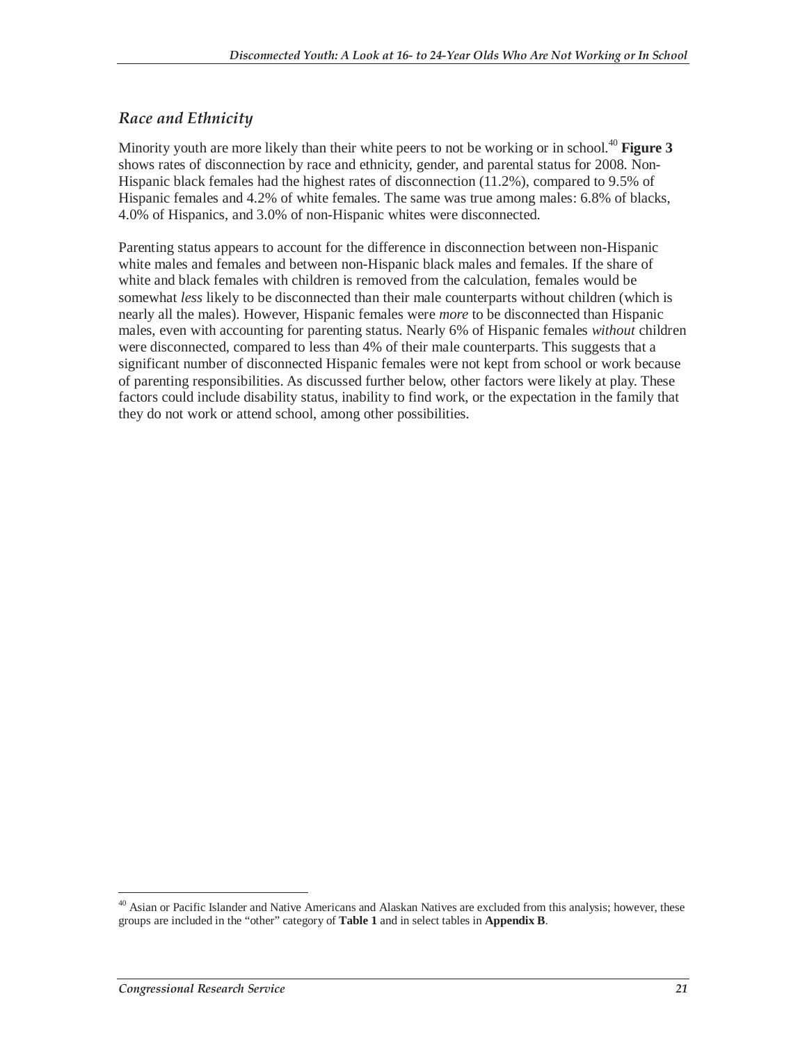### *Race and Ethnicity*

Minority youth are more likely than their white peers to not be working or in school.[40] **Figure 3** shows rates of disconnection by race and ethnicity, gender, and parental status for 2008. Non-Hispanic black females had the highest rates of disconnection (11.2%), compared to 9.5% of Hispanic females and 4.2% of white females. The same was true among males: 6.8% of blacks, 4.0% of Hispanics, and 3.0% of non-Hispanic whites were disconnected.

Parenting status appears to account for the difference in disconnection between non-Hispanic white males and females and between non-Hispanic black males and females. If the share of white and black females with children is removed from the calculation, females would be somewhat *less* likely to be disconnected than their male counterparts without children (which is nearly all the males). However, Hispanic females were *more* to be disconnected than Hispanic males, even with accounting for parenting status. Nearly 6% of Hispanic females *without* children were disconnected, compared to less than 4% of their male counterparts. This suggests that a significant number of disconnected Hispanic females were not kept from school or work because of parenting responsibilities. As discussed further below, other factors were likely at play. These factors could include disability status, inability to find work, or the expectation in the family that they do not work or attend school, among other possibilities.

[40] Asian or Pacific Islander and Native Americans and Alaskan Natives are excluded from this analysis; however, these groups are included in the "other" category of **Table 1** and in select tables in **Appendix B**.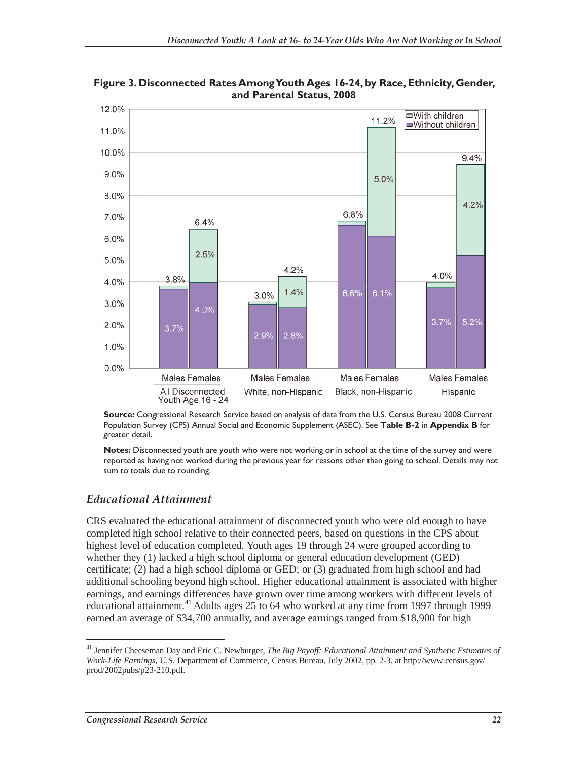**Figure 3. Disconnected Rates Among Youth Ages 16-24, by Race, Ethnicity, Gender, and Parental Status, 2008**

**Source:** Congressional Research Service based on analysis of data from the U.S. Census Bureau 2008 Current Population Survey (CPS) Annual Social and Economic Supplement (ASEC). See **Table B-2** in **Appendix B** for greater detail.

**Notes:** Disconnected youth are youth who were not working or in school at the time of the survey and were reported as having not worked during the previous year for reasons other than going to school. Details may not sum to totals due to rounding.

## *Educational Attainment*

CRS evaluated the educational attainment of disconnected youth who were old enough to have completed high school relative to their connected peers, based on questions in the CPS about highest level of education completed. Youth ages 19 through 24 were grouped according to whether they (1) lacked a high school diploma or general education development (GED) certificate; (2) had a high school diploma or GED; or (3) graduated from high school and had additional schooling beyond high school. Higher educational attainment is associated with higher earnings, and earnings differences have grown over time among workers with different levels of educational attainment.[41] Adults ages 25 to 64 who worked at any time from 1997 through 1999 earned an average of $34,700 annually, and average earnings ranged from $18,900 for high

[41] Jennifer Cheeseman Day and Eric C. Newburger, *The Big Payoff: Educational Attainment and Synthetic Estimates of Work-Life Earnings*, U.S. Department of Commerce, Census Bureau, July 2002, pp. 2-3, at http://www.census.gov/prod/2002pubs/p23-210.pdf.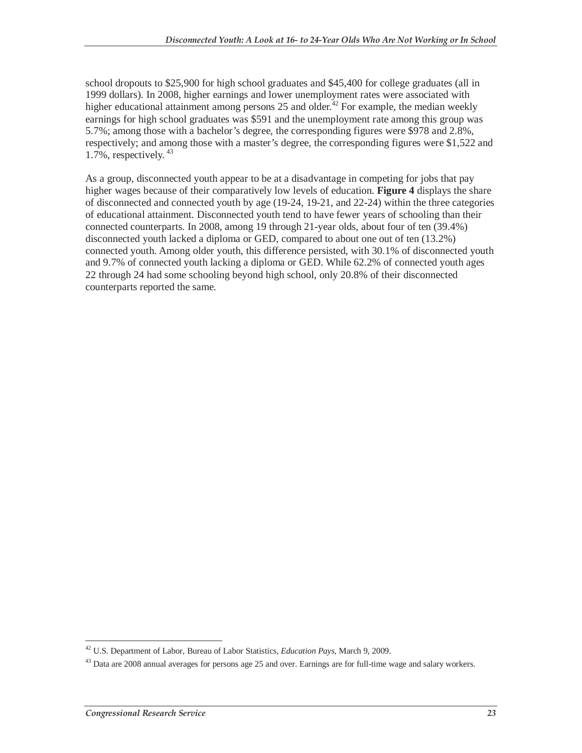school dropouts to $25,900 for high school graduates and $45,400 for college graduates (all in 1999 dollars). In 2008, higher earnings and lower unemployment rates were associated with higher educational attainment among persons 25 and older.[42] For example, the median weekly earnings for high school graduates was $591 and the unemployment rate among this group was 5.7%; among those with a bachelor's degree, the corresponding figures were $978 and 2.8%, respectively; and among those with a master's degree, the corresponding figures were $1,522 and 1.7%, respectively.[43]

As a group, disconnected youth appear to be at a disadvantage in competing for jobs that pay higher wages because of their comparatively low levels of education. **Figure 4** displays the share of disconnected and connected youth by age (19-24, 19-21, and 22-24) within the three categories of educational attainment. Disconnected youth tend to have fewer years of schooling than their connected counterparts. In 2008, among 19 through 21-year olds, about four of ten (39.4%) disconnected youth lacked a diploma or GED, compared to about one out of ten (13.2%) connected youth. Among older youth, this difference persisted, with 30.1% of disconnected youth and 9.7% of connected youth lacking a diploma or GED. While 62.2% of connected youth ages 22 through 24 had some schooling beyond high school, only 20.8% of their disconnected counterparts reported the same.

[42] U.S. Department of Labor, Bureau of Labor Statistics, *Education Pays*, March 9, 2009.

[43] Data are 2008 annual averages for persons age 25 and over. Earnings are for full-time wage and salary workers.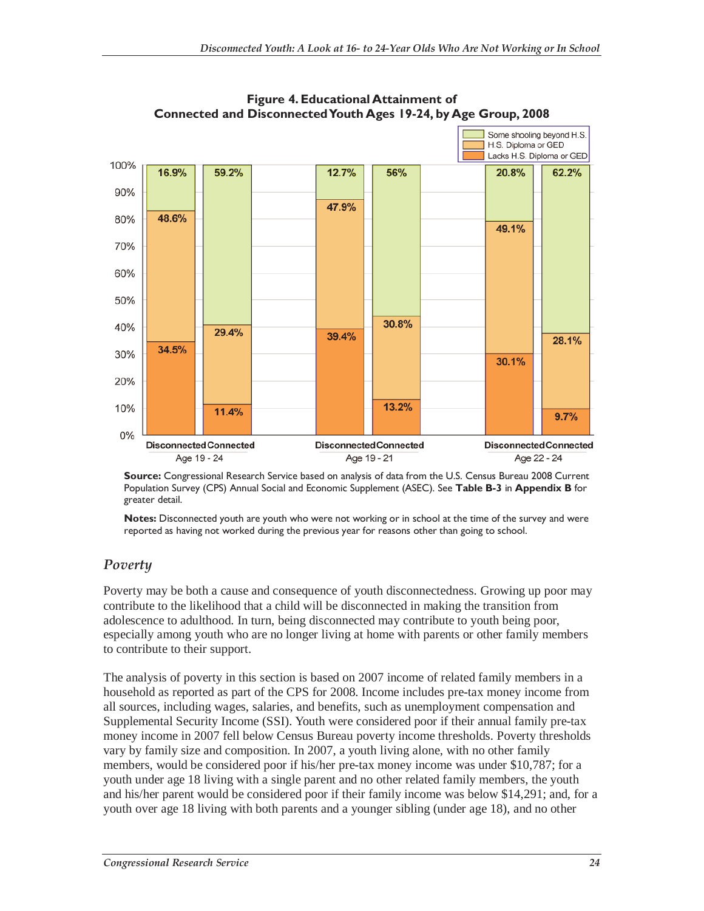**Figure 4. Educational Attainment of Connected and Disconnected Youth Ages 19-24, by Age Group, 2008**

| | Age 19 - 24 Disconnected | Age 19 - 24 Connected | Age 19 - 21 Disconnected | Age 19 - 21 Connected | Age 22 - 24 Disconnected | Age 22 - 24 Connected |
|---|---|---|---|---|---|---|
| Some shooling beyond H.S. | 16.9% | 59.2% | 12.7% | 56% | 20.8% | 62.2% |
| H.S. Diploma or GED | 48.6% | 29.4% | 47.9% | 30.8% | 49.1% | 28.1% |
| Lacks H.S. Diploma or GED | 34.5% | 11.4% | 39.4% | 13.2% | 30.1% | 9.7% |

**Source:** Congressional Research Service based on analysis of data from the U.S. Census Bureau 2008 Current Population Survey (CPS) Annual Social and Economic Supplement (ASEC). See **Table B-3** in **Appendix B** for greater detail.

**Notes:** Disconnected youth are youth who were not working or in school at the time of the survey and were reported as having not worked during the previous year for reasons other than going to school.

## *Poverty*

Poverty may be both a cause and consequence of youth disconnectedness. Growing up poor may contribute to the likelihood that a child will be disconnected in making the transition from adolescence to adulthood. In turn, being disconnected may contribute to youth being poor, especially among youth who are no longer living at home with parents or other family members to contribute to their support.

The analysis of poverty in this section is based on 2007 income of related family members in a household as reported as part of the CPS for 2008. Income includes pre-tax money income from all sources, including wages, salaries, and benefits, such as unemployment compensation and Supplemental Security Income (SSI). Youth were considered poor if their annual family pre-tax money income in 2007 fell below Census Bureau poverty income thresholds. Poverty thresholds vary by family size and composition. In 2007, a youth living alone, with no other family members, would be considered poor if his/her pre-tax money income was under $10,787; for a youth under age 18 living with a single parent and no other related family members, the youth and his/her parent would be considered poor if their family income was below $14,291; and, for a youth over age 18 living with both parents and a younger sibling (under age 18), and no other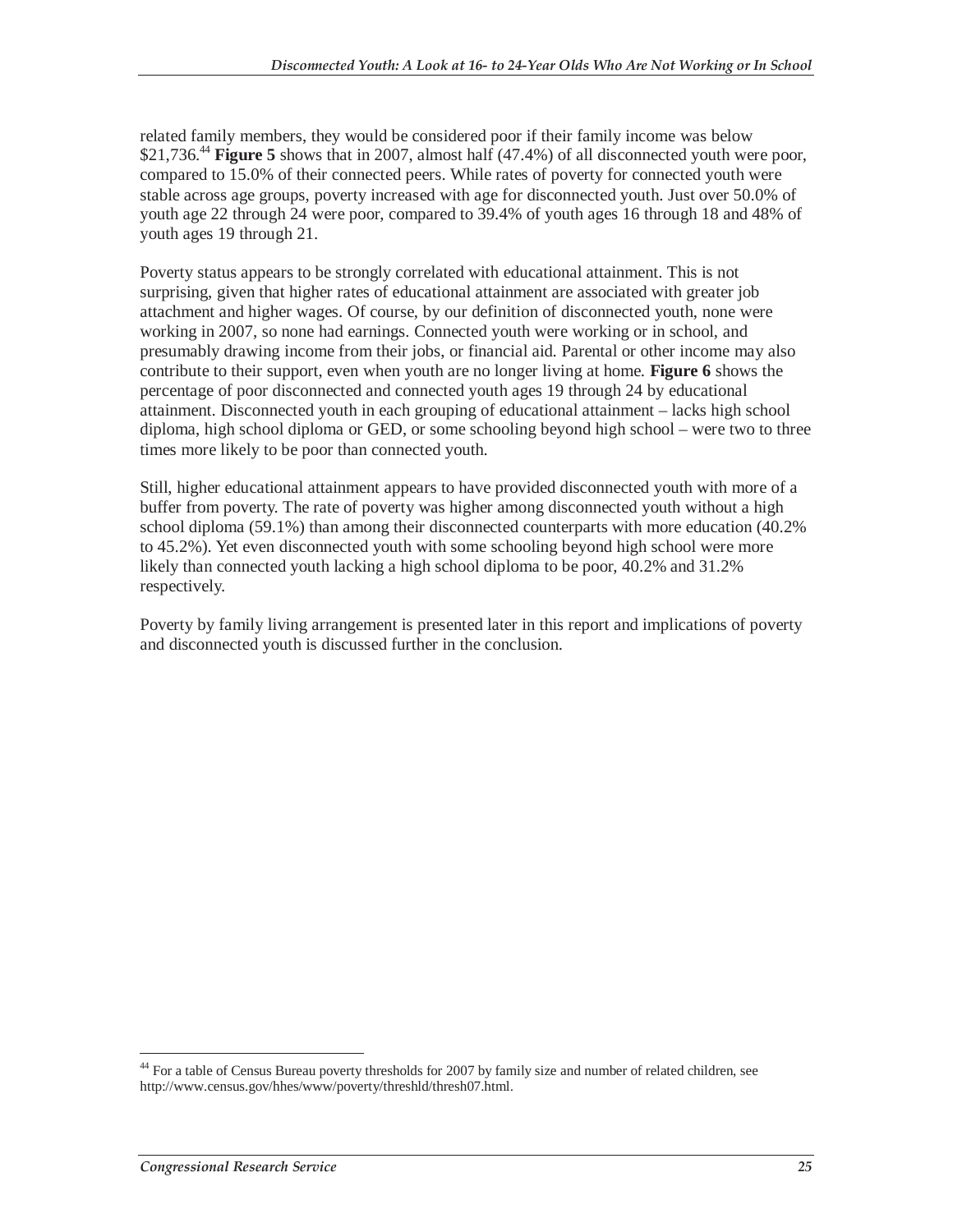related family members, they would be considered poor if their family income was below $21,736.[44] **Figure 5** shows that in 2007, almost half (47.4%) of all disconnected youth were poor, compared to 15.0% of their connected peers. While rates of poverty for connected youth were stable across age groups, poverty increased with age for disconnected youth. Just over 50.0% of youth age 22 through 24 were poor, compared to 39.4% of youth ages 16 through 18 and 48% of youth ages 19 through 21.

Poverty status appears to be strongly correlated with educational attainment. This is not surprising, given that higher rates of educational attainment are associated with greater job attachment and higher wages. Of course, by our definition of disconnected youth, none were working in 2007, so none had earnings. Connected youth were working or in school, and presumably drawing income from their jobs, or financial aid. Parental or other income may also contribute to their support, even when youth are no longer living at home. **Figure 6** shows the percentage of poor disconnected and connected youth ages 19 through 24 by educational attainment. Disconnected youth in each grouping of educational attainment – lacks high school diploma, high school diploma or GED, or some schooling beyond high school – were two to three times more likely to be poor than connected youth.

Still, higher educational attainment appears to have provided disconnected youth with more of a buffer from poverty. The rate of poverty was higher among disconnected youth without a high school diploma (59.1%) than among their disconnected counterparts with more education (40.2% to 45.2%). Yet even disconnected youth with some schooling beyond high school were more likely than connected youth lacking a high school diploma to be poor, 40.2% and 31.2% respectively.

Poverty by family living arrangement is presented later in this report and implications of poverty and disconnected youth is discussed further in the conclusion.

---

[44] For a table of Census Bureau poverty thresholds for 2007 by family size and number of related children, see http://www.census.gov/hhes/www/poverty/threshld/thresh07.html.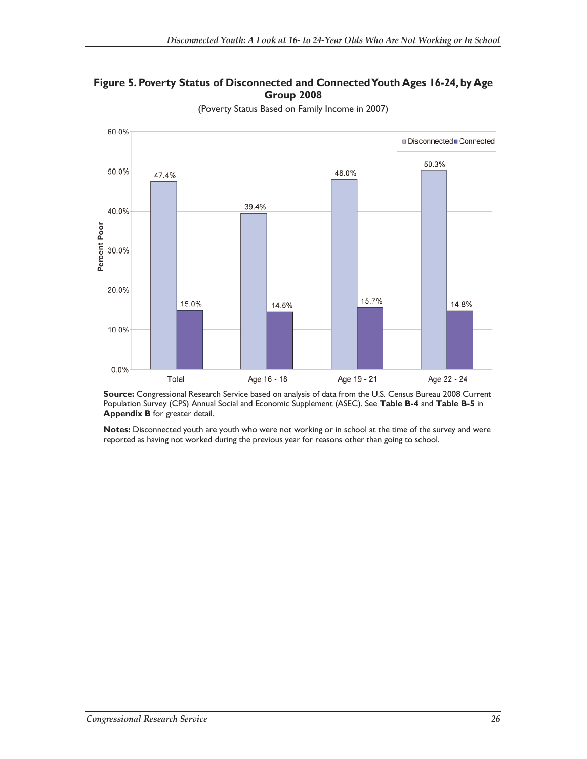**Figure 5. Poverty Status of Disconnected and Connected Youth Ages 16-24, by Age Group 2008**

(Poverty Status Based on Family Income in 2007)

| | Disconnected | Connected |
|---|---|---|
| Total | 47.4% | 15.0% |
| Age 16 - 18 | 39.4% | 14.5% |
| Age 19 - 21 | 48.0% | 15.7% |
| Age 22 - 24 | 50.3% | 14.8% |

**Source:** Congressional Research Service based on analysis of data from the U.S. Census Bureau 2008 Current Population Survey (CPS) Annual Social and Economic Supplement (ASEC). See **Table B-4** and **Table B-5** in **Appendix B** for greater detail.

**Notes:** Disconnected youth are youth who were not working or in school at the time of the survey and were reported as having not worked during the previous year for reasons other than going to school.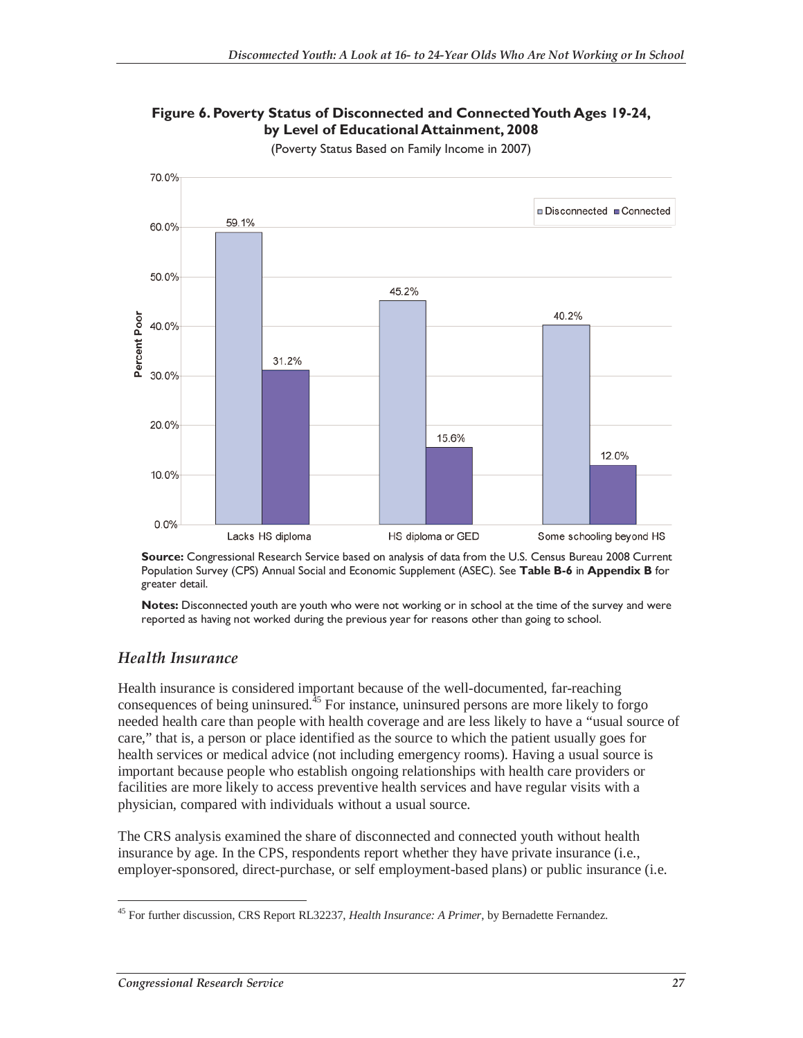**Figure 6. Poverty Status of Disconnected and Connected Youth Ages 19-24, by Level of Educational Attainment, 2008**

(Poverty Status Based on Family Income in 2007)

| Educational Attainment | Disconnected | Connected |
| --- | --- | --- |
| Lacks HS diploma | 59.1% | 31.2% |
| HS diploma or GED | 45.2% | 15.6% |
| Some schooling beyond HS | 40.2% | 12.0% |

**Source:** Congressional Research Service based on analysis of data from the U.S. Census Bureau 2008 Current Population Survey (CPS) Annual Social and Economic Supplement (ASEC). See **Table B-6** in **Appendix B** for greater detail.

**Notes:** Disconnected youth are youth who were not working or in school at the time of the survey and were reported as having not worked during the previous year for reasons other than going to school.

### *Health Insurance*

Health insurance is considered important because of the well-documented, far-reaching consequences of being uninsured.[45] For instance, uninsured persons are more likely to forgo needed health care than people with health coverage and are less likely to have a "usual source of care," that is, a person or place identified as the source to which the patient usually goes for health services or medical advice (not including emergency rooms). Having a usual source is important because people who establish ongoing relationships with health care providers or facilities are more likely to access preventive health services and have regular visits with a physician, compared with individuals without a usual source.

The CRS analysis examined the share of disconnected and connected youth without health insurance by age. In the CPS, respondents report whether they have private insurance (i.e., employer-sponsored, direct-purchase, or self employment-based plans) or public insurance (i.e.

[45] For further discussion, CRS Report RL32237, *Health Insurance: A Primer*, by Bernadette Fernandez.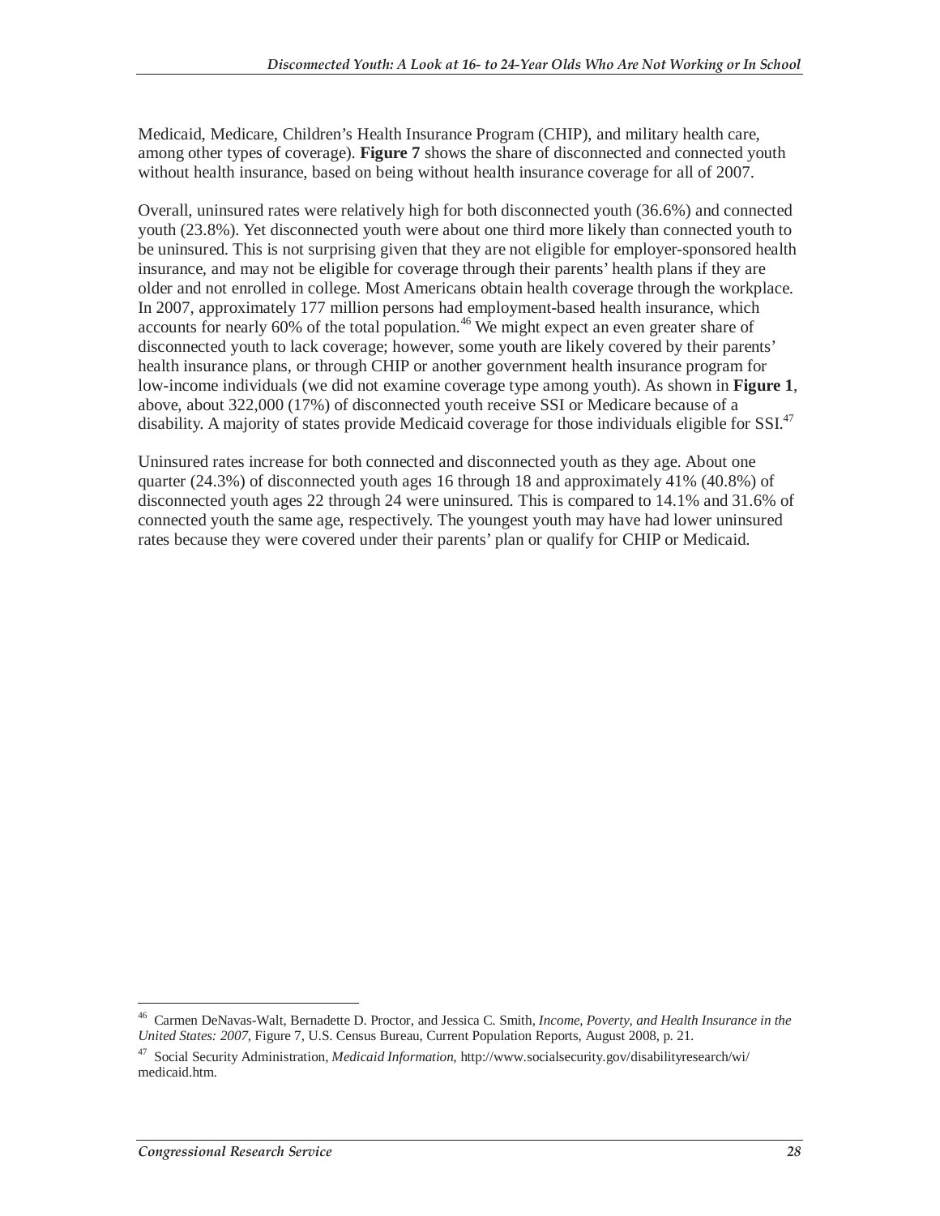Medicaid, Medicare, Children's Health Insurance Program (CHIP), and military health care, among other types of coverage). **Figure 7** shows the share of disconnected and connected youth without health insurance, based on being without health insurance coverage for all of 2007.

Overall, uninsured rates were relatively high for both disconnected youth (36.6%) and connected youth (23.8%). Yet disconnected youth were about one third more likely than connected youth to be uninsured. This is not surprising given that they are not eligible for employer-sponsored health insurance, and may not be eligible for coverage through their parents' health plans if they are older and not enrolled in college. Most Americans obtain health coverage through the workplace. In 2007, approximately 177 million persons had employment-based health insurance, which accounts for nearly 60% of the total population.[46] We might expect an even greater share of disconnected youth to lack coverage; however, some youth are likely covered by their parents' health insurance plans, or through CHIP or another government health insurance program for low-income individuals (we did not examine coverage type among youth). As shown in **Figure 1**, above, about 322,000 (17%) of disconnected youth receive SSI or Medicare because of a disability. A majority of states provide Medicaid coverage for those individuals eligible for SSI.[47]

Uninsured rates increase for both connected and disconnected youth as they age. About one quarter (24.3%) of disconnected youth ages 16 through 18 and approximately 41% (40.8%) of disconnected youth ages 22 through 24 were uninsured. This is compared to 14.1% and 31.6% of connected youth the same age, respectively. The youngest youth may have had lower uninsured rates because they were covered under their parents' plan or qualify for CHIP or Medicaid.

---

[46] Carmen DeNavas-Walt, Bernadette D. Proctor, and Jessica C. Smith, *Income, Poverty, and Health Insurance in the United States: 2007*, Figure 7, U.S. Census Bureau, Current Population Reports, August 2008, p. 21.

[47] Social Security Administration, *Medicaid Information*, http://www.socialsecurity.gov/disabilityresearch/wi/medicaid.htm.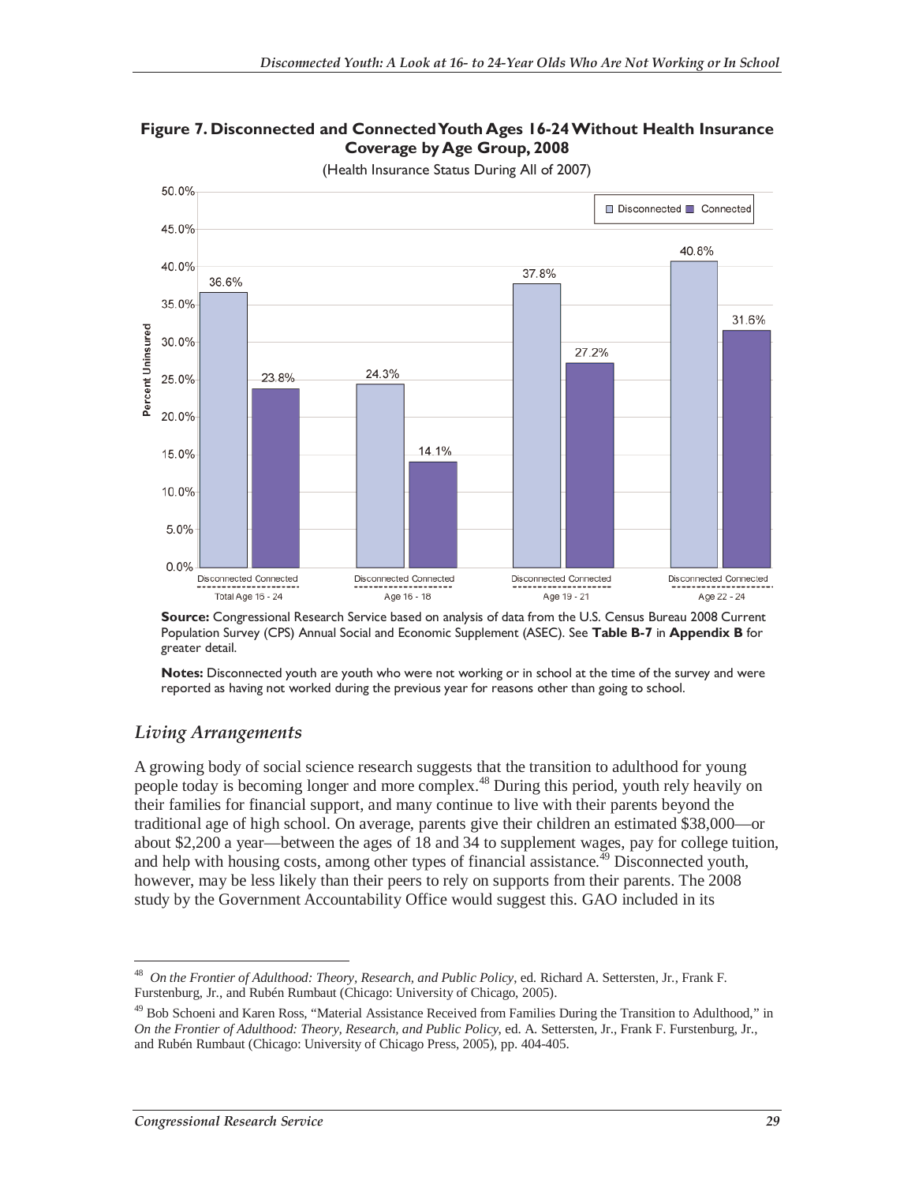**Figure 7. Disconnected and Connected Youth Ages 16-24 Without Health Insurance Coverage by Age Group, 2008**

(Health Insurance Status During All of 2007)

| Age Group | Disconnected | Connected |
| --- | --- | --- |
| Total Age 16 - 24 | 36.6% | 23.8% |
| Age 16 - 18 | 24.3% | 14.1% |
| Age 19 - 21 | 37.8% | 27.2% |
| Age 22 - 24 | 40.8% | 31.6% |

**Source:** Congressional Research Service based on analysis of data from the U.S. Census Bureau 2008 Current Population Survey (CPS) Annual Social and Economic Supplement (ASEC). See **Table B-7** in **Appendix B** for greater detail.

**Notes:** Disconnected youth are youth who were not working or in school at the time of the survey and were reported as having not worked during the previous year for reasons other than going to school.

## *Living Arrangements*

A growing body of social science research suggests that the transition to adulthood for young people today is becoming longer and more complex.[48] During this period, youth rely heavily on their families for financial support, and many continue to live with their parents beyond the traditional age of high school. On average, parents give their children an estimated $38,000—or about $2,200 a year—between the ages of 18 and 34 to supplement wages, pay for college tuition, and help with housing costs, among other types of financial assistance.[49] Disconnected youth, however, may be less likely than their peers to rely on supports from their parents. The 2008 study by the Government Accountability Office would suggest this. GAO included in its

---

[48] *On the Frontier of Adulthood: Theory, Research, and Public Policy*, ed. Richard A. Settersten, Jr., Frank F. Furstenburg, Jr., and Rubén Rumbaut (Chicago: University of Chicago, 2005).

[49] Bob Schoeni and Karen Ross, "Material Assistance Received from Families During the Transition to Adulthood," in *On the Frontier of Adulthood: Theory, Research, and Public Policy*, ed. A. Settersten, Jr., Frank F. Furstenburg, Jr., and Rubén Rumbaut (Chicago: University of Chicago Press, 2005), pp. 404-405.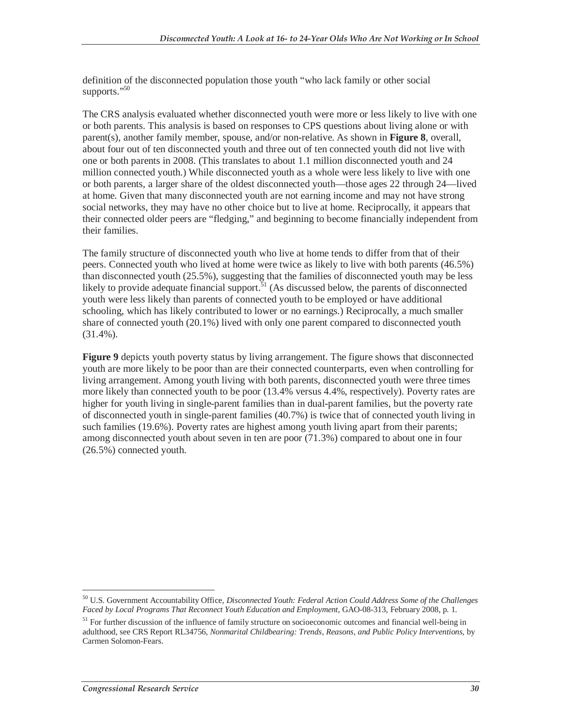definition of the disconnected population those youth "who lack family or other social supports."[50]

The CRS analysis evaluated whether disconnected youth were more or less likely to live with one or both parents. This analysis is based on responses to CPS questions about living alone or with parent(s), another family member, spouse, and/or non-relative. As shown in **Figure 8**, overall, about four out of ten disconnected youth and three out of ten connected youth did not live with one or both parents in 2008. (This translates to about 1.1 million disconnected youth and 24 million connected youth.) While disconnected youth as a whole were less likely to live with one or both parents, a larger share of the oldest disconnected youth—those ages 22 through 24—lived at home. Given that many disconnected youth are not earning income and may not have strong social networks, they may have no other choice but to live at home. Reciprocally, it appears that their connected older peers are "fledging," and beginning to become financially independent from their families.

The family structure of disconnected youth who live at home tends to differ from that of their peers. Connected youth who lived at home were twice as likely to live with both parents (46.5%) than disconnected youth (25.5%), suggesting that the families of disconnected youth may be less likely to provide adequate financial support.[51] (As discussed below, the parents of disconnected youth were less likely than parents of connected youth to be employed or have additional schooling, which has likely contributed to lower or no earnings.) Reciprocally, a much smaller share of connected youth (20.1%) lived with only one parent compared to disconnected youth (31.4%).

**Figure 9** depicts youth poverty status by living arrangement. The figure shows that disconnected youth are more likely to be poor than are their connected counterparts, even when controlling for living arrangement. Among youth living with both parents, disconnected youth were three times more likely than connected youth to be poor (13.4% versus 4.4%, respectively). Poverty rates are higher for youth living in single-parent families than in dual-parent families, but the poverty rate of disconnected youth in single-parent families (40.7%) is twice that of connected youth living in such families (19.6%). Poverty rates are highest among youth living apart from their parents; among disconnected youth about seven in ten are poor (71.3%) compared to about one in four (26.5%) connected youth.

---

[50] U.S. Government Accountability Office, *Disconnected Youth: Federal Action Could Address Some of the Challenges Faced by Local Programs That Reconnect Youth Education and Employment*, GAO-08-313, February 2008, p. 1.

[51] For further discussion of the influence of family structure on socioeconomic outcomes and financial well-being in adulthood, see CRS Report RL34756, *Nonmarital Childbearing: Trends, Reasons, and Public Policy Interventions*, by Carmen Solomon-Fears.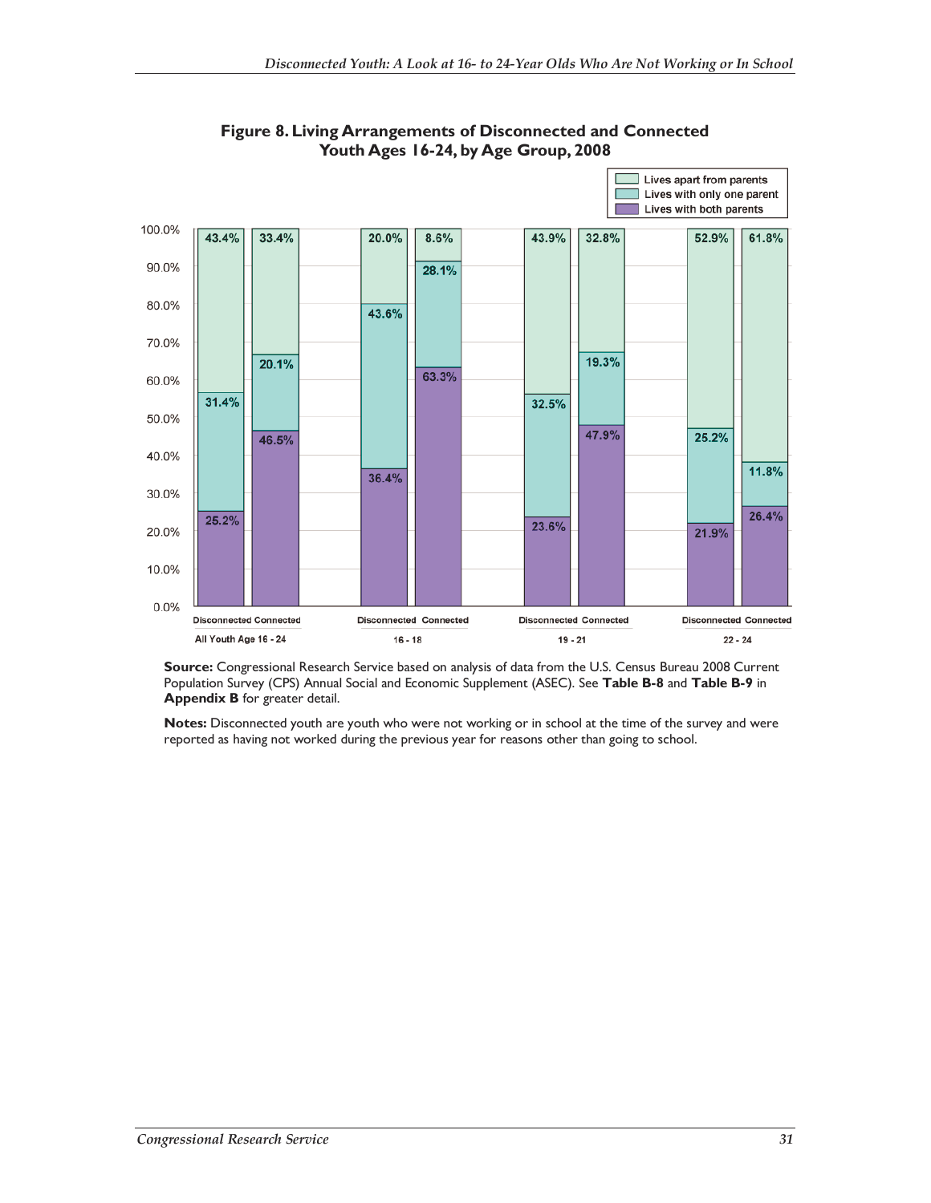**Figure 8. Living Arrangements of Disconnected and Connected Youth Ages 16-24, by Age Group, 2008**

| Age Group | Status | Lives with both parents | Lives with only one parent | Lives apart from parents |
|---|---|---|---|---|
| All Youth Age 16 - 24 | Disconnected | 25.2% | 31.4% | 43.4% |
| All Youth Age 16 - 24 | Connected | 46.5% | 20.1% | 33.4% |
| 16 - 18 | Disconnected | 36.4% | 43.6% | 20.0% |
| 16 - 18 | Connected | 63.3% | 28.1% | 8.6% |
| 19 - 21 | Disconnected | 23.6% | 32.5% | 43.9% |
| 19 - 21 | Connected | 47.9% | 19.3% | 32.8% |
| 22 - 24 | Disconnected | 21.9% | 25.2% | 52.9% |
| 22 - 24 | Connected | 26.4% | 11.8% | 61.8% |

**Source:** Congressional Research Service based on analysis of data from the U.S. Census Bureau 2008 Current Population Survey (CPS) Annual Social and Economic Supplement (ASEC). See **Table B-8** and **Table B-9** in **Appendix B** for greater detail.

**Notes:** Disconnected youth are youth who were not working or in school at the time of the survey and were reported as having not worked during the previous year for reasons other than going to school.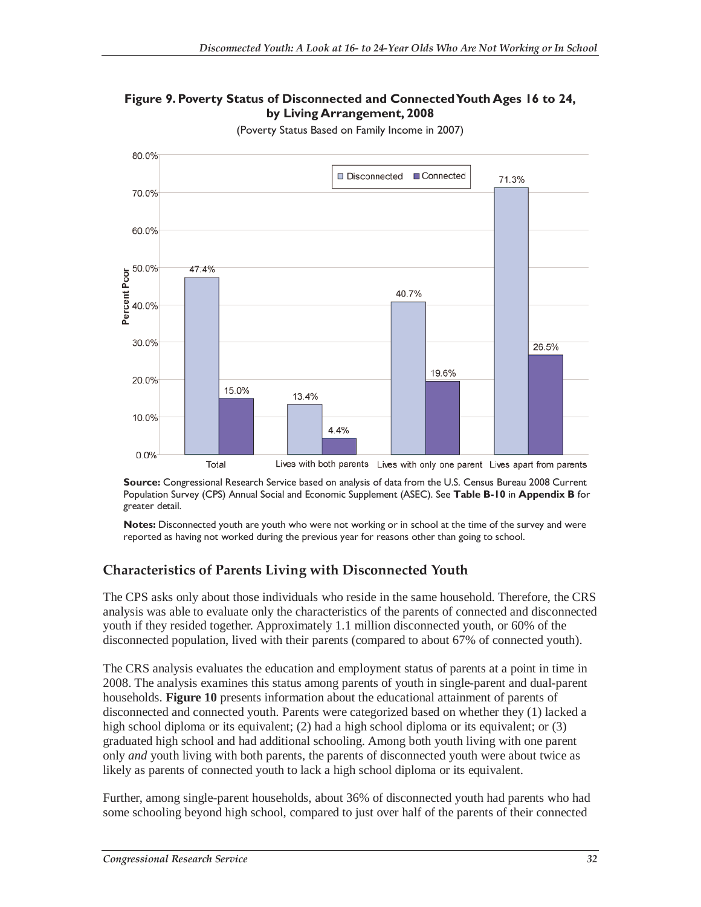**Figure 9. Poverty Status of Disconnected and Connected Youth Ages 16 to 24, by Living Arrangement, 2008**

(Poverty Status Based on Family Income in 2007)

| | Disconnected | Connected |
|---|---|---|
| Total | 47.4% | 15.0% |
| Lives with both parents | 13.4% | 4.4% |
| Lives with only one parent | 40.7% | 19.6% |
| Lives apart from parents | 71.3% | 26.5% |

**Source:** Congressional Research Service based on analysis of data from the U.S. Census Bureau 2008 Current Population Survey (CPS) Annual Social and Economic Supplement (ASEC). See **Table B-10** in **Appendix B** for greater detail.

**Notes:** Disconnected youth are youth who were not working or in school at the time of the survey and were reported as having not worked during the previous year for reasons other than going to school.

## Characteristics of Parents Living with Disconnected Youth

The CPS asks only about those individuals who reside in the same household. Therefore, the CRS analysis was able to evaluate only the characteristics of the parents of connected and disconnected youth if they resided together. Approximately 1.1 million disconnected youth, or 60% of the disconnected population, lived with their parents (compared to about 67% of connected youth).

The CRS analysis evaluates the education and employment status of parents at a point in time in 2008. The analysis examines this status among parents of youth in single-parent and dual-parent households. **Figure 10** presents information about the educational attainment of parents of disconnected and connected youth. Parents were categorized based on whether they (1) lacked a high school diploma or its equivalent; (2) had a high school diploma or its equivalent; or (3) graduated high school and had additional schooling. Among both youth living with one parent only *and* youth living with both parents, the parents of disconnected youth were about twice as likely as parents of connected youth to lack a high school diploma or its equivalent.

Further, among single-parent households, about 36% of disconnected youth had parents who had some schooling beyond high school, compared to just over half of the parents of their connected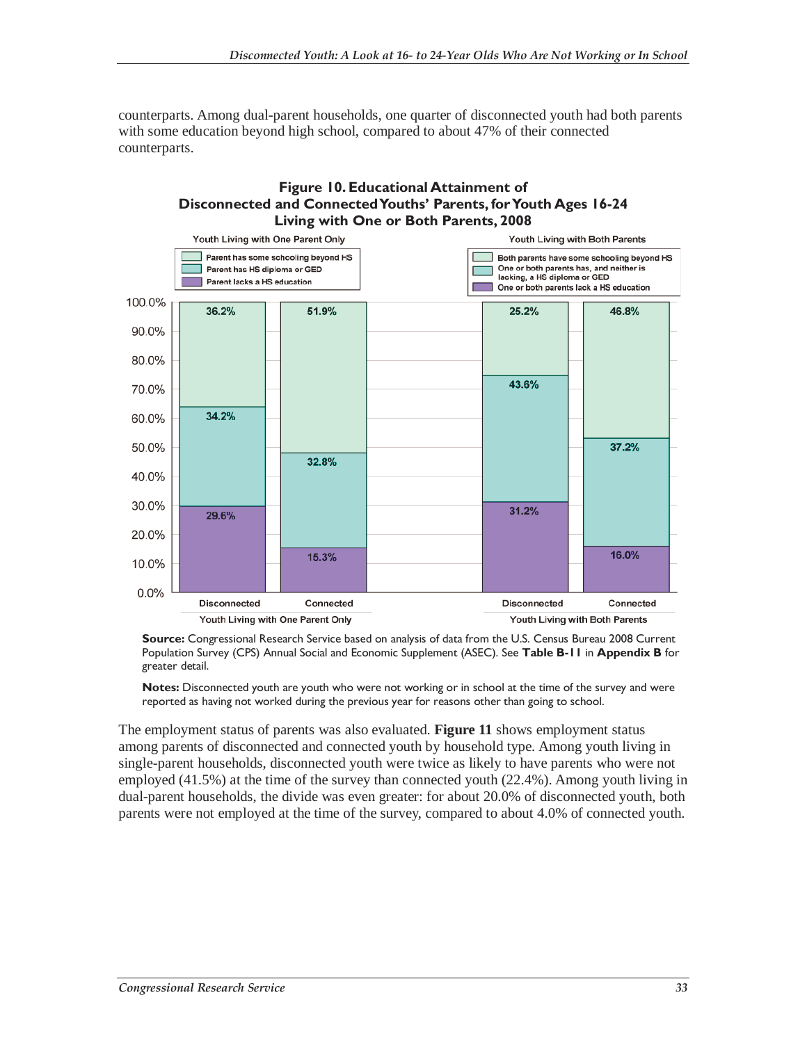counterparts. Among dual-parent households, one quarter of disconnected youth had both parents with some education beyond high school, compared to about 47% of their connected counterparts.

**Figure 10. Educational Attainment of Disconnected and Connected Youths' Parents, for Youth Ages 16-24 Living with One or Both Parents, 2008**

| | Youth Living with One Parent Only: Disconnected | Youth Living with One Parent Only: Connected | Youth Living with Both Parents: Disconnected | Youth Living with Both Parents: Connected |
|---|---|---|---|---|
| Parent(s) have some schooling beyond HS | 36.2% | 51.9% | 25.2% | 46.8% |
| Parent has HS diploma or GED / One or both parents has, and neither is lacking, a HS diploma or GED | 34.2% | 32.8% | 43.6% | 37.2% |
| Parent lacks a HS education / One or both parents lack a HS education | 29.6% | 15.3% | 31.2% | 16.0% |

**Source:** Congressional Research Service based on analysis of data from the U.S. Census Bureau 2008 Current Population Survey (CPS) Annual Social and Economic Supplement (ASEC). See **Table B-11** in **Appendix B** for greater detail.

**Notes:** Disconnected youth are youth who were not working or in school at the time of the survey and were reported as having not worked during the previous year for reasons other than going to school.

The employment status of parents was also evaluated. **Figure 11** shows employment status among parents of disconnected and connected youth by household type. Among youth living in single-parent households, disconnected youth were twice as likely to have parents who were not employed (41.5%) at the time of the survey than connected youth (22.4%). Among youth living in dual-parent households, the divide was even greater: for about 20.0% of disconnected youth, both parents were not employed at the time of the survey, compared to about 4.0% of connected youth.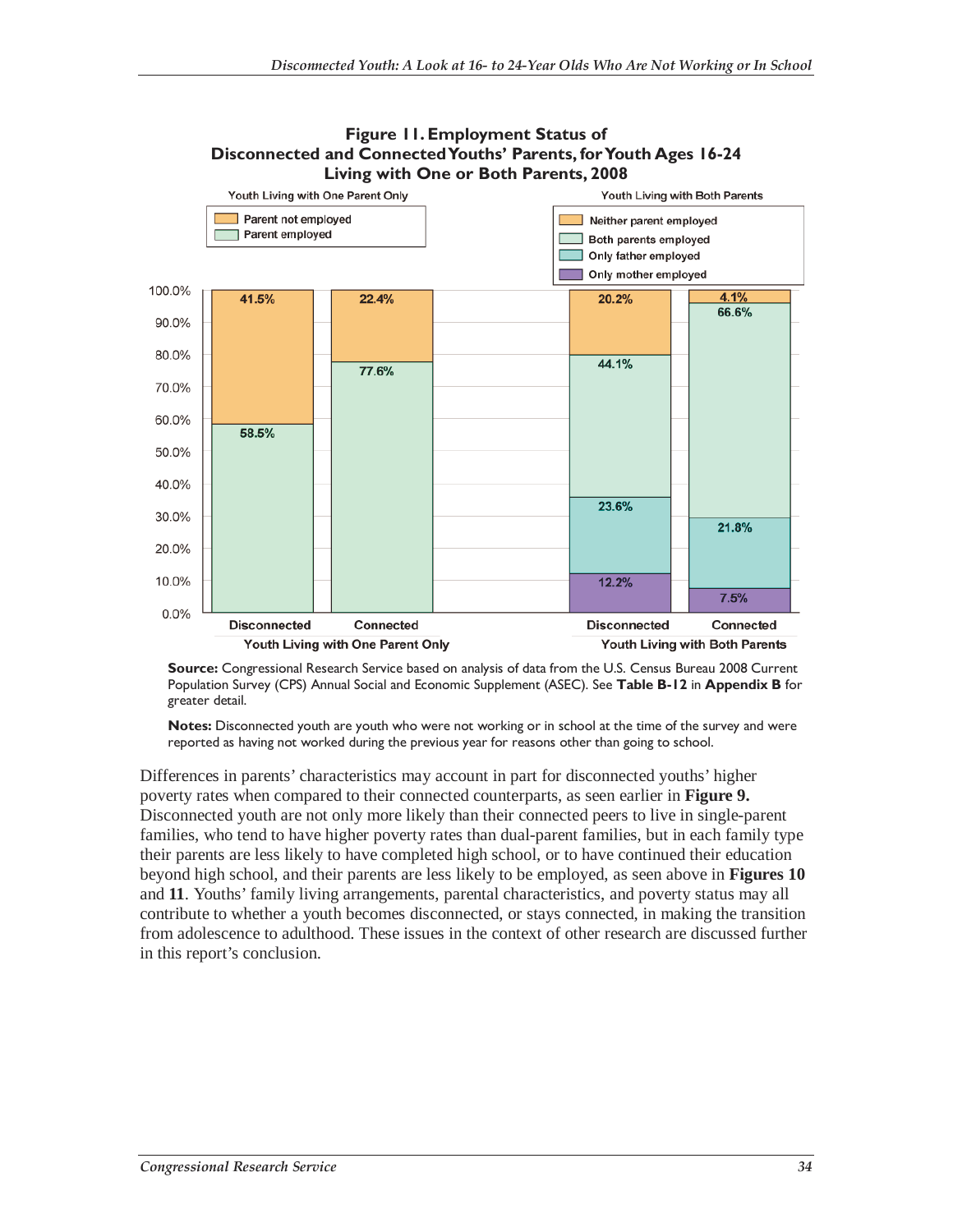**Figure 11. Employment Status of Disconnected and Connected Youths' Parents, for Youth Ages 16-24 Living with One or Both Parents, 2008**

| | Youth Living with One Parent Only | | Youth Living with Both Parents | |
|---|---|---|---|---|
| | Disconnected | Connected | Disconnected | Connected |
| Parent not employed / Neither parent employed | 41.5% | 22.4% | 20.2% | 4.1% |
| Parent employed / Both parents employed | 58.5% | 77.6% | 44.1% | 66.6% |
| Only father employed | | | 23.6% | 21.8% |
| Only mother employed | | | 12.2% | 7.5% |

**Source:** Congressional Research Service based on analysis of data from the U.S. Census Bureau 2008 Current Population Survey (CPS) Annual Social and Economic Supplement (ASEC). See **Table B-12** in **Appendix B** for greater detail.

**Notes:** Disconnected youth are youth who were not working or in school at the time of the survey and were reported as having not worked during the previous year for reasons other than going to school.

Differences in parents' characteristics may account in part for disconnected youths' higher poverty rates when compared to their connected counterparts, as seen earlier in **Figure 9.** Disconnected youth are not only more likely than their connected peers to live in single-parent families, who tend to have higher poverty rates than dual-parent families, but in each family type their parents are less likely to have completed high school, or to have continued their education beyond high school, and their parents are less likely to be employed, as seen above in **Figures 10** and **11**. Youths' family living arrangements, parental characteristics, and poverty status may all contribute to whether a youth becomes disconnected, or stays connected, in making the transition from adolescence to adulthood. These issues in the context of other research are discussed further in this report's conclusion.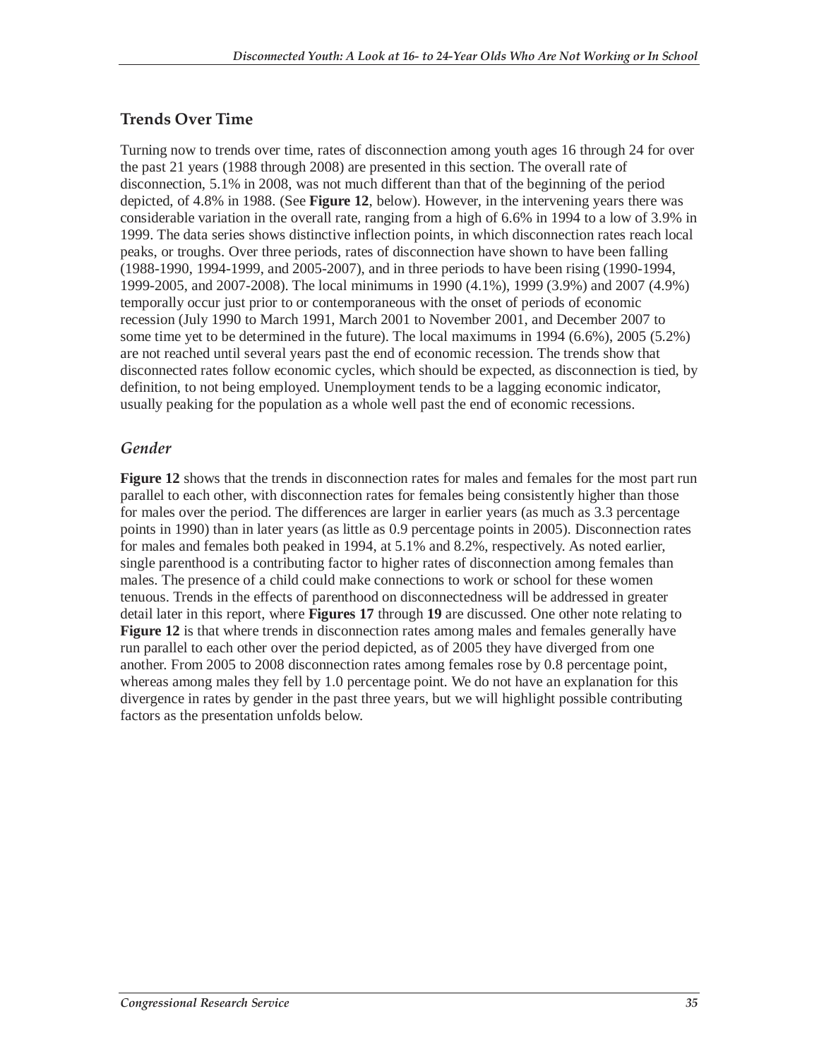## Trends Over Time

Turning now to trends over time, rates of disconnection among youth ages 16 through 24 for over the past 21 years (1988 through 2008) are presented in this section. The overall rate of disconnection, 5.1% in 2008, was not much different than that of the beginning of the period depicted, of 4.8% in 1988. (See **Figure 12**, below). However, in the intervening years there was considerable variation in the overall rate, ranging from a high of 6.6% in 1994 to a low of 3.9% in 1999. The data series shows distinctive inflection points, in which disconnection rates reach local peaks, or troughs. Over three periods, rates of disconnection have shown to have been falling (1988-1990, 1994-1999, and 2005-2007), and in three periods to have been rising (1990-1994, 1999-2005, and 2007-2008). The local minimums in 1990 (4.1%), 1999 (3.9%) and 2007 (4.9%) temporally occur just prior to or contemporaneous with the onset of periods of economic recession (July 1990 to March 1991, March 2001 to November 2001, and December 2007 to some time yet to be determined in the future). The local maximums in 1994 (6.6%), 2005 (5.2%) are not reached until several years past the end of economic recession. The trends show that disconnected rates follow economic cycles, which should be expected, as disconnection is tied, by definition, to not being employed. Unemployment tends to be a lagging economic indicator, usually peaking for the population as a whole well past the end of economic recessions.

### *Gender*

**Figure 12** shows that the trends in disconnection rates for males and females for the most part run parallel to each other, with disconnection rates for females being consistently higher than those for males over the period. The differences are larger in earlier years (as much as 3.3 percentage points in 1990) than in later years (as little as 0.9 percentage points in 2005). Disconnection rates for males and females both peaked in 1994, at 5.1% and 8.2%, respectively. As noted earlier, single parenthood is a contributing factor to higher rates of disconnection among females than males. The presence of a child could make connections to work or school for these women tenuous. Trends in the effects of parenthood on disconnectedness will be addressed in greater detail later in this report, where **Figures 17** through **19** are discussed. One other note relating to **Figure 12** is that where trends in disconnection rates among males and females generally have run parallel to each other over the period depicted, as of 2005 they have diverged from one another. From 2005 to 2008 disconnection rates among females rose by 0.8 percentage point, whereas among males they fell by 1.0 percentage point. We do not have an explanation for this divergence in rates by gender in the past three years, but we will highlight possible contributing factors as the presentation unfolds below.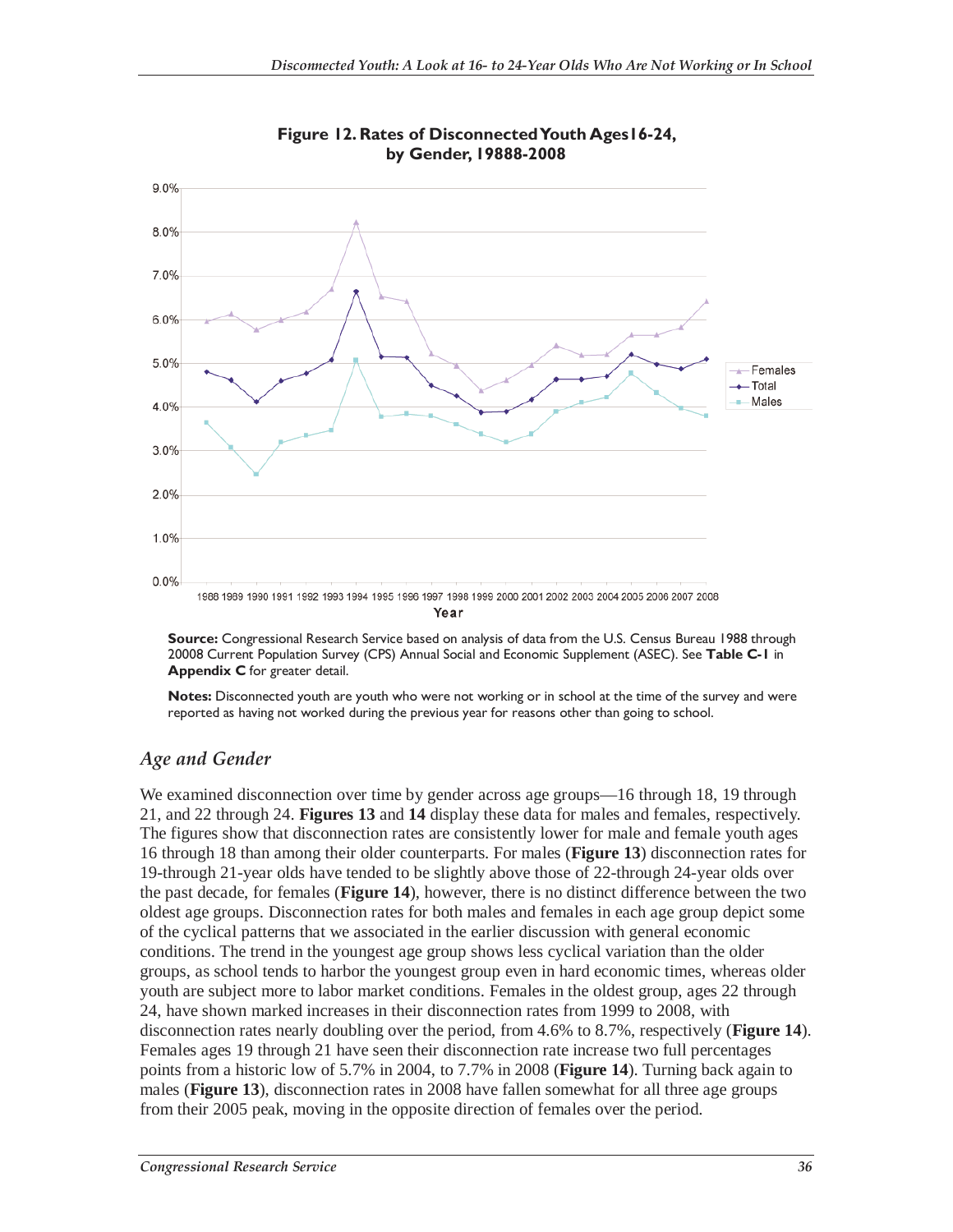**Figure 12. Rates of Disconnected Youth Ages16-24, by Gender, 19888-2008**

**Source:** Congressional Research Service based on analysis of data from the U.S. Census Bureau 1988 through 20008 Current Population Survey (CPS) Annual Social and Economic Supplement (ASEC). See **Table C-1** in **Appendix C** for greater detail.

**Notes:** Disconnected youth are youth who were not working or in school at the time of the survey and were reported as having not worked during the previous year for reasons other than going to school.

### *Age and Gender*

We examined disconnection over time by gender across age groups—16 through 18, 19 through 21, and 22 through 24. **Figures 13** and **14** display these data for males and females, respectively. The figures show that disconnection rates are consistently lower for male and female youth ages 16 through 18 than among their older counterparts. For males (**Figure 13**) disconnection rates for 19-through 21-year olds have tended to be slightly above those of 22-through 24-year olds over the past decade, for females (**Figure 14**), however, there is no distinct difference between the two oldest age groups. Disconnection rates for both males and females in each age group depict some of the cyclical patterns that we associated in the earlier discussion with general economic conditions. The trend in the youngest age group shows less cyclical variation than the older groups, as school tends to harbor the youngest group even in hard economic times, whereas older youth are subject more to labor market conditions. Females in the oldest group, ages 22 through 24, have shown marked increases in their disconnection rates from 1999 to 2008, with disconnection rates nearly doubling over the period, from 4.6% to 8.7%, respectively (**Figure 14**). Females ages 19 through 21 have seen their disconnection rate increase two full percentages points from a historic low of 5.7% in 2004, to 7.7% in 2008 (**Figure 14**). Turning back again to males (**Figure 13**), disconnection rates in 2008 have fallen somewhat for all three age groups from their 2005 peak, moving in the opposite direction of females over the period.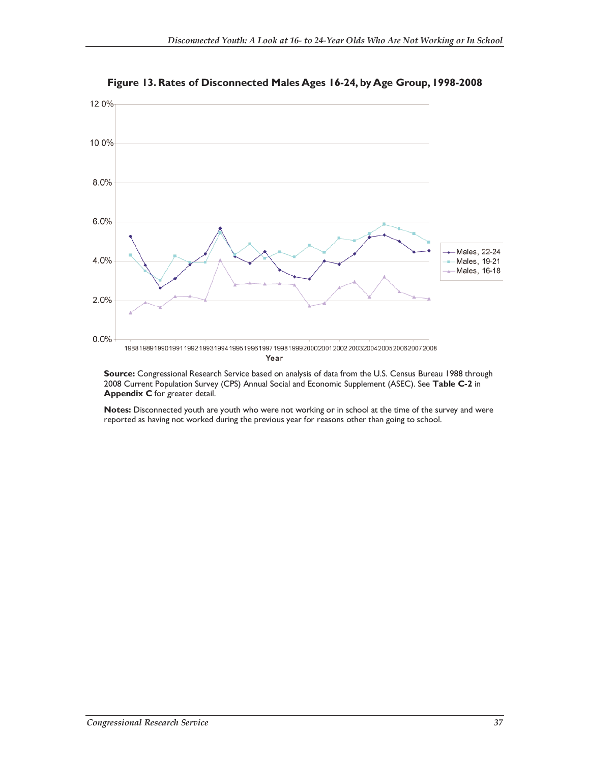**Figure 13. Rates of Disconnected Males Ages 16-24, by Age Group, 1998-2008**

**Source:** Congressional Research Service based on analysis of data from the U.S. Census Bureau 1988 through 2008 Current Population Survey (CPS) Annual Social and Economic Supplement (ASEC). See **Table C-2** in **Appendix C** for greater detail.

**Notes:** Disconnected youth are youth who were not working or in school at the time of the survey and were reported as having not worked during the previous year for reasons other than going to school.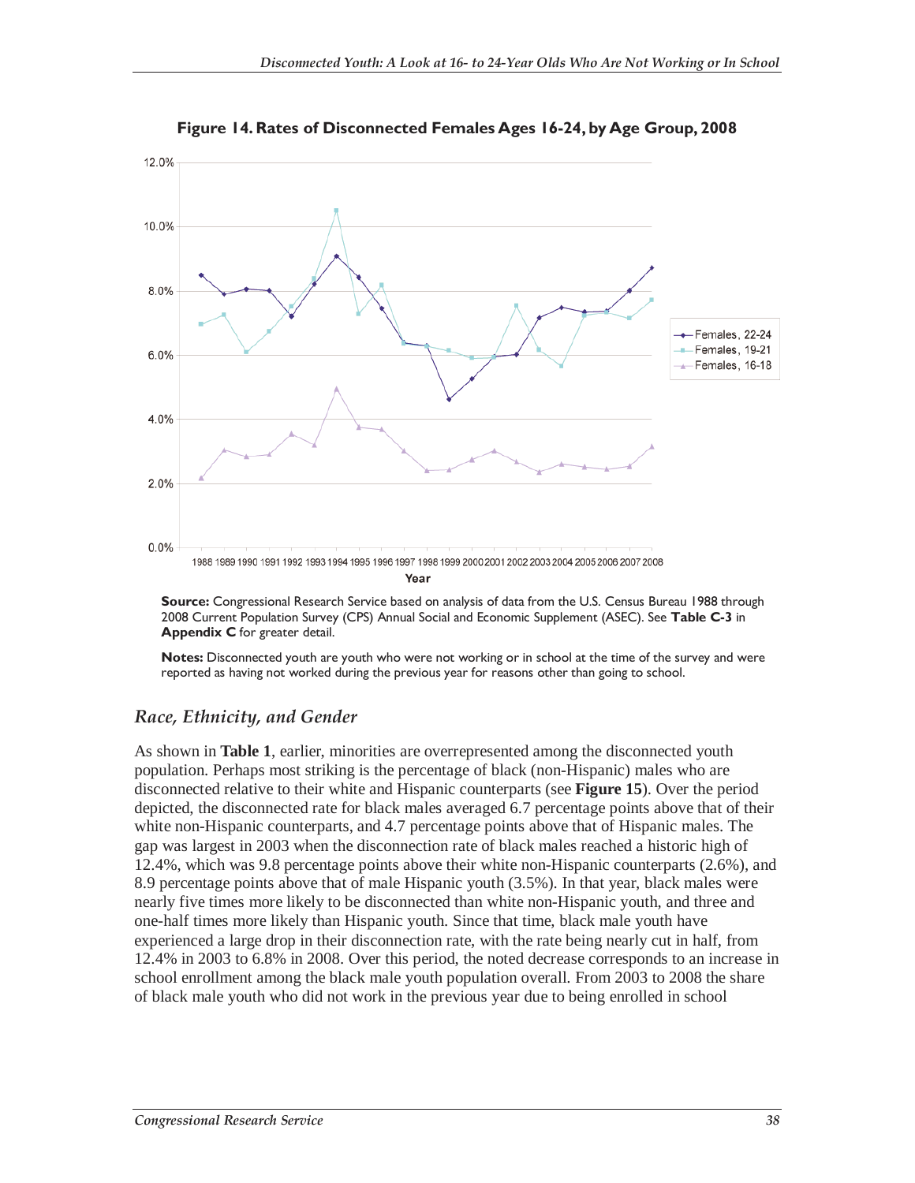**Figure 14. Rates of Disconnected Females Ages 16-24, by Age Group, 2008**

**Source:** Congressional Research Service based on analysis of data from the U.S. Census Bureau 1988 through 2008 Current Population Survey (CPS) Annual Social and Economic Supplement (ASEC). See **Table C-3** in **Appendix C** for greater detail.

**Notes:** Disconnected youth are youth who were not working or in school at the time of the survey and were reported as having not worked during the previous year for reasons other than going to school.

### *Race, Ethnicity, and Gender*

As shown in **Table 1**, earlier, minorities are overrepresented among the disconnected youth population. Perhaps most striking is the percentage of black (non-Hispanic) males who are disconnected relative to their white and Hispanic counterparts (see **Figure 15**). Over the period depicted, the disconnected rate for black males averaged 6.7 percentage points above that of their white non-Hispanic counterparts, and 4.7 percentage points above that of Hispanic males. The gap was largest in 2003 when the disconnection rate of black males reached a historic high of 12.4%, which was 9.8 percentage points above their white non-Hispanic counterparts (2.6%), and 8.9 percentage points above that of male Hispanic youth (3.5%). In that year, black males were nearly five times more likely to be disconnected than white non-Hispanic youth, and three and one-half times more likely than Hispanic youth. Since that time, black male youth have experienced a large drop in their disconnection rate, with the rate being nearly cut in half, from 12.4% in 2003 to 6.8% in 2008. Over this period, the noted decrease corresponds to an increase in school enrollment among the black male youth population overall. From 2003 to 2008 the share of black male youth who did not work in the previous year due to being enrolled in school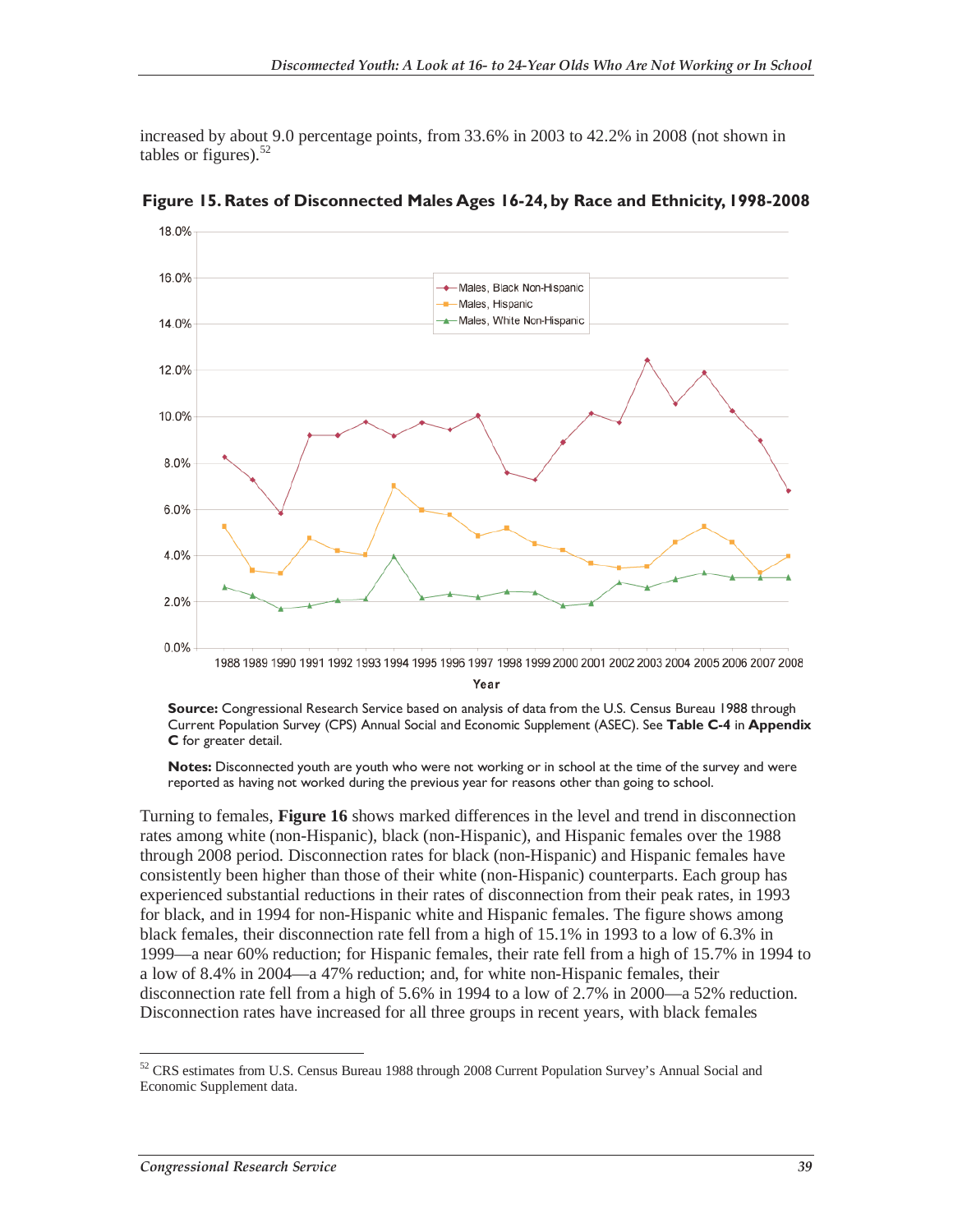increased by about 9.0 percentage points, from 33.6% in 2003 to 42.2% in 2008 (not shown in tables or figures).[52]

**Figure 15. Rates of Disconnected Males Ages 16-24, by Race and Ethnicity, 1998-2008**

**Source:** Congressional Research Service based on analysis of data from the U.S. Census Bureau 1988 through Current Population Survey (CPS) Annual Social and Economic Supplement (ASEC). See **Table C-4** in **Appendix C** for greater detail.

**Notes:** Disconnected youth are youth who were not working or in school at the time of the survey and were reported as having not worked during the previous year for reasons other than going to school.

Turning to females, **Figure 16** shows marked differences in the level and trend in disconnection rates among white (non-Hispanic), black (non-Hispanic), and Hispanic females over the 1988 through 2008 period. Disconnection rates for black (non-Hispanic) and Hispanic females have consistently been higher than those of their white (non-Hispanic) counterparts. Each group has experienced substantial reductions in their rates of disconnection from their peak rates, in 1993 for black, and in 1994 for non-Hispanic white and Hispanic females. The figure shows among black females, their disconnection rate fell from a high of 15.1% in 1993 to a low of 6.3% in 1999—a near 60% reduction; for Hispanic females, their rate fell from a high of 15.7% in 1994 to a low of 8.4% in 2004—a 47% reduction; and, for white non-Hispanic females, their disconnection rate fell from a high of 5.6% in 1994 to a low of 2.7% in 2000—a 52% reduction. Disconnection rates have increased for all three groups in recent years, with black females

[52] CRS estimates from U.S. Census Bureau 1988 through 2008 Current Population Survey's Annual Social and Economic Supplement data.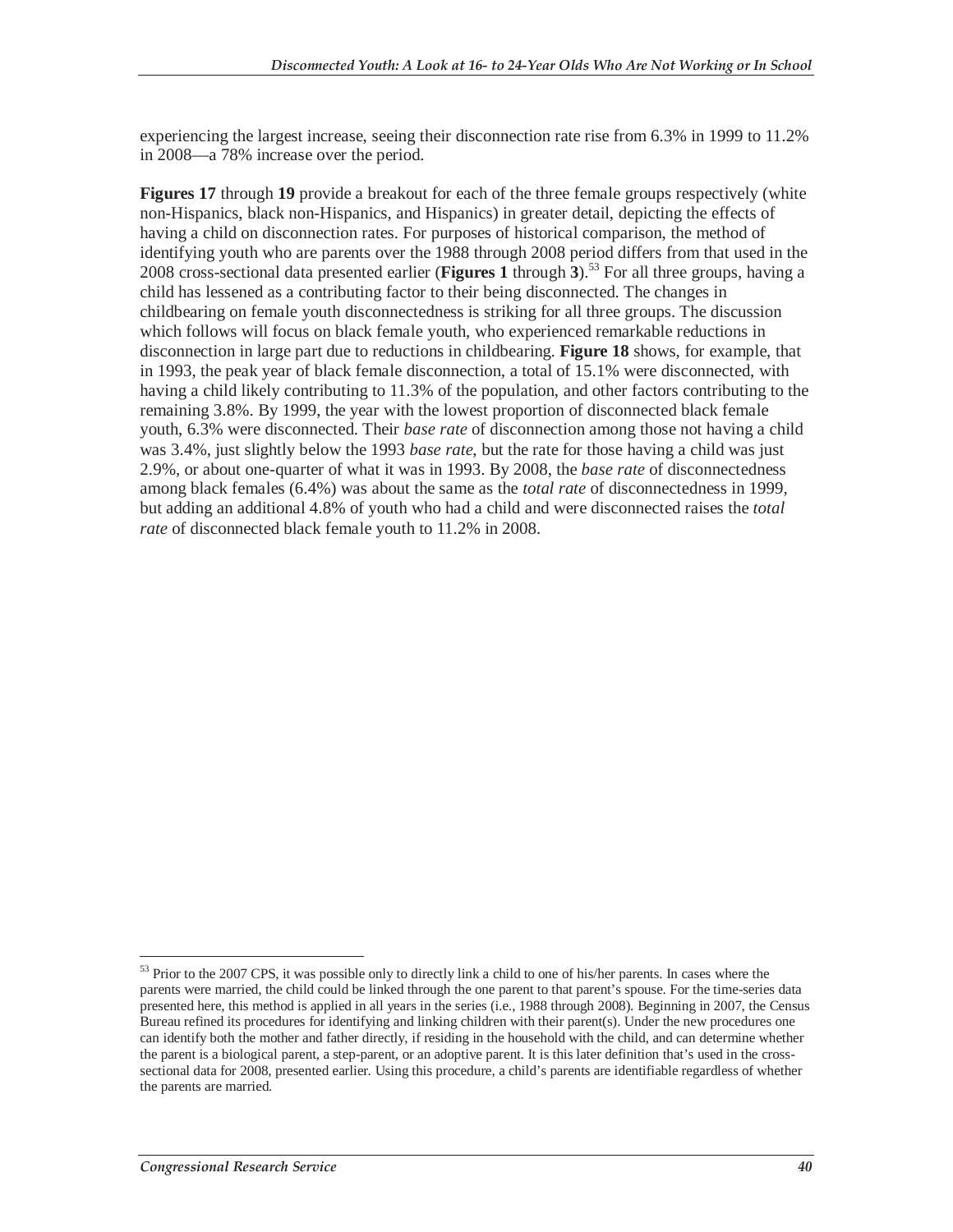experiencing the largest increase, seeing their disconnection rate rise from 6.3% in 1999 to 11.2% in 2008—a 78% increase over the period.

**Figures 17** through **19** provide a breakout for each of the three female groups respectively (white non-Hispanics, black non-Hispanics, and Hispanics) in greater detail, depicting the effects of having a child on disconnection rates. For purposes of historical comparison, the method of identifying youth who are parents over the 1988 through 2008 period differs from that used in the 2008 cross-sectional data presented earlier (**Figures 1** through **3**).[53] For all three groups, having a child has lessened as a contributing factor to their being disconnected. The changes in childbearing on female youth disconnectedness is striking for all three groups. The discussion which follows will focus on black female youth, who experienced remarkable reductions in disconnection in large part due to reductions in childbearing. **Figure 18** shows, for example, that in 1993, the peak year of black female disconnection, a total of 15.1% were disconnected, with having a child likely contributing to 11.3% of the population, and other factors contributing to the remaining 3.8%. By 1999, the year with the lowest proportion of disconnected black female youth, 6.3% were disconnected. Their *base rate* of disconnection among those not having a child was 3.4%, just slightly below the 1993 *base rate*, but the rate for those having a child was just 2.9%, or about one-quarter of what it was in 1993. By 2008, the *base rate* of disconnectedness among black females (6.4%) was about the same as the *total rate* of disconnectedness in 1999, but adding an additional 4.8% of youth who had a child and were disconnected raises the *total rate* of disconnected black female youth to 11.2% in 2008.

[53] Prior to the 2007 CPS, it was possible only to directly link a child to one of his/her parents. In cases where the parents were married, the child could be linked through the one parent to that parent's spouse. For the time-series data presented here, this method is applied in all years in the series (i.e., 1988 through 2008). Beginning in 2007, the Census Bureau refined its procedures for identifying and linking children with their parent(s). Under the new procedures one can identify both the mother and father directly, if residing in the household with the child, and can determine whether the parent is a biological parent, a step-parent, or an adoptive parent. It is this later definition that's used in the cross-sectional data for 2008, presented earlier. Using this procedure, a child's parents are identifiable regardless of whether the parents are married.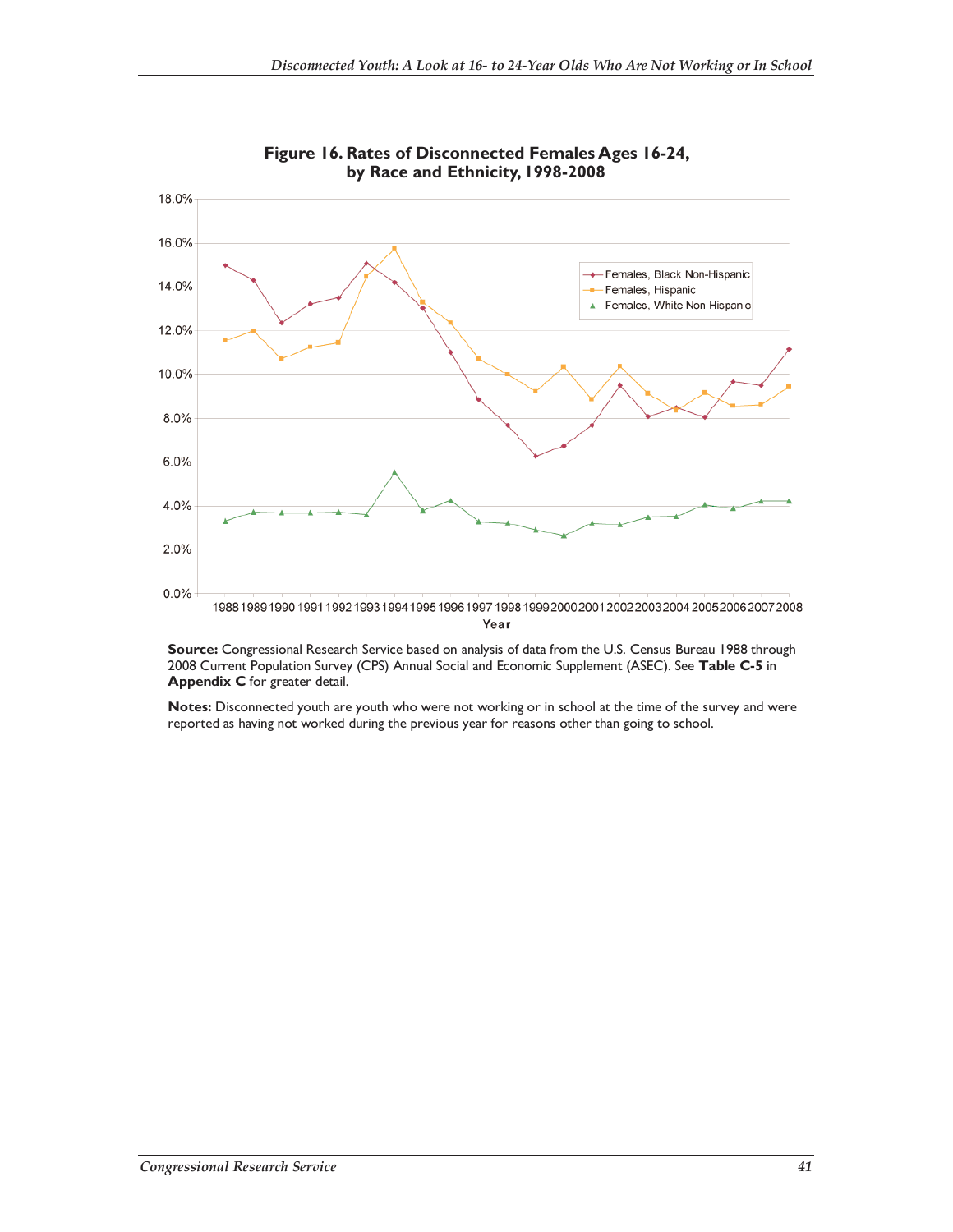**Figure 16. Rates of Disconnected Females Ages 16-24, by Race and Ethnicity, 1998-2008**

**Source:** Congressional Research Service based on analysis of data from the U.S. Census Bureau 1988 through 2008 Current Population Survey (CPS) Annual Social and Economic Supplement (ASEC). See **Table C-5** in **Appendix C** for greater detail.

**Notes:** Disconnected youth are youth who were not working or in school at the time of the survey and were reported as having not worked during the previous year for reasons other than going to school.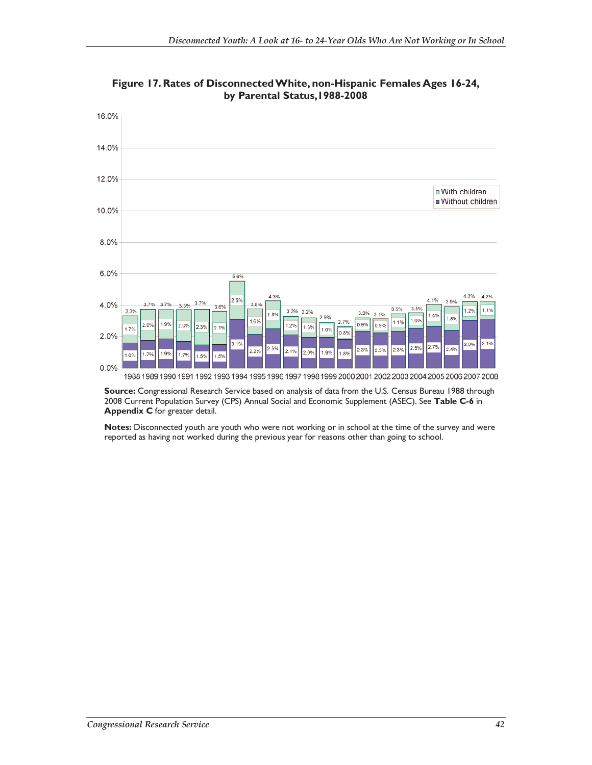**Figure 17. Rates of Disconnected White, non-Hispanic Females Ages 16-24, by Parental Status, 1988-2008**

| Year | Without children | With children | Total |
|---|---|---|---|
| 1988 | 1.6% | 1.7% | 3.3% |
| 1989 | 1.7% | 2.0% | 3.7% |
| 1990 | 1.9% | 1.9% | 3.7% |
| 1991 | 1.7% | 2.0% | 3.3% |
| 1992 | 1.5% | 2.3% | 3.7% |
| 1993 | 1.5% | 2.1% | 3.6% |
| 1994 | 3.1% | 2.5% | 5.6% |
| 1995 | 2.2% | 1.6% | 3.8% |
| 1996 | 2.5% | 1.8% | 4.3% |
| 1997 | 2.1% | 1.2% | 3.3% |
| 1998 | 2.0% | 1.3% | 2.2% |
| 1999 | 1.9% | 1.0% | 2.9% |
| 2000 | 1.8% | 0.8% | 2.7% |
| 2001 | 2.3% | 0.9% | 3.2% |
| 2002 | 2.3% | 0.9% | 3.1% |
| 2003 | 2.3% | 1.1% | 3.5% |
| 2004 | 2.5% | 1.0% | 3.5% |
| 2005 | 2.7% | 1.4% | 4.1% |
| 2006 | 2.4% | 1.5% | 3.9% |
| 2007 | 3.0% | 1.2% | 4.2% |
| 2008 | 3.1% | 1.1% | 4.2% |

**Source:** Congressional Research Service based on analysis of data from the U.S. Census Bureau 1988 through 2008 Current Population Survey (CPS) Annual Social and Economic Supplement (ASEC). See **Table C-6** in **Appendix C** for greater detail.

**Notes:** Disconnected youth are youth who were not working or in school at the time of the survey and were reported as having not worked during the previous year for reasons other than going to school.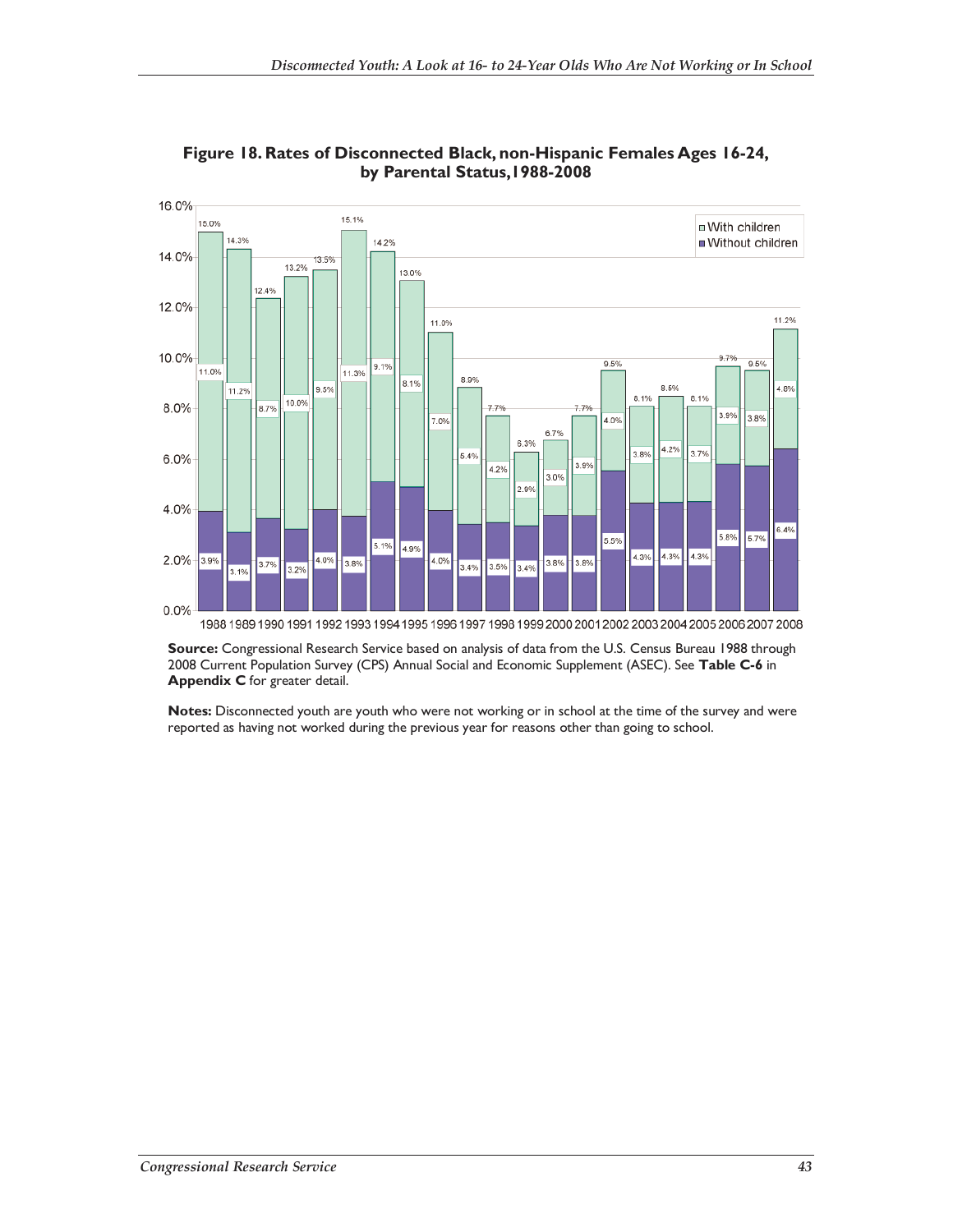**Figure 18. Rates of Disconnected Black, non-Hispanic Females Ages 16-24, by Parental Status, 1988-2008**

| Year | Without children | With children | Total |
| --- | --- | --- | --- |
| 1988 | 3.9% | 11.0% | 15.0% |
| 1989 | 3.1% | 11.2% | 14.3% |
| 1990 | 3.7% | 8.7% | 12.4% |
| 1991 | 3.2% | 10.0% | 13.2% |
| 1992 | 4.0% | 9.5% | 13.5% |
| 1993 | 3.8% | 11.3% | 15.1% |
| 1994 | 5.1% | 9.1% | 14.2% |
| 1995 | 4.9% | 8.1% | 13.0% |
| 1996 | 4.0% | 7.0% | 11.0% |
| 1997 | 3.4% | 5.4% | 8.9% |
| 1998 | 3.5% | 4.2% | 7.7% |
| 1999 | 3.4% | 2.9% | 6.3% |
| 2000 | 3.8% | 3.0% | 6.7% |
| 2001 | 3.8% | 3.9% | 7.7% |
| 2002 | 5.5% | 4.0% | 9.5% |
| 2003 | 4.3% | 3.8% | 8.1% |
| 2004 | 4.3% | 4.2% | 8.5% |
| 2005 | 4.3% | 3.7% | 8.1% |
| 2006 | 5.8% | 3.9% | 9.7% |
| 2007 | 5.7% | 3.8% | 9.5% |
| 2008 | 6.4% | 4.8% | 11.2% |

**Source:** Congressional Research Service based on analysis of data from the U.S. Census Bureau 1988 through 2008 Current Population Survey (CPS) Annual Social and Economic Supplement (ASEC). See **Table C-6** in **Appendix C** for greater detail.

**Notes:** Disconnected youth are youth who were not working or in school at the time of the survey and were reported as having not worked during the previous year for reasons other than going to school.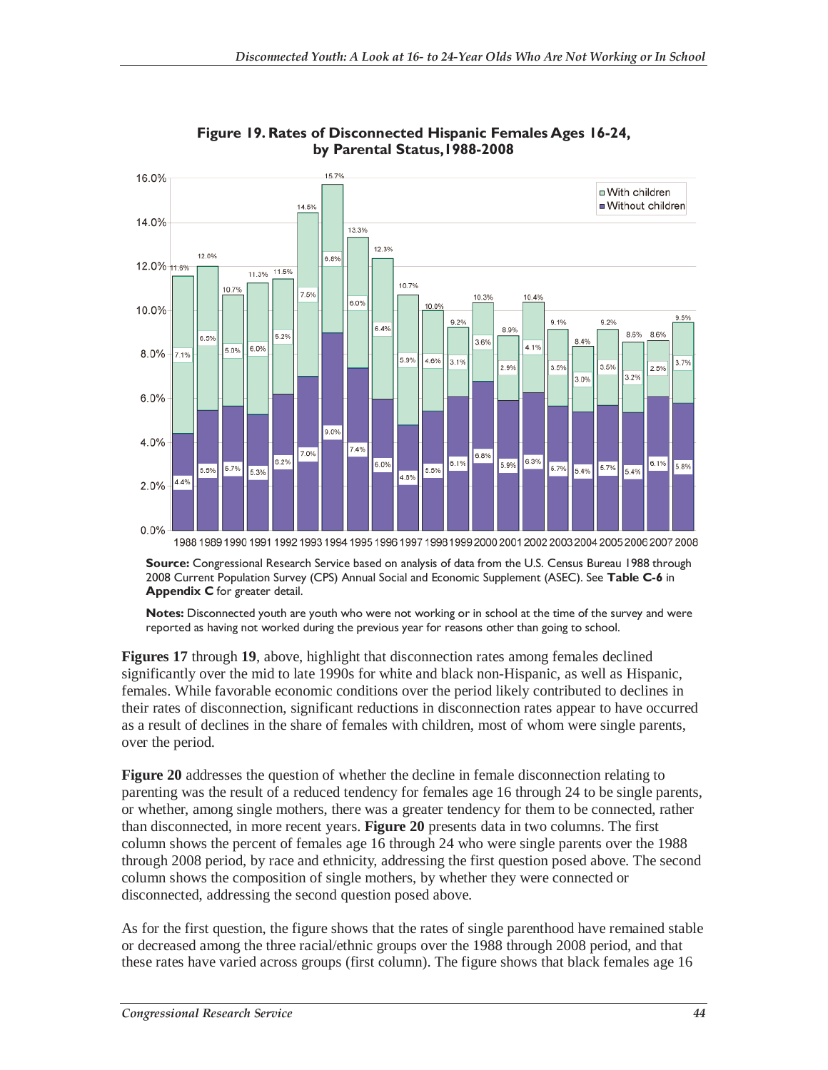**Figure 19. Rates of Disconnected Hispanic Females Ages 16-24, by Parental Status, 1988-2008**

| Year | Without children | With children | Total |
|---|---|---|---|
| 1988 | 4.4% | 7.1% | 11.6% |
| 1989 | 5.5% | 6.5% | 12.0% |
| 1990 | 5.7% | 5.0% | 10.7% |
| 1991 | 5.3% | 6.0% | 11.3% |
| 1992 | 6.2% | 5.2% | 11.5% |
| 1993 | 7.0% | 7.5% | 14.5% |
| 1994 | 9.0% | 6.8% | 15.7% |
| 1995 | 7.4% | 6.0% | 13.3% |
| 1996 | 6.0% | 6.4% | 12.3% |
| 1997 | 4.8% | 5.9% | 10.7% |
| 1998 | 5.5% | 4.6% | 10.0% |
| 1999 | 6.1% | 3.1% | 9.2% |
| 2000 | 6.8% | 3.6% | 10.3% |
| 2001 | 5.9% | 2.9% | 8.9% |
| 2002 | 6.3% | 4.1% | 10.4% |
| 2003 | 5.7% | 3.5% | 9.1% |
| 2004 | 5.4% | 3.0% | 8.4% |
| 2005 | 5.7% | 3.5% | 9.2% |
| 2006 | 5.4% | 3.2% | 8.6% |
| 2007 | 6.1% | 2.5% | 8.6% |
| 2008 | 5.8% | 3.7% | 9.5% |

**Source:** Congressional Research Service based on analysis of data from the U.S. Census Bureau 1988 through 2008 Current Population Survey (CPS) Annual Social and Economic Supplement (ASEC). See **Table C-6** in **Appendix C** for greater detail.

**Notes:** Disconnected youth are youth who were not working or in school at the time of the survey and were reported as having not worked during the previous year for reasons other than going to school.

**Figures 17** through **19**, above, highlight that disconnection rates among females declined significantly over the mid to late 1990s for white and black non-Hispanic, as well as Hispanic, females. While favorable economic conditions over the period likely contributed to declines in their rates of disconnection, significant reductions in disconnection rates appear to have occurred as a result of declines in the share of females with children, most of whom were single parents, over the period.

**Figure 20** addresses the question of whether the decline in female disconnection relating to parenting was the result of a reduced tendency for females age 16 through 24 to be single parents, or whether, among single mothers, there was a greater tendency for them to be connected, rather than disconnected, in more recent years. **Figure 20** presents data in two columns. The first column shows the percent of females age 16 through 24 who were single parents over the 1988 through 2008 period, by race and ethnicity, addressing the first question posed above. The second column shows the composition of single mothers, by whether they were connected or disconnected, addressing the second question posed above.

As for the first question, the figure shows that the rates of single parenthood have remained stable or decreased among the three racial/ethnic groups over the 1988 through 2008 period, and that these rates have varied across groups (first column). The figure shows that black females age 16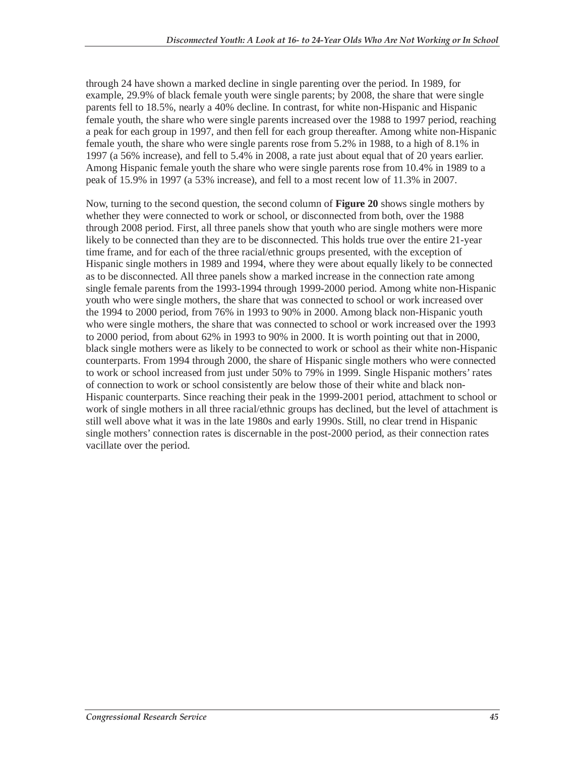through 24 have shown a marked decline in single parenting over the period. In 1989, for example, 29.9% of black female youth were single parents; by 2008, the share that were single parents fell to 18.5%, nearly a 40% decline. In contrast, for white non-Hispanic and Hispanic female youth, the share who were single parents increased over the 1988 to 1997 period, reaching a peak for each group in 1997, and then fell for each group thereafter. Among white non-Hispanic female youth, the share who were single parents rose from 5.2% in 1988, to a high of 8.1% in 1997 (a 56% increase), and fell to 5.4% in 2008, a rate just about equal that of 20 years earlier. Among Hispanic female youth the share who were single parents rose from 10.4% in 1989 to a peak of 15.9% in 1997 (a 53% increase), and fell to a most recent low of 11.3% in 2007.

Now, turning to the second question, the second column of **Figure 20** shows single mothers by whether they were connected to work or school, or disconnected from both, over the 1988 through 2008 period. First, all three panels show that youth who are single mothers were more likely to be connected than they are to be disconnected. This holds true over the entire 21-year time frame, and for each of the three racial/ethnic groups presented, with the exception of Hispanic single mothers in 1989 and 1994, where they were about equally likely to be connected as to be disconnected. All three panels show a marked increase in the connection rate among single female parents from the 1993-1994 through 1999-2000 period. Among white non-Hispanic youth who were single mothers, the share that was connected to school or work increased over the 1994 to 2000 period, from 76% in 1993 to 90% in 2000. Among black non-Hispanic youth who were single mothers, the share that was connected to school or work increased over the 1993 to 2000 period, from about 62% in 1993 to 90% in 2000. It is worth pointing out that in 2000, black single mothers were as likely to be connected to work or school as their white non-Hispanic counterparts. From 1994 through 2000, the share of Hispanic single mothers who were connected to work or school increased from just under 50% to 79% in 1999. Single Hispanic mothers' rates of connection to work or school consistently are below those of their white and black non-Hispanic counterparts. Since reaching their peak in the 1999-2001 period, attachment to school or work of single mothers in all three racial/ethnic groups has declined, but the level of attachment is still well above what it was in the late 1980s and early 1990s. Still, no clear trend in Hispanic single mothers' connection rates is discernable in the post-2000 period, as their connection rates vacillate over the period.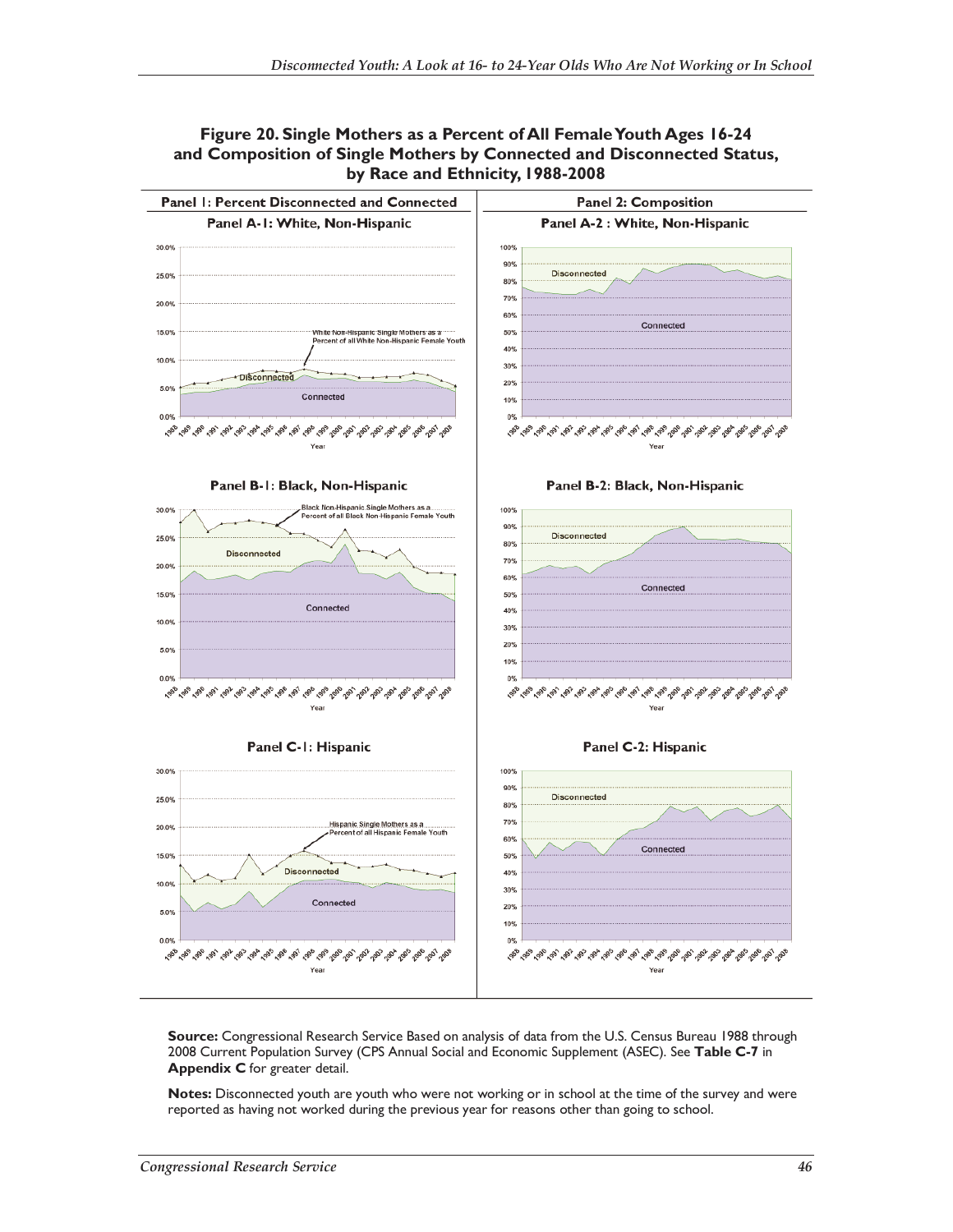**Figure 20. Single Mothers as a Percent of All Female Youth Ages 16-24 and Composition of Single Mothers by Connected and Disconnected Status, by Race and Ethnicity, 1988-2008**

Panel 1: Percent Disconnected and Connected

Panel A-1: White, Non-Hispanic

Panel B-1: Black, Non-Hispanic

Panel C-1: Hispanic

Panel 2: Composition

Panel A-2 : White, Non-Hispanic

Panel B-2: Black, Non-Hispanic

Panel C-2: Hispanic

**Source:** Congressional Research Service Based on analysis of data from the U.S. Census Bureau 1988 through 2008 Current Population Survey (CPS Annual Social and Economic Supplement (ASEC). See **Table C-7** in **Appendix C** for greater detail.

**Notes:** Disconnected youth are youth who were not working or in school at the time of the survey and were reported as having not worked during the previous year for reasons other than going to school.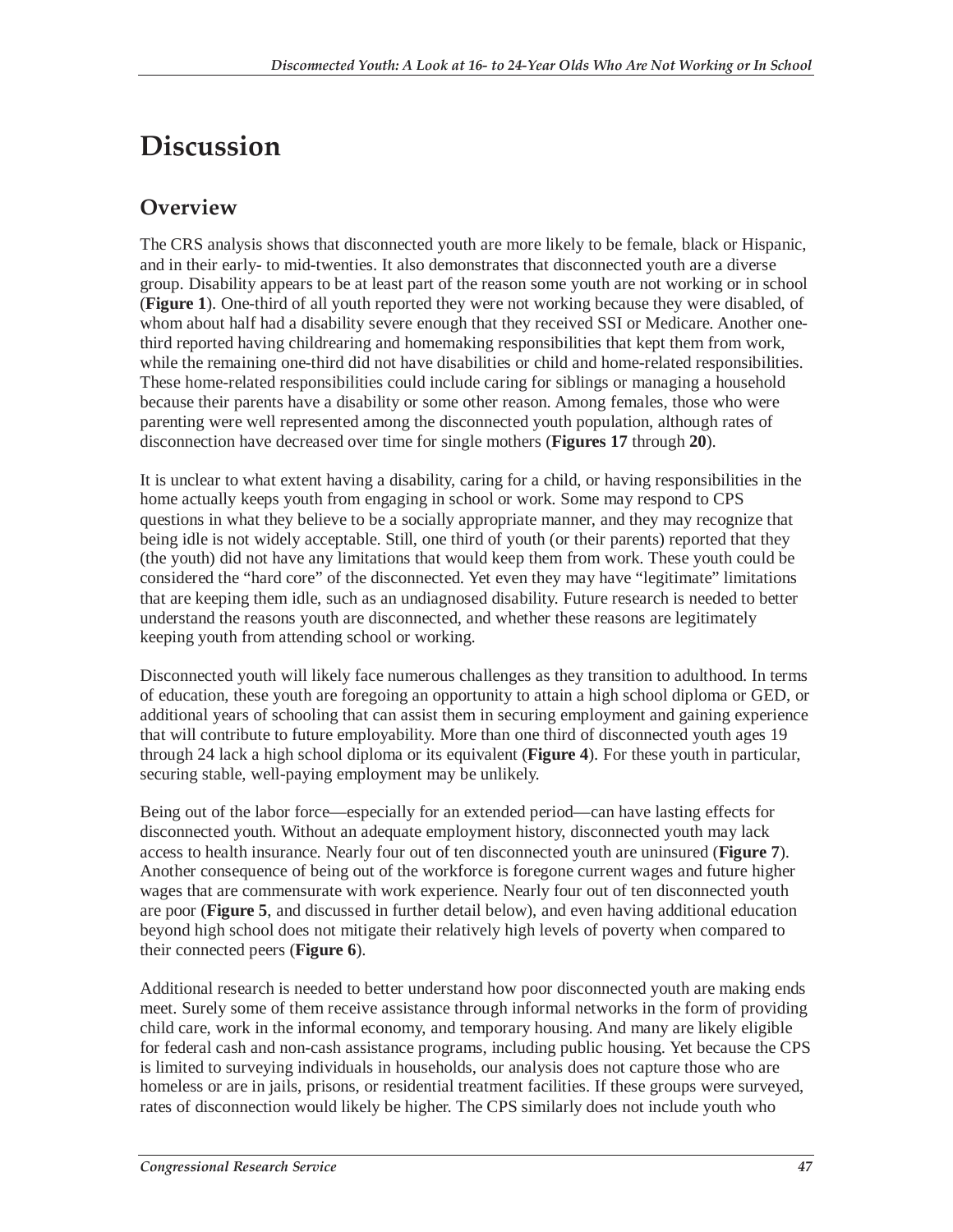# Discussion

## Overview

The CRS analysis shows that disconnected youth are more likely to be female, black or Hispanic, and in their early- to mid-twenties. It also demonstrates that disconnected youth are a diverse group. Disability appears to be at least part of the reason some youth are not working or in school (**Figure 1**). One-third of all youth reported they were not working because they were disabled, of whom about half had a disability severe enough that they received SSI or Medicare. Another one-third reported having childrearing and homemaking responsibilities that kept them from work, while the remaining one-third did not have disabilities or child and home-related responsibilities. These home-related responsibilities could include caring for siblings or managing a household because their parents have a disability or some other reason. Among females, those who were parenting were well represented among the disconnected youth population, although rates of disconnection have decreased over time for single mothers (**Figures 17** through **20**).

It is unclear to what extent having a disability, caring for a child, or having responsibilities in the home actually keeps youth from engaging in school or work. Some may respond to CPS questions in what they believe to be a socially appropriate manner, and they may recognize that being idle is not widely acceptable. Still, one third of youth (or their parents) reported that they (the youth) did not have any limitations that would keep them from work. These youth could be considered the "hard core" of the disconnected. Yet even they may have "legitimate" limitations that are keeping them idle, such as an undiagnosed disability. Future research is needed to better understand the reasons youth are disconnected, and whether these reasons are legitimately keeping youth from attending school or working.

Disconnected youth will likely face numerous challenges as they transition to adulthood. In terms of education, these youth are foregoing an opportunity to attain a high school diploma or GED, or additional years of schooling that can assist them in securing employment and gaining experience that will contribute to future employability. More than one third of disconnected youth ages 19 through 24 lack a high school diploma or its equivalent (**Figure 4**). For these youth in particular, securing stable, well-paying employment may be unlikely.

Being out of the labor force—especially for an extended period—can have lasting effects for disconnected youth. Without an adequate employment history, disconnected youth may lack access to health insurance. Nearly four out of ten disconnected youth are uninsured (**Figure 7**). Another consequence of being out of the workforce is foregone current wages and future higher wages that are commensurate with work experience. Nearly four out of ten disconnected youth are poor (**Figure 5**, and discussed in further detail below), and even having additional education beyond high school does not mitigate their relatively high levels of poverty when compared to their connected peers (**Figure 6**).

Additional research is needed to better understand how poor disconnected youth are making ends meet. Surely some of them receive assistance through informal networks in the form of providing child care, work in the informal economy, and temporary housing. And many are likely eligible for federal cash and non-cash assistance programs, including public housing. Yet because the CPS is limited to surveying individuals in households, our analysis does not capture those who are homeless or are in jails, prisons, or residential treatment facilities. If these groups were surveyed, rates of disconnection would likely be higher. The CPS similarly does not include youth who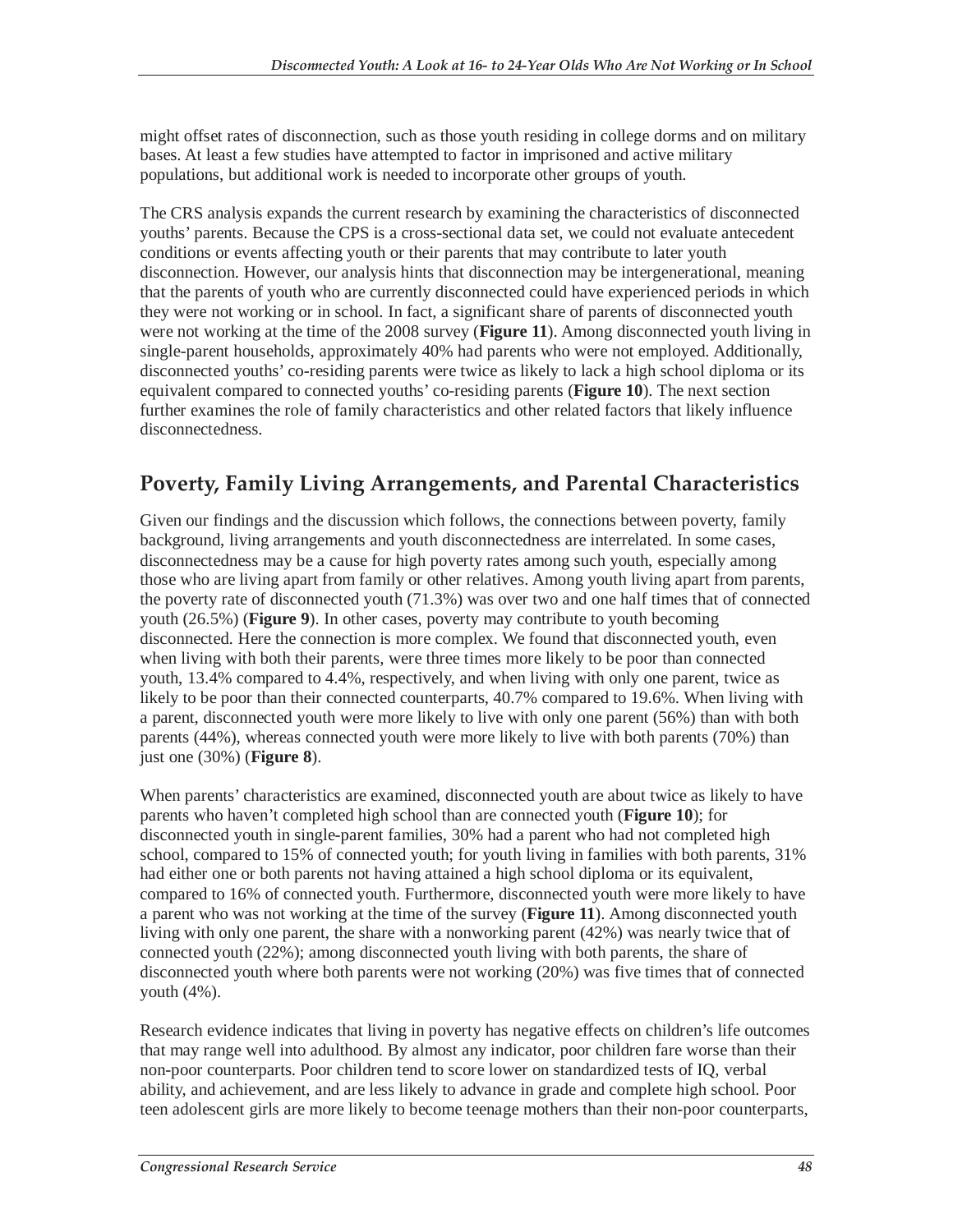might offset rates of disconnection, such as those youth residing in college dorms and on military bases. At least a few studies have attempted to factor in imprisoned and active military populations, but additional work is needed to incorporate other groups of youth.

The CRS analysis expands the current research by examining the characteristics of disconnected youths' parents. Because the CPS is a cross-sectional data set, we could not evaluate antecedent conditions or events affecting youth or their parents that may contribute to later youth disconnection. However, our analysis hints that disconnection may be intergenerational, meaning that the parents of youth who are currently disconnected could have experienced periods in which they were not working or in school. In fact, a significant share of parents of disconnected youth were not working at the time of the 2008 survey (**Figure 11**). Among disconnected youth living in single-parent households, approximately 40% had parents who were not employed. Additionally, disconnected youths' co-residing parents were twice as likely to lack a high school diploma or its equivalent compared to connected youths' co-residing parents (**Figure 10**). The next section further examines the role of family characteristics and other related factors that likely influence disconnectedness.

## Poverty, Family Living Arrangements, and Parental Characteristics

Given our findings and the discussion which follows, the connections between poverty, family background, living arrangements and youth disconnectedness are interrelated. In some cases, disconnectedness may be a cause for high poverty rates among such youth, especially among those who are living apart from family or other relatives. Among youth living apart from parents, the poverty rate of disconnected youth (71.3%) was over two and one half times that of connected youth (26.5%) (**Figure 9**). In other cases, poverty may contribute to youth becoming disconnected. Here the connection is more complex. We found that disconnected youth, even when living with both their parents, were three times more likely to be poor than connected youth, 13.4% compared to 4.4%, respectively, and when living with only one parent, twice as likely to be poor than their connected counterparts, 40.7% compared to 19.6%. When living with a parent, disconnected youth were more likely to live with only one parent (56%) than with both parents (44%), whereas connected youth were more likely to live with both parents (70%) than just one (30%) (**Figure 8**).

When parents' characteristics are examined, disconnected youth are about twice as likely to have parents who haven't completed high school than are connected youth (**Figure 10**); for disconnected youth in single-parent families, 30% had a parent who had not completed high school, compared to 15% of connected youth; for youth living in families with both parents, 31% had either one or both parents not having attained a high school diploma or its equivalent, compared to 16% of connected youth. Furthermore, disconnected youth were more likely to have a parent who was not working at the time of the survey (**Figure 11**). Among disconnected youth living with only one parent, the share with a nonworking parent (42%) was nearly twice that of connected youth (22%); among disconnected youth living with both parents, the share of disconnected youth where both parents were not working (20%) was five times that of connected youth (4%).

Research evidence indicates that living in poverty has negative effects on children's life outcomes that may range well into adulthood. By almost any indicator, poor children fare worse than their non-poor counterparts. Poor children tend to score lower on standardized tests of IQ, verbal ability, and achievement, and are less likely to advance in grade and complete high school. Poor teen adolescent girls are more likely to become teenage mothers than their non-poor counterparts,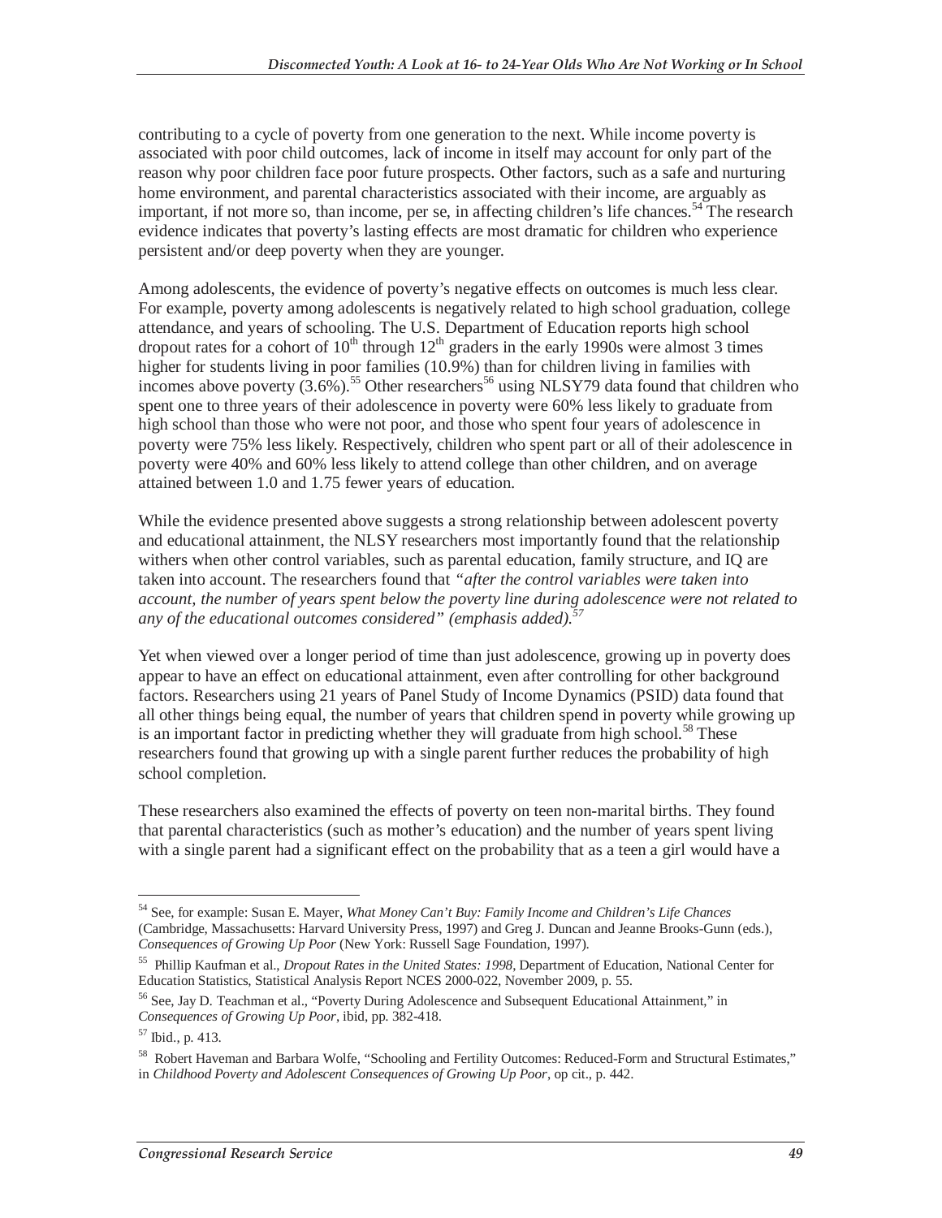contributing to a cycle of poverty from one generation to the next. While income poverty is associated with poor child outcomes, lack of income in itself may account for only part of the reason why poor children face poor future prospects. Other factors, such as a safe and nurturing home environment, and parental characteristics associated with their income, are arguably as important, if not more so, than income, per se, in affecting children's life chances.[54] The research evidence indicates that poverty's lasting effects are most dramatic for children who experience persistent and/or deep poverty when they are younger.

Among adolescents, the evidence of poverty's negative effects on outcomes is much less clear. For example, poverty among adolescents is negatively related to high school graduation, college attendance, and years of schooling. The U.S. Department of Education reports high school dropout rates for a cohort of 10th through 12th graders in the early 1990s were almost 3 times higher for students living in poor families (10.9%) than for children living in families with incomes above poverty (3.6%).[55] Other researchers[56] using NLSY79 data found that children who spent one to three years of their adolescence in poverty were 60% less likely to graduate from high school than those who were not poor, and those who spent four years of adolescence in poverty were 75% less likely. Respectively, children who spent part or all of their adolescence in poverty were 40% and 60% less likely to attend college than other children, and on average attained between 1.0 and 1.75 fewer years of education.

While the evidence presented above suggests a strong relationship between adolescent poverty and educational attainment, the NLSY researchers most importantly found that the relationship withers when other control variables, such as parental education, family structure, and IQ are taken into account. The researchers found that *"after the control variables were taken into account, the number of years spent below the poverty line during adolescence were not related to any of the educational outcomes considered" (emphasis added).*[57]

Yet when viewed over a longer period of time than just adolescence, growing up in poverty does appear to have an effect on educational attainment, even after controlling for other background factors. Researchers using 21 years of Panel Study of Income Dynamics (PSID) data found that all other things being equal, the number of years that children spend in poverty while growing up is an important factor in predicting whether they will graduate from high school.[58] These researchers found that growing up with a single parent further reduces the probability of high school completion.

These researchers also examined the effects of poverty on teen non-marital births. They found that parental characteristics (such as mother's education) and the number of years spent living with a single parent had a significant effect on the probability that as a teen a girl would have a

---

[54] See, for example: Susan E. Mayer, *What Money Can't Buy: Family Income and Children's Life Chances* (Cambridge, Massachusetts: Harvard University Press, 1997) and Greg J. Duncan and Jeanne Brooks-Gunn (eds.), *Consequences of Growing Up Poor* (New York: Russell Sage Foundation, 1997).

[55] Phillip Kaufman et al., *Dropout Rates in the United States: 1998*, Department of Education, National Center for Education Statistics, Statistical Analysis Report NCES 2000-022, November 2009, p. 55.

[56] See, Jay D. Teachman et al., "Poverty During Adolescence and Subsequent Educational Attainment," in *Consequences of Growing Up Poor*, ibid, pp. 382-418.

[57] Ibid., p. 413.

[58] Robert Haveman and Barbara Wolfe, "Schooling and Fertility Outcomes: Reduced-Form and Structural Estimates," in *Childhood Poverty and Adolescent Consequences of Growing Up Poor*, op cit., p. 442.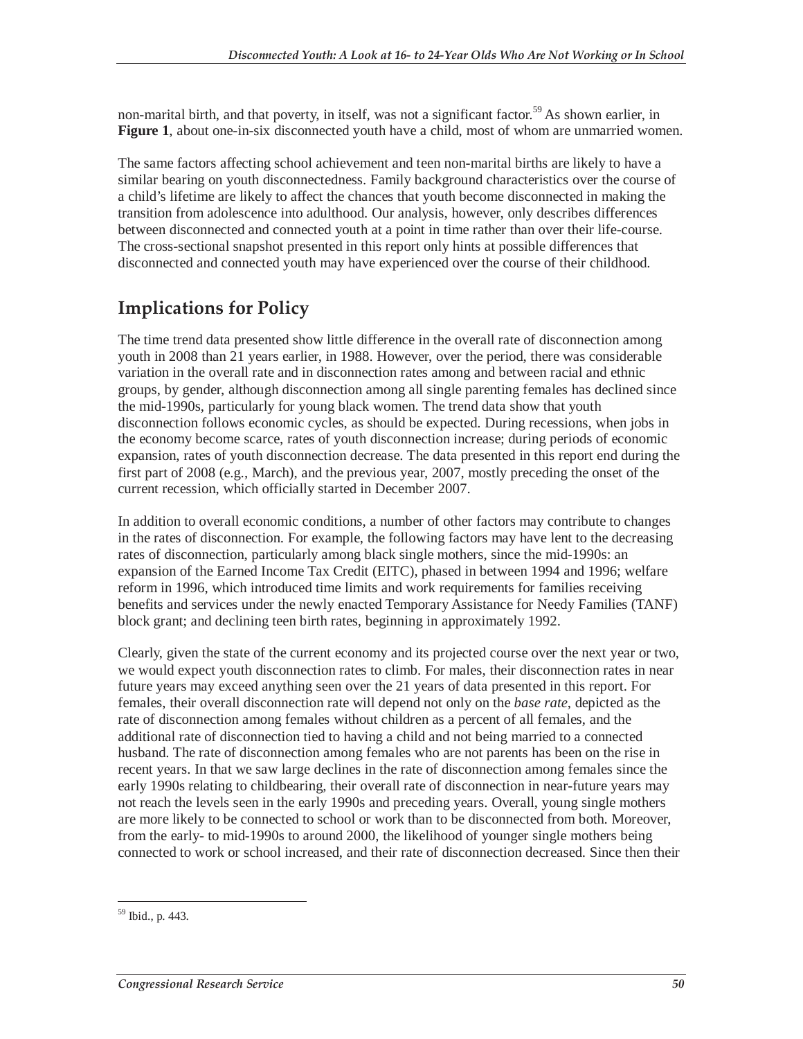non-marital birth, and that poverty, in itself, was not a significant factor.[59] As shown earlier, in **Figure 1**, about one-in-six disconnected youth have a child, most of whom are unmarried women.

The same factors affecting school achievement and teen non-marital births are likely to have a similar bearing on youth disconnectedness. Family background characteristics over the course of a child's lifetime are likely to affect the chances that youth become disconnected in making the transition from adolescence into adulthood. Our analysis, however, only describes differences between disconnected and connected youth at a point in time rather than over their life-course. The cross-sectional snapshot presented in this report only hints at possible differences that disconnected and connected youth may have experienced over the course of their childhood.

## Implications for Policy

The time trend data presented show little difference in the overall rate of disconnection among youth in 2008 than 21 years earlier, in 1988. However, over the period, there was considerable variation in the overall rate and in disconnection rates among and between racial and ethnic groups, by gender, although disconnection among all single parenting females has declined since the mid-1990s, particularly for young black women. The trend data show that youth disconnection follows economic cycles, as should be expected. During recessions, when jobs in the economy become scarce, rates of youth disconnection increase; during periods of economic expansion, rates of youth disconnection decrease. The data presented in this report end during the first part of 2008 (e.g., March), and the previous year, 2007, mostly preceding the onset of the current recession, which officially started in December 2007.

In addition to overall economic conditions, a number of other factors may contribute to changes in the rates of disconnection. For example, the following factors may have lent to the decreasing rates of disconnection, particularly among black single mothers, since the mid-1990s: an expansion of the Earned Income Tax Credit (EITC), phased in between 1994 and 1996; welfare reform in 1996, which introduced time limits and work requirements for families receiving benefits and services under the newly enacted Temporary Assistance for Needy Families (TANF) block grant; and declining teen birth rates, beginning in approximately 1992.

Clearly, given the state of the current economy and its projected course over the next year or two, we would expect youth disconnection rates to climb. For males, their disconnection rates in near future years may exceed anything seen over the 21 years of data presented in this report. For females, their overall disconnection rate will depend not only on the *base rate*, depicted as the rate of disconnection among females without children as a percent of all females, and the additional rate of disconnection tied to having a child and not being married to a connected husband. The rate of disconnection among females who are not parents has been on the rise in recent years. In that we saw large declines in the rate of disconnection among females since the early 1990s relating to childbearing, their overall rate of disconnection in near-future years may not reach the levels seen in the early 1990s and preceding years. Overall, young single mothers are more likely to be connected to school or work than to be disconnected from both. Moreover, from the early- to mid-1990s to around 2000, the likelihood of younger single mothers being connected to work or school increased, and their rate of disconnection decreased. Since then their

---

[59] Ibid., p. 443.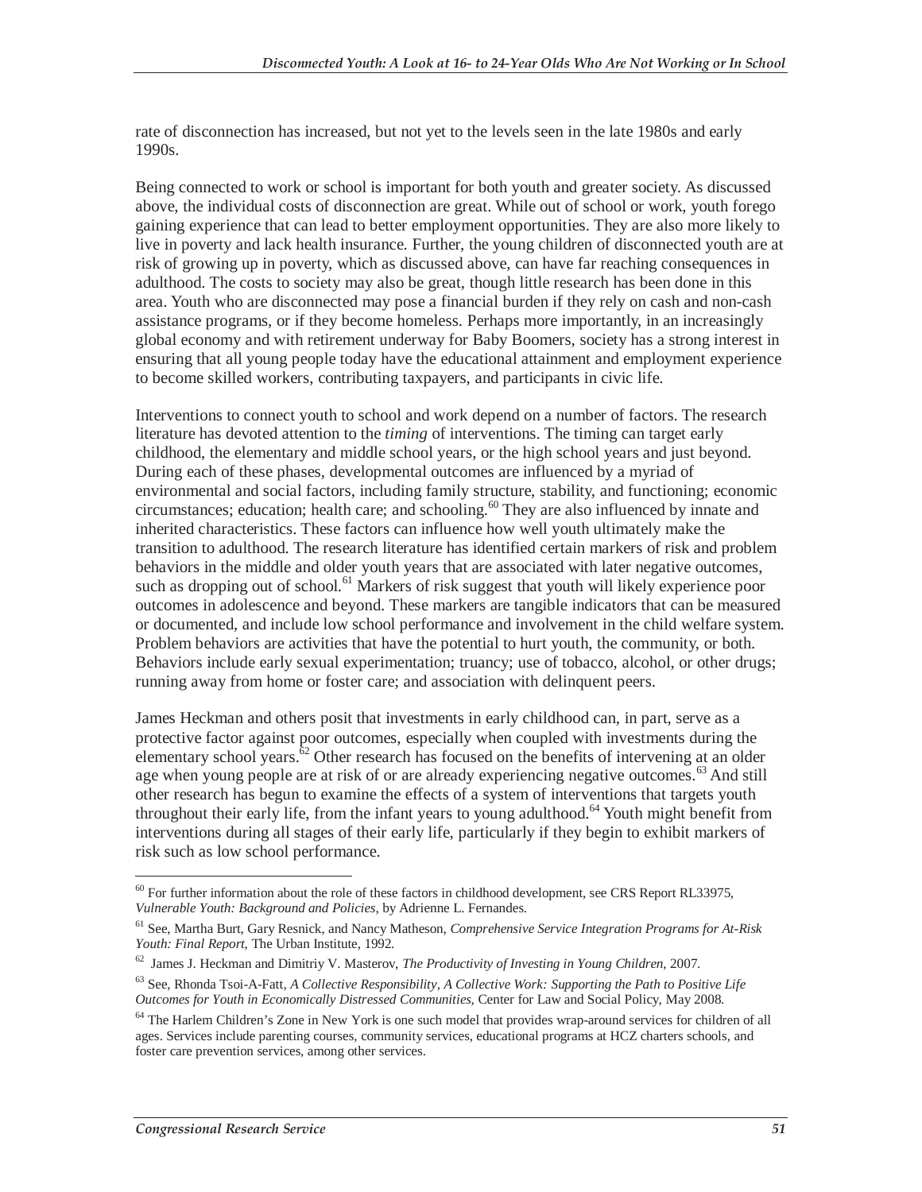rate of disconnection has increased, but not yet to the levels seen in the late 1980s and early 1990s.

Being connected to work or school is important for both youth and greater society. As discussed above, the individual costs of disconnection are great. While out of school or work, youth forego gaining experience that can lead to better employment opportunities. They are also more likely to live in poverty and lack health insurance. Further, the young children of disconnected youth are at risk of growing up in poverty, which as discussed above, can have far reaching consequences in adulthood. The costs to society may also be great, though little research has been done in this area. Youth who are disconnected may pose a financial burden if they rely on cash and non-cash assistance programs, or if they become homeless. Perhaps more importantly, in an increasingly global economy and with retirement underway for Baby Boomers, society has a strong interest in ensuring that all young people today have the educational attainment and employment experience to become skilled workers, contributing taxpayers, and participants in civic life.

Interventions to connect youth to school and work depend on a number of factors. The research literature has devoted attention to the *timing* of interventions. The timing can target early childhood, the elementary and middle school years, or the high school years and just beyond. During each of these phases, developmental outcomes are influenced by a myriad of environmental and social factors, including family structure, stability, and functioning; economic circumstances; education; health care; and schooling.[60] They are also influenced by innate and inherited characteristics. These factors can influence how well youth ultimately make the transition to adulthood. The research literature has identified certain markers of risk and problem behaviors in the middle and older youth years that are associated with later negative outcomes, such as dropping out of school.[61] Markers of risk suggest that youth will likely experience poor outcomes in adolescence and beyond. These markers are tangible indicators that can be measured or documented, and include low school performance and involvement in the child welfare system. Problem behaviors are activities that have the potential to hurt youth, the community, or both. Behaviors include early sexual experimentation; truancy; use of tobacco, alcohol, or other drugs; running away from home or foster care; and association with delinquent peers.

James Heckman and others posit that investments in early childhood can, in part, serve as a protective factor against poor outcomes, especially when coupled with investments during the elementary school years.[62] Other research has focused on the benefits of intervening at an older age when young people are at risk of or are already experiencing negative outcomes.[63] And still other research has begun to examine the effects of a system of interventions that targets youth throughout their early life, from the infant years to young adulthood.[64] Youth might benefit from interventions during all stages of their early life, particularly if they begin to exhibit markers of risk such as low school performance.

[60] For further information about the role of these factors in childhood development, see CRS Report RL33975, *Vulnerable Youth: Background and Policies*, by Adrienne L. Fernandes.

[61] See, Martha Burt, Gary Resnick, and Nancy Matheson, *Comprehensive Service Integration Programs for At-Risk Youth: Final Report*, The Urban Institute, 1992.

[62] James J. Heckman and Dimitriy V. Masterov, *The Productivity of Investing in Young Children*, 2007.

[63] See, Rhonda Tsoi-A-Fatt, *A Collective Responsibility, A Collective Work: Supporting the Path to Positive Life Outcomes for Youth in Economically Distressed Communities*, Center for Law and Social Policy, May 2008.

[64] The Harlem Children's Zone in New York is one such model that provides wrap-around services for children of all ages. Services include parenting courses, community services, educational programs at HCZ charters schools, and foster care prevention services, among other services.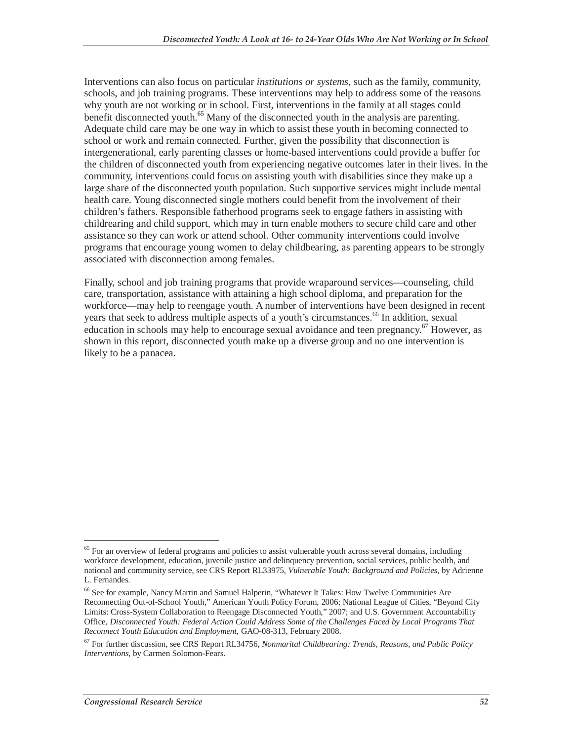Interventions can also focus on particular *institutions or systems*, such as the family, community, schools, and job training programs. These interventions may help to address some of the reasons why youth are not working or in school. First, interventions in the family at all stages could benefit disconnected youth.[65] Many of the disconnected youth in the analysis are parenting. Adequate child care may be one way in which to assist these youth in becoming connected to school or work and remain connected. Further, given the possibility that disconnection is intergenerational, early parenting classes or home-based interventions could provide a buffer for the children of disconnected youth from experiencing negative outcomes later in their lives. In the community, interventions could focus on assisting youth with disabilities since they make up a large share of the disconnected youth population. Such supportive services might include mental health care. Young disconnected single mothers could benefit from the involvement of their children's fathers. Responsible fatherhood programs seek to engage fathers in assisting with childrearing and child support, which may in turn enable mothers to secure child care and other assistance so they can work or attend school. Other community interventions could involve programs that encourage young women to delay childbearing, as parenting appears to be strongly associated with disconnection among females.

Finally, school and job training programs that provide wraparound services—counseling, child care, transportation, assistance with attaining a high school diploma, and preparation for the workforce—may help to reengage youth. A number of interventions have been designed in recent years that seek to address multiple aspects of a youth's circumstances.[66] In addition, sexual education in schools may help to encourage sexual avoidance and teen pregnancy.[67] However, as shown in this report, disconnected youth make up a diverse group and no one intervention is likely to be a panacea.

---

[65] For an overview of federal programs and policies to assist vulnerable youth across several domains, including workforce development, education, juvenile justice and delinquency prevention, social services, public health, and national and community service, see CRS Report RL33975, *Vulnerable Youth: Background and Policies*, by Adrienne L. Fernandes.

[66] See for example, Nancy Martin and Samuel Halperin, "Whatever It Takes: How Twelve Communities Are Reconnecting Out-of-School Youth," American Youth Policy Forum, 2006; National League of Cities, "Beyond City Limits: Cross-System Collaboration to Reengage Disconnected Youth," 2007; and U.S. Government Accountability Office, *Disconnected Youth: Federal Action Could Address Some of the Challenges Faced by Local Programs That Reconnect Youth Education and Employment*, GAO-08-313, February 2008.

[67] For further discussion, see CRS Report RL34756, *Nonmarital Childbearing: Trends, Reasons, and Public Policy Interventions*, by Carmen Solomon-Fears.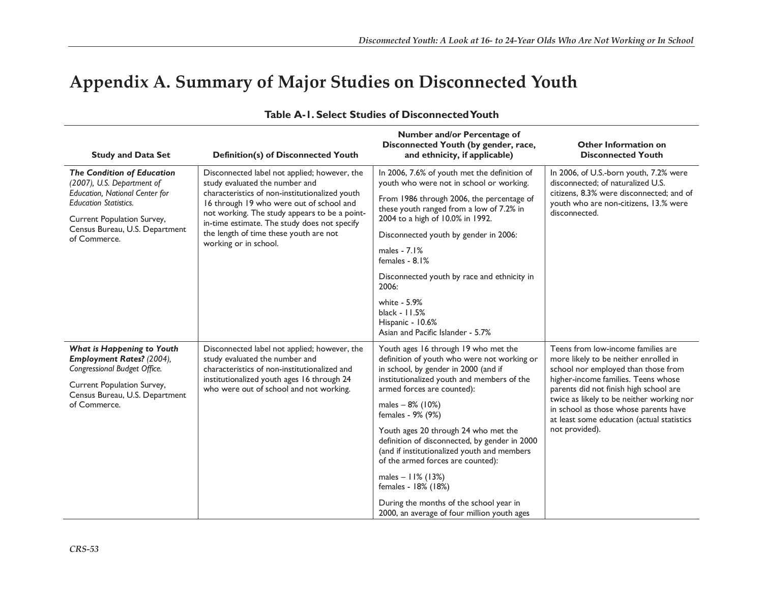# Appendix A. Summary of Major Studies on Disconnected Youth

**Table A-1. Select Studies of Disconnected Youth**

| Study and Data Set | Definition(s) of Disconnected Youth | Number and/or Percentage of Disconnected Youth (by gender, race, and ethnicity, if applicable) | Other Information on Disconnected Youth |
|---|---|---|---|
| ***The Condition of Education*** *(2007), U.S. Department of Education, National Center for Education Statistics.*<br><br>Current Population Survey, Census Bureau, U.S. Department of Commerce. | Disconnected label not applied; however, the study evaluated the number and characteristics of non-institutionalized youth 16 through 19 who were out of school and not working. The study appears to be a point-in-time estimate. The study does not specify the length of time these youth are not working or in school. | In 2006, 7.6% of youth met the definition of youth who were not in school or working.<br><br>From 1986 through 2006, the percentage of these youth ranged from a low of 7.2% in 2004 to a high of 10.0% in 1992.<br><br>Disconnected youth by gender in 2006:<br><br>males - 7.1%<br>females - 8.1%<br><br>Disconnected youth by race and ethnicity in 2006:<br><br>white - 5.9%<br>black - 11.5%<br>Hispanic - 10.6%<br>Asian and Pacific Islander - 5.7% | In 2006, of U.S.-born youth, 7.2% were disconnected; of naturalized U.S. citizens, 8.3% were disconnected; and of youth who are non-citizens, 13.% were disconnected. |
| ***What is Happening to Youth Employment Rates?*** *(2004), Congressional Budget Office.*<br><br>Current Population Survey, Census Bureau, U.S. Department of Commerce. | Disconnected label not applied; however, the study evaluated the number and characteristics of non-institutionalized and institutionalized youth ages 16 through 24 who were out of school and not working. | Youth ages 16 through 19 who met the definition of youth who were not working or in school, by gender in 2000 (and if institutionalized youth and members of the armed forces are counted):<br><br>males – 8% (10%)<br>females - 9% (9%)<br><br>Youth ages 20 through 24 who met the definition of disconnected, by gender in 2000 (and if institutionalized youth and members of the armed forces are counted):<br><br>males – 11% (13%)<br>females - 18% (18%)<br><br>During the months of the school year in 2000, an average of four million youth ages | Teens from low-income families are more likely to be neither enrolled in school nor employed than those from higher-income families. Teens whose parents did not finish high school are twice as likely to be neither working nor in school as those whose parents have at least some education (actual statistics not provided). |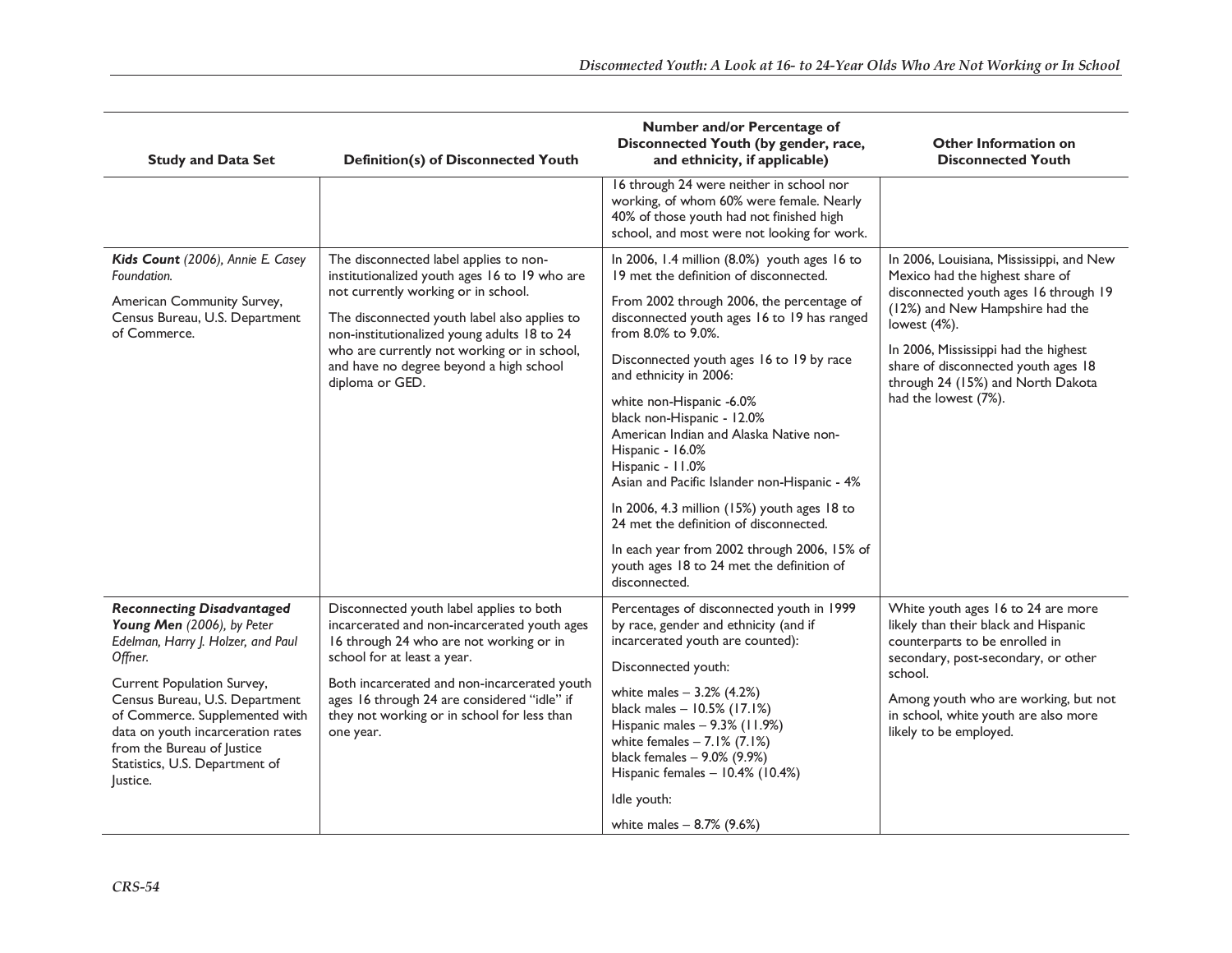| Study and Data Set | Definition(s) of Disconnected Youth | Number and/or Percentage of Disconnected Youth (by gender, race, and ethnicity, if applicable) | Other Information on Disconnected Youth |
|---|---|---|---|
| | | 16 through 24 were neither in school nor working, of whom 60% were female. Nearly 40% of those youth had not finished high school, and most were not looking for work. | |
| ***Kids Count*** *(2006), Annie E. Casey Foundation.*<br><br>American Community Survey, Census Bureau, U.S. Department of Commerce. | The disconnected label applies to non-institutionalized youth ages 16 to 19 who are not currently working or in school.<br><br>The disconnected youth label also applies to non-institutionalized young adults 18 to 24 who are currently not working or in school, and have no degree beyond a high school diploma or GED. | In 2006, 1.4 million (8.0%) youth ages 16 to 19 met the definition of disconnected.<br><br>From 2002 through 2006, the percentage of disconnected youth ages 16 to 19 has ranged from 8.0% to 9.0%.<br><br>Disconnected youth ages 16 to 19 by race and ethnicity in 2006:<br><br>white non-Hispanic -6.0%<br>black non-Hispanic - 12.0%<br>American Indian and Alaska Native non-Hispanic - 16.0%<br>Hispanic - 11.0%<br>Asian and Pacific Islander non-Hispanic - 4%<br><br>In 2006, 4.3 million (15%) youth ages 18 to 24 met the definition of disconnected.<br><br>In each year from 2002 through 2006, 15% of youth ages 18 to 24 met the definition of disconnected. | In 2006, Louisiana, Mississippi, and New Mexico had the highest share of disconnected youth ages 16 through 19 (12%) and New Hampshire had the lowest (4%).<br><br>In 2006, Mississippi had the highest share of disconnected youth ages 18 through 24 (15%) and North Dakota had the lowest (7%). |
| ***Reconnecting Disadvantaged Young Men*** *(2006), by Peter Edelman, Harry J. Holzer, and Paul Offner.*<br><br>Current Population Survey, Census Bureau, U.S. Department of Commerce. Supplemented with data on youth incarceration rates from the Bureau of Justice Statistics, U.S. Department of Justice. | Disconnected youth label applies to both incarcerated and non-incarcerated youth ages 16 through 24 who are not working or in school for at least a year.<br><br>Both incarcerated and non-incarcerated youth ages 16 through 24 are considered "idle" if they not working or in school for less than one year. | Percentages of disconnected youth in 1999 by race, gender and ethnicity (and if incarcerated youth are counted):<br><br>Disconnected youth:<br><br>white males – 3.2% (4.2%)<br>black males – 10.5% (17.1%)<br>Hispanic males – 9.3% (11.9%)<br>white females – 7.1% (7.1%)<br>black females – 9.0% (9.9%)<br>Hispanic females – 10.4% (10.4%)<br><br>Idle youth:<br><br>white males – 8.7% (9.6%) | White youth ages 16 to 24 are more likely than their black and Hispanic counterparts to be enrolled in secondary, post-secondary, or other school.<br><br>Among youth who are working, but not in school, white youth are also more likely to be employed. |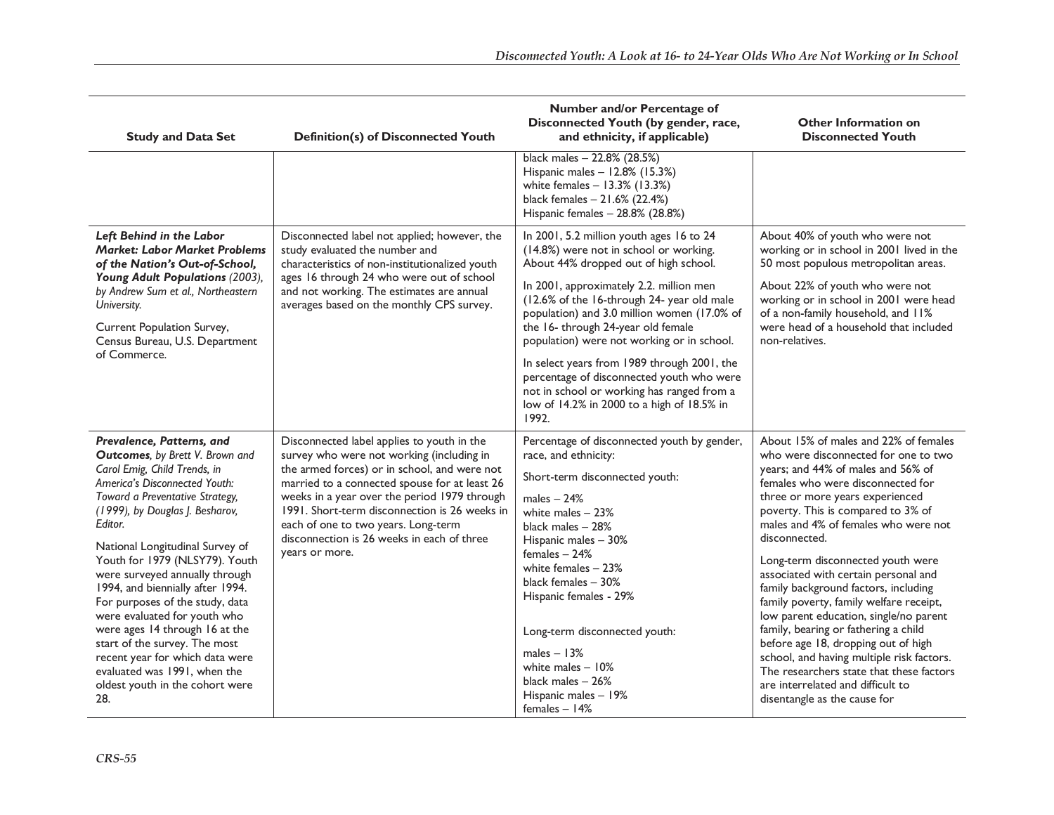| Study and Data Set | Definition(s) of Disconnected Youth | Number and/or Percentage of Disconnected Youth (by gender, race, and ethnicity, if applicable) | Other Information on Disconnected Youth |
|---|---|---|---|
| | | black males – 22.8% (28.5%)<br>Hispanic males – 12.8% (15.3%)<br>white females – 13.3% (13.3%)<br>black females – 21.6% (22.4%)<br>Hispanic females – 28.8% (28.8%) | |
| ***Left Behind in the Labor Market: Labor Market Problems of the Nation's Out-of-School, Young Adult Populations** (2003), by Andrew Sum et al., Northeastern University.*<br><br>Current Population Survey, Census Bureau, U.S. Department of Commerce. | Disconnected label not applied; however, the study evaluated the number and characteristics of non-institutionalized youth ages 16 through 24 who were out of school and not working. The estimates are annual averages based on the monthly CPS survey. | In 2001, 5.2 million youth ages 16 to 24 (14.8%) were not in school or working. About 44% dropped out of high school.<br><br>In 2001, approximately 2.2. million men (12.6% of the 16-through 24- year old male population) and 3.0 million women (17.0% of the 16- through 24-year old female population) were not working or in school.<br><br>In select years from 1989 through 2001, the percentage of disconnected youth who were not in school or working has ranged from a low of 14.2% in 2000 to a high of 18.5% in 1992. | About 40% of youth who were not working or in school in 2001 lived in the 50 most populous metropolitan areas.<br><br>About 22% of youth who were not working or in school in 2001 were head of a non-family household, and 11% were head of a household that included non-relatives. |
| ***Prevalence, Patterns, and Outcomes**, by Brett V. Brown and Carol Emig, Child Trends, in America's Disconnected Youth: Toward a Preventative Strategy, (1999), by Douglas J. Besharov, Editor.*<br><br>National Longitudinal Survey of Youth for 1979 (NLSY79). Youth were surveyed annually through 1994, and biennially after 1994. For purposes of the study, data were evaluated for youth who were ages 14 through 16 at the start of the survey. The most recent year for which data were evaluated was 1991, when the oldest youth in the cohort were 28. | Disconnected label applies to youth in the survey who were not working (including in the armed forces) or in school, and were not married to a connected spouse for at least 26 weeks in a year over the period 1979 through 1991. Short-term disconnection is 26 weeks in each of one to two years. Long-term disconnection is 26 weeks in each of three years or more. | Percentage of disconnected youth by gender, race, and ethnicity:<br><br>Short-term disconnected youth:<br><br>males – 24%<br>white males – 23%<br>black males – 28%<br>Hispanic males – 30%<br>females – 24%<br>white females – 23%<br>black females – 30%<br>Hispanic females - 29%<br><br>Long-term disconnected youth:<br><br>males – 13%<br>white males – 10%<br>black males – 26%<br>Hispanic males – 19%<br>females – 14% | About 15% of males and 22% of females who were disconnected for one to two years; and 44% of males and 56% of females who were disconnected for three or more years experienced poverty. This is compared to 3% of males and 4% of females who were not disconnected.<br><br>Long-term disconnected youth were associated with certain personal and family background factors, including family poverty, family welfare receipt, low parent education, single/no parent family, bearing or fathering a child before age 18, dropping out of high school, and having multiple risk factors. The researchers state that these factors are interrelated and difficult to disentangle as the cause for |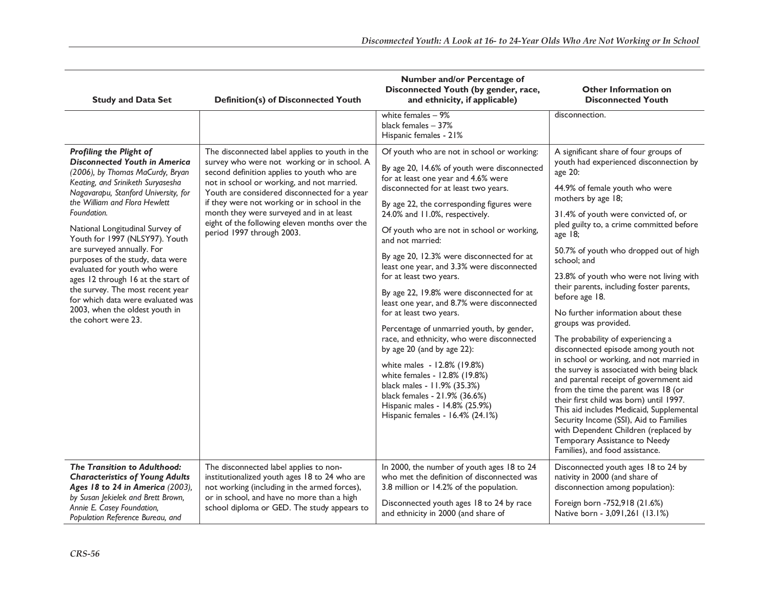| Study and Data Set | Definition(s) of Disconnected Youth | Number and/or Percentage of Disconnected Youth (by gender, race, and ethnicity, if applicable) | Other Information on Disconnected Youth |
| --- | --- | --- | --- |
| | | white females – 9%<br>black females – 37%<br>Hispanic females - 21% | disconnection. |
| ***Profiling the Plight of Disconnected Youth in America*** *(2006), by Thomas MaCurdy, Bryan Keating, and Sriniketh Suryasesha Nagavarapu, Stanford University, for the William and Flora Hewlett Foundation.*<br><br>National Longitudinal Survey of Youth for 1997 (NLSY97). Youth are surveyed annually. For purposes of the study, data were evaluated for youth who were ages 12 through 16 at the start of the survey. The most recent year for which data were evaluated was 2003, when the oldest youth in the cohort were 23. | The disconnected label applies to youth in the survey who were not working or in school. A second definition applies to youth who are not in school or working, and not married. Youth are considered disconnected for a year if they were not working or in school in the month they were surveyed and in at least eight of the following eleven months over the period 1997 through 2003. | Of youth who are not in school or working:<br><br>By age 20, 14.6% of youth were disconnected for at least one year and 4.6% were disconnected for at least two years.<br><br>By age 22, the corresponding figures were 24.0% and 11.0%, respectively.<br><br>Of youth who are not in school or working, and not married:<br><br>By age 20, 12.3% were disconnected for at least one year, and 3.3% were disconnected for at least two years.<br><br>By age 22, 19.8% were disconnected for at least one year, and 8.7% were disconnected for at least two years.<br><br>Percentage of unmarried youth, by gender, race, and ethnicity, who were disconnected by age 20 (and by age 22):<br><br>white males - 12.8% (19.8%)<br>white females - 12.8% (19.8%)<br>black males - 11.9% (35.3%)<br>black females - 21.9% (36.6%)<br>Hispanic males - 14.8% (25.9%)<br>Hispanic females - 16.4% (24.1%) | A significant share of four groups of youth had experienced disconnection by age 20:<br><br>44.9% of female youth who were mothers by age 18;<br><br>31.4% of youth were convicted of, or pled guilty to, a crime committed before age 18;<br><br>50.7% of youth who dropped out of high school; and<br><br>23.8% of youth who were not living with their parents, including foster parents, before age 18.<br><br>No further information about these groups was provided.<br><br>The probability of experiencing a disconnected episode among youth not in school or working, and not married in the survey is associated with being black and parental receipt of government aid from the time the parent was 18 (or their first child was born) until 1997. This aid includes Medicaid, Supplemental Security Income (SSI), Aid to Families with Dependent Children (replaced by Temporary Assistance to Needy Families), and food assistance. |
| ***The Transition to Adulthood: Characteristics of Young Adults Ages 18 to 24 in America*** *(2003), by Susan Jekielek and Brett Brown, Annie E. Casey Foundation, Population Reference Bureau, and* | The disconnected label applies to non-institutionalized youth ages 18 to 24 who are not working (including in the armed forces), or in school, and have no more than a high school diploma or GED. The study appears to | In 2000, the number of youth ages 18 to 24 who met the definition of disconnected was 3.8 million or 14.2% of the population.<br><br>Disconnected youth ages 18 to 24 by race and ethnicity in 2000 (and share of | Disconnected youth ages 18 to 24 by nativity in 2000 (and share of disconnection among population):<br><br>Foreign born -752,918 (21.6%)<br>Native born - 3,091,261 (13.1%) |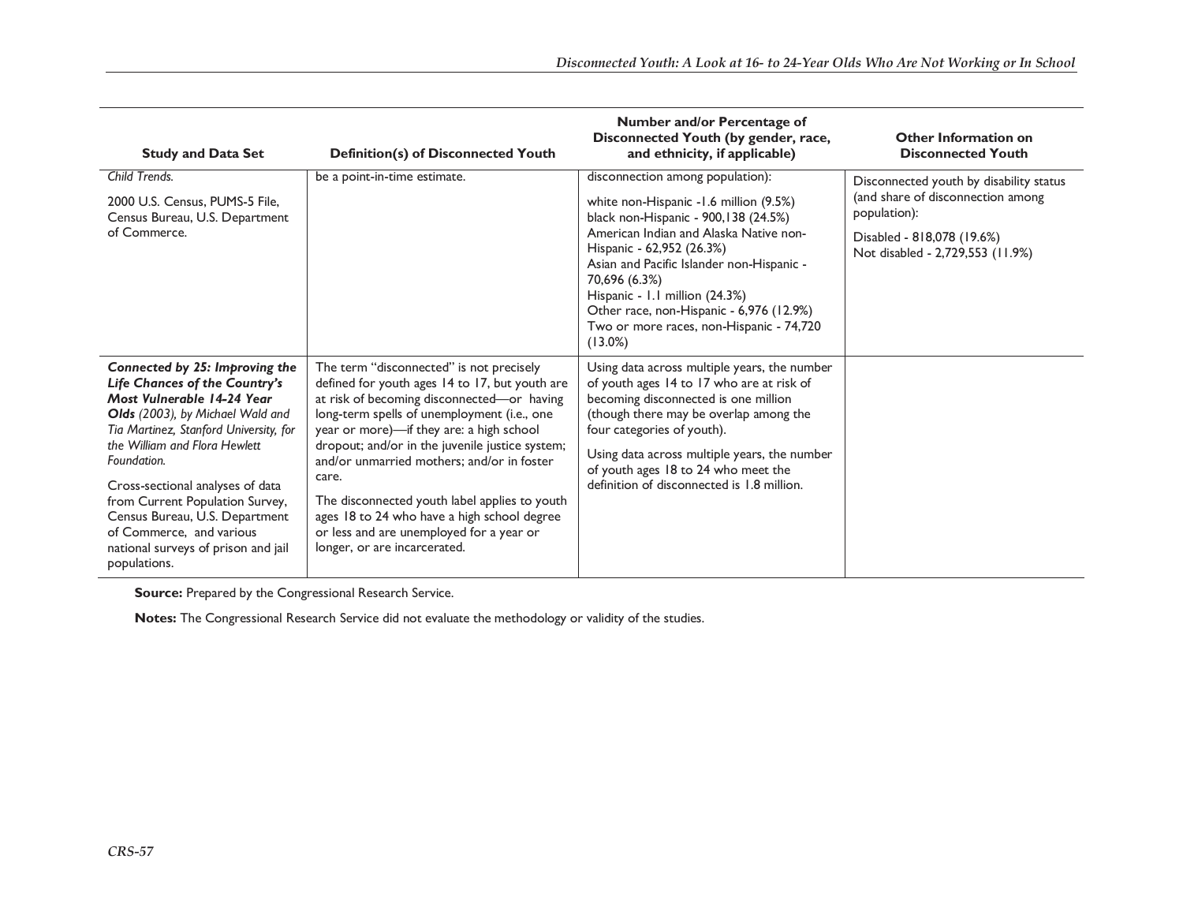| Study and Data Set | Definition(s) of Disconnected Youth | Number and/or Percentage of Disconnected Youth (by gender, race, and ethnicity, if applicable) | Other Information on Disconnected Youth |
| --- | --- | --- | --- |
| *Child Trends.*<br><br>2000 U.S. Census, PUMS-5 File, Census Bureau, U.S. Department of Commerce. | be a point-in-time estimate. | disconnection among population):<br><br>white non-Hispanic -1.6 million (9.5%)<br>black non-Hispanic - 900,138 (24.5%)<br>American Indian and Alaska Native non-Hispanic - 62,952 (26.3%)<br>Asian and Pacific Islander non-Hispanic - 70,696 (6.3%)<br>Hispanic - 1.1 million (24.3%)<br>Other race, non-Hispanic - 6,976 (12.9%)<br>Two or more races, non-Hispanic - 74,720 (13.0%) | Disconnected youth by disability status (and share of disconnection among population):<br><br>Disabled - 818,078 (19.6%)<br>Not disabled - 2,729,553 (11.9%) |
| ***Connected by 25: Improving the Life Chances of the Country's Most Vulnerable 14-24 Year Olds** (2003), by Michael Wald and Tia Martinez, Stanford University, for the William and Flora Hewlett Foundation.*<br><br>Cross-sectional analyses of data from Current Population Survey, Census Bureau, U.S. Department of Commerce, and various national surveys of prison and jail populations. | The term "disconnected" is not precisely defined for youth ages 14 to 17, but youth are at risk of becoming disconnected—or having long-term spells of unemployment (i.e., one year or more)—if they are: a high school dropout; and/or in the juvenile justice system; and/or unmarried mothers; and/or in foster care.<br><br>The disconnected youth label applies to youth ages 18 to 24 who have a high school degree or less and are unemployed for a year or longer, or are incarcerated. | Using data across multiple years, the number of youth ages 14 to 17 who are at risk of becoming disconnected is one million (though there may be overlap among the four categories of youth).<br><br>Using data across multiple years, the number of youth ages 18 to 24 who meet the definition of disconnected is 1.8 million. | |

**Source:** Prepared by the Congressional Research Service.

**Notes:** The Congressional Research Service did not evaluate the methodology or validity of the studies.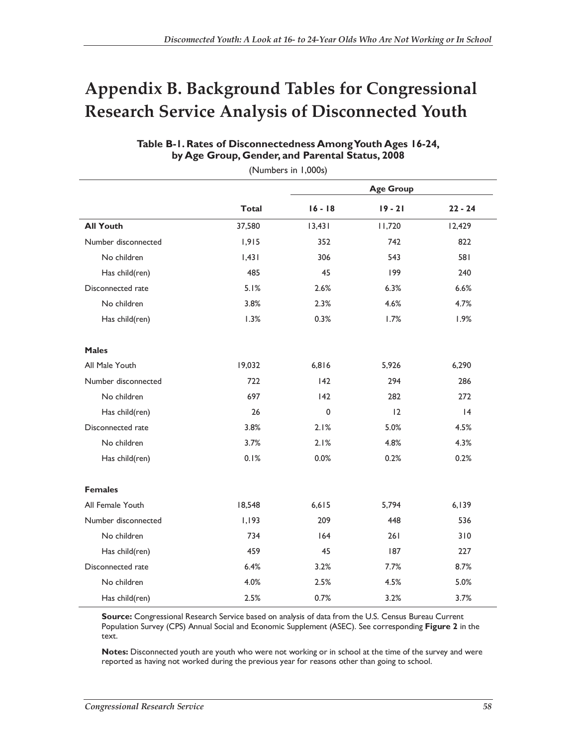# Appendix B. Background Tables for Congressional Research Service Analysis of Disconnected Youth

**Table B-1. Rates of Disconnectedness Among Youth Ages 16-24, by Age Group, Gender, and Parental Status, 2008**

(Numbers in 1,000s)

| | | Age Group | | |
|---|---|---|---|---|
| | **Total** | **16 - 18** | **19 - 21** | **22 - 24** |
| **All Youth** | 37,580 | 13,431 | 11,720 | 12,429 |
| Number disconnected | 1,915 | 352 | 742 | 822 |
| No children | 1,431 | 306 | 543 | 581 |
| Has child(ren) | 485 | 45 | 199 | 240 |
| Disconnected rate | 5.1% | 2.6% | 6.3% | 6.6% |
| No children | 3.8% | 2.3% | 4.6% | 4.7% |
| Has child(ren) | 1.3% | 0.3% | 1.7% | 1.9% |
| **Males** | | | | |
| All Male Youth | 19,032 | 6,816 | 5,926 | 6,290 |
| Number disconnected | 722 | 142 | 294 | 286 |
| No children | 697 | 142 | 282 | 272 |
| Has child(ren) | 26 | 0 | 12 | 14 |
| Disconnected rate | 3.8% | 2.1% | 5.0% | 4.5% |
| No children | 3.7% | 2.1% | 4.8% | 4.3% |
| Has child(ren) | 0.1% | 0.0% | 0.2% | 0.2% |
| **Females** | | | | |
| All Female Youth | 18,548 | 6,615 | 5,794 | 6,139 |
| Number disconnected | 1,193 | 209 | 448 | 536 |
| No children | 734 | 164 | 261 | 310 |
| Has child(ren) | 459 | 45 | 187 | 227 |
| Disconnected rate | 6.4% | 3.2% | 7.7% | 8.7% |
| No children | 4.0% | 2.5% | 4.5% | 5.0% |
| Has child(ren) | 2.5% | 0.7% | 3.2% | 3.7% |

**Source:** Congressional Research Service based on analysis of data from the U.S. Census Bureau Current Population Survey (CPS) Annual Social and Economic Supplement (ASEC). See corresponding **Figure 2** in the text.

**Notes:** Disconnected youth are youth who were not working or in school at the time of the survey and were reported as having not worked during the previous year for reasons other than going to school.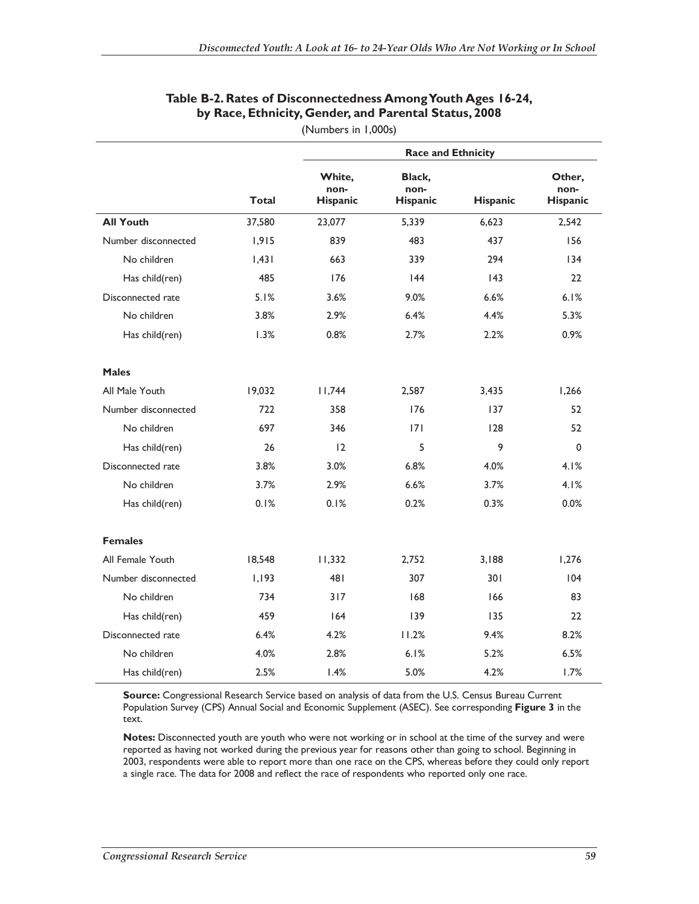**Table B-2. Rates of Disconnectedness Among Youth Ages 16-24, by Race, Ethnicity, Gender, and Parental Status, 2008**

(Numbers in 1,000s)

| | | Race and Ethnicity | | | |
|---|---|---|---|---|---|
| | **Total** | **White, non-Hispanic** | **Black, non-Hispanic** | **Hispanic** | **Other, non-Hispanic** |
| **All Youth** | 37,580 | 23,077 | 5,339 | 6,623 | 2,542 |
| Number disconnected | 1,915 | 839 | 483 | 437 | 156 |
| No children | 1,431 | 663 | 339 | 294 | 134 |
| Has child(ren) | 485 | 176 | 144 | 143 | 22 |
| Disconnected rate | 5.1% | 3.6% | 9.0% | 6.6% | 6.1% |
| No children | 3.8% | 2.9% | 6.4% | 4.4% | 5.3% |
| Has child(ren) | 1.3% | 0.8% | 2.7% | 2.2% | 0.9% |
| | | | | | |
| **Males** | | | | | |
| All Male Youth | 19,032 | 11,744 | 2,587 | 3,435 | 1,266 |
| Number disconnected | 722 | 358 | 176 | 137 | 52 |
| No children | 697 | 346 | 171 | 128 | 52 |
| Has child(ren) | 26 | 12 | 5 | 9 | 0 |
| Disconnected rate | 3.8% | 3.0% | 6.8% | 4.0% | 4.1% |
| No children | 3.7% | 2.9% | 6.6% | 3.7% | 4.1% |
| Has child(ren) | 0.1% | 0.1% | 0.2% | 0.3% | 0.0% |
| | | | | | |
| **Females** | | | | | |
| All Female Youth | 18,548 | 11,332 | 2,752 | 3,188 | 1,276 |
| Number disconnected | 1,193 | 481 | 307 | 301 | 104 |
| No children | 734 | 317 | 168 | 166 | 83 |
| Has child(ren) | 459 | 164 | 139 | 135 | 22 |
| Disconnected rate | 6.4% | 4.2% | 11.2% | 9.4% | 8.2% |
| No children | 4.0% | 2.8% | 6.1% | 5.2% | 6.5% |
| Has child(ren) | 2.5% | 1.4% | 5.0% | 4.2% | 1.7% |

**Source:** Congressional Research Service based on analysis of data from the U.S. Census Bureau Current Population Survey (CPS) Annual Social and Economic Supplement (ASEC). See corresponding **Figure 3** in the text.

**Notes:** Disconnected youth are youth who were not working or in school at the time of the survey and were reported as having not worked during the previous year for reasons other than going to school. Beginning in 2003, respondents were able to report more than one race on the CPS, whereas before they could only report a single race. The data for 2008 and reflect the race of respondents who reported only one race.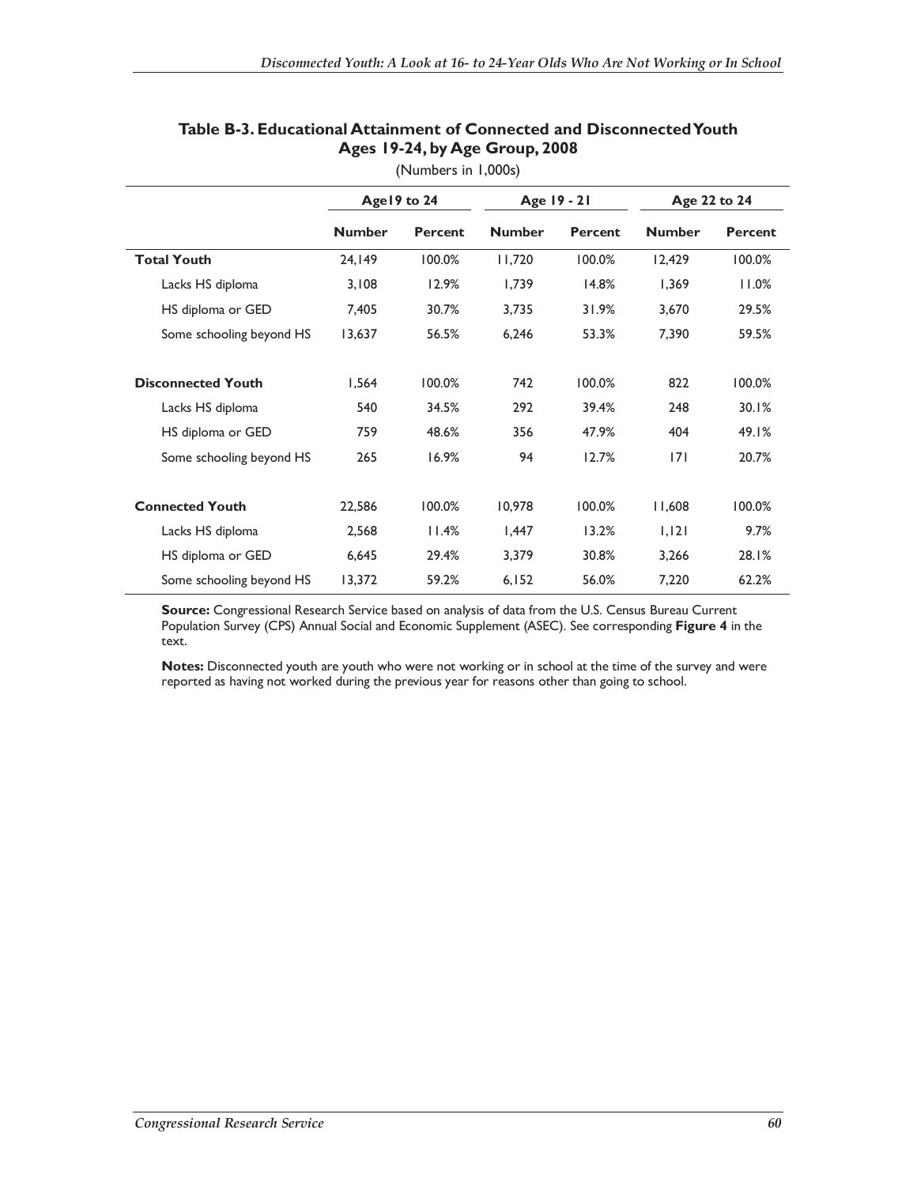**Table B-3. Educational Attainment of Connected and Disconnected Youth Ages 19-24, by Age Group, 2008**

(Numbers in 1,000s)

| | Age19 to 24 | | Age 19 - 21 | | Age 22 to 24 | |
|---|---|---|---|---|---|---|
| | **Number** | **Percent** | **Number** | **Percent** | **Number** | **Percent** |
| **Total Youth** | 24,149 | 100.0% | 11,720 | 100.0% | 12,429 | 100.0% |
| Lacks HS diploma | 3,108 | 12.9% | 1,739 | 14.8% | 1,369 | 11.0% |
| HS diploma or GED | 7,405 | 30.7% | 3,735 | 31.9% | 3,670 | 29.5% |
| Some schooling beyond HS | 13,637 | 56.5% | 6,246 | 53.3% | 7,390 | 59.5% |
| **Disconnected Youth** | 1,564 | 100.0% | 742 | 100.0% | 822 | 100.0% |
| Lacks HS diploma | 540 | 34.5% | 292 | 39.4% | 248 | 30.1% |
| HS diploma or GED | 759 | 48.6% | 356 | 47.9% | 404 | 49.1% |
| Some schooling beyond HS | 265 | 16.9% | 94 | 12.7% | 171 | 20.7% |
| **Connected Youth** | 22,586 | 100.0% | 10,978 | 100.0% | 11,608 | 100.0% |
| Lacks HS diploma | 2,568 | 11.4% | 1,447 | 13.2% | 1,121 | 9.7% |
| HS diploma or GED | 6,645 | 29.4% | 3,379 | 30.8% | 3,266 | 28.1% |
| Some schooling beyond HS | 13,372 | 59.2% | 6,152 | 56.0% | 7,220 | 62.2% |

**Source:** Congressional Research Service based on analysis of data from the U.S. Census Bureau Current Population Survey (CPS) Annual Social and Economic Supplement (ASEC). See corresponding **Figure 4** in the text.

**Notes:** Disconnected youth are youth who were not working or in school at the time of the survey and were reported as having not worked during the previous year for reasons other than going to school.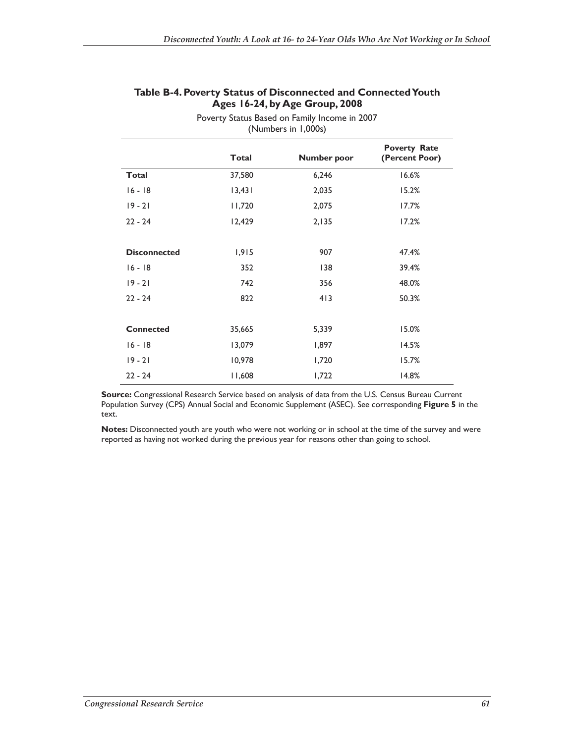**Table B-4. Poverty Status of Disconnected and Connected Youth Ages 16-24, by Age Group, 2008**

Poverty Status Based on Family Income in 2007
(Numbers in 1,000s)

| | Total | Number poor | Poverty Rate (Percent Poor) |
|---|---|---|---|
| **Total** | 37,580 | 6,246 | 16.6% |
| 16 - 18 | 13,431 | 2,035 | 15.2% |
| 19 - 21 | 11,720 | 2,075 | 17.7% |
| 22 - 24 | 12,429 | 2,135 | 17.2% |
| | | | |
| **Disconnected** | 1,915 | 907 | 47.4% |
| 16 - 18 | 352 | 138 | 39.4% |
| 19 - 21 | 742 | 356 | 48.0% |
| 22 - 24 | 822 | 413 | 50.3% |
| | | | |
| **Connected** | 35,665 | 5,339 | 15.0% |
| 16 - 18 | 13,079 | 1,897 | 14.5% |
| 19 - 21 | 10,978 | 1,720 | 15.7% |
| 22 - 24 | 11,608 | 1,722 | 14.8% |

**Source:** Congressional Research Service based on analysis of data from the U.S. Census Bureau Current Population Survey (CPS) Annual Social and Economic Supplement (ASEC). See corresponding **Figure 5** in the text.

**Notes:** Disconnected youth are youth who were not working or in school at the time of the survey and were reported as having not worked during the previous year for reasons other than going to school.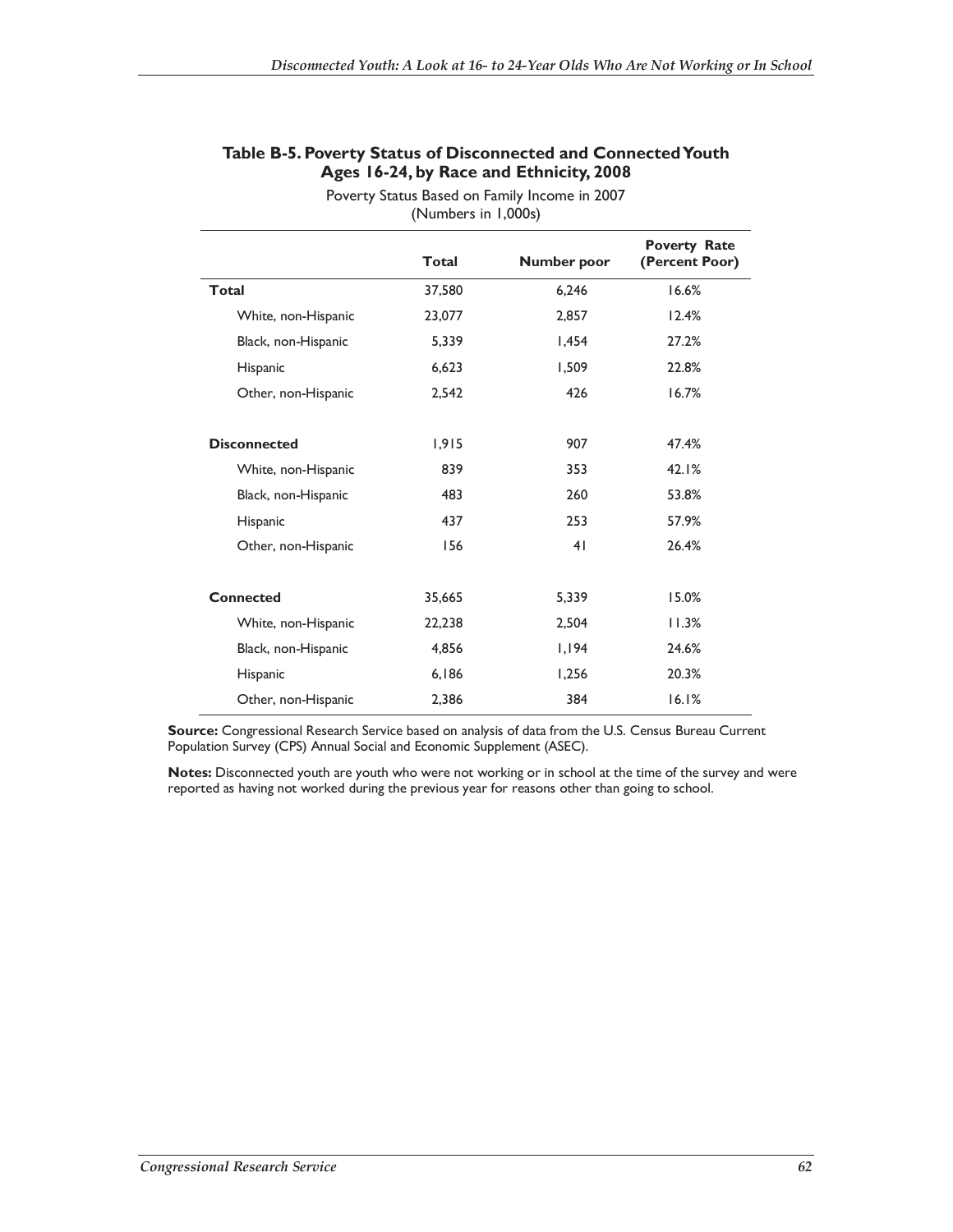**Table B-5. Poverty Status of Disconnected and Connected Youth Ages 16-24, by Race and Ethnicity, 2008**

Poverty Status Based on Family Income in 2007
(Numbers in 1,000s)

| | Total | Number poor | Poverty Rate (Percent Poor) |
|---|---|---|---|
| **Total** | 37,580 | 6,246 | 16.6% |
| White, non-Hispanic | 23,077 | 2,857 | 12.4% |
| Black, non-Hispanic | 5,339 | 1,454 | 27.2% |
| Hispanic | 6,623 | 1,509 | 22.8% |
| Other, non-Hispanic | 2,542 | 426 | 16.7% |
| **Disconnected** | 1,915 | 907 | 47.4% |
| White, non-Hispanic | 839 | 353 | 42.1% |
| Black, non-Hispanic | 483 | 260 | 53.8% |
| Hispanic | 437 | 253 | 57.9% |
| Other, non-Hispanic | 156 | 41 | 26.4% |
| **Connected** | 35,665 | 5,339 | 15.0% |
| White, non-Hispanic | 22,238 | 2,504 | 11.3% |
| Black, non-Hispanic | 4,856 | 1,194 | 24.6% |
| Hispanic | 6,186 | 1,256 | 20.3% |
| Other, non-Hispanic | 2,386 | 384 | 16.1% |

**Source:** Congressional Research Service based on analysis of data from the U.S. Census Bureau Current Population Survey (CPS) Annual Social and Economic Supplement (ASEC).

**Notes:** Disconnected youth are youth who were not working or in school at the time of the survey and were reported as having not worked during the previous year for reasons other than going to school.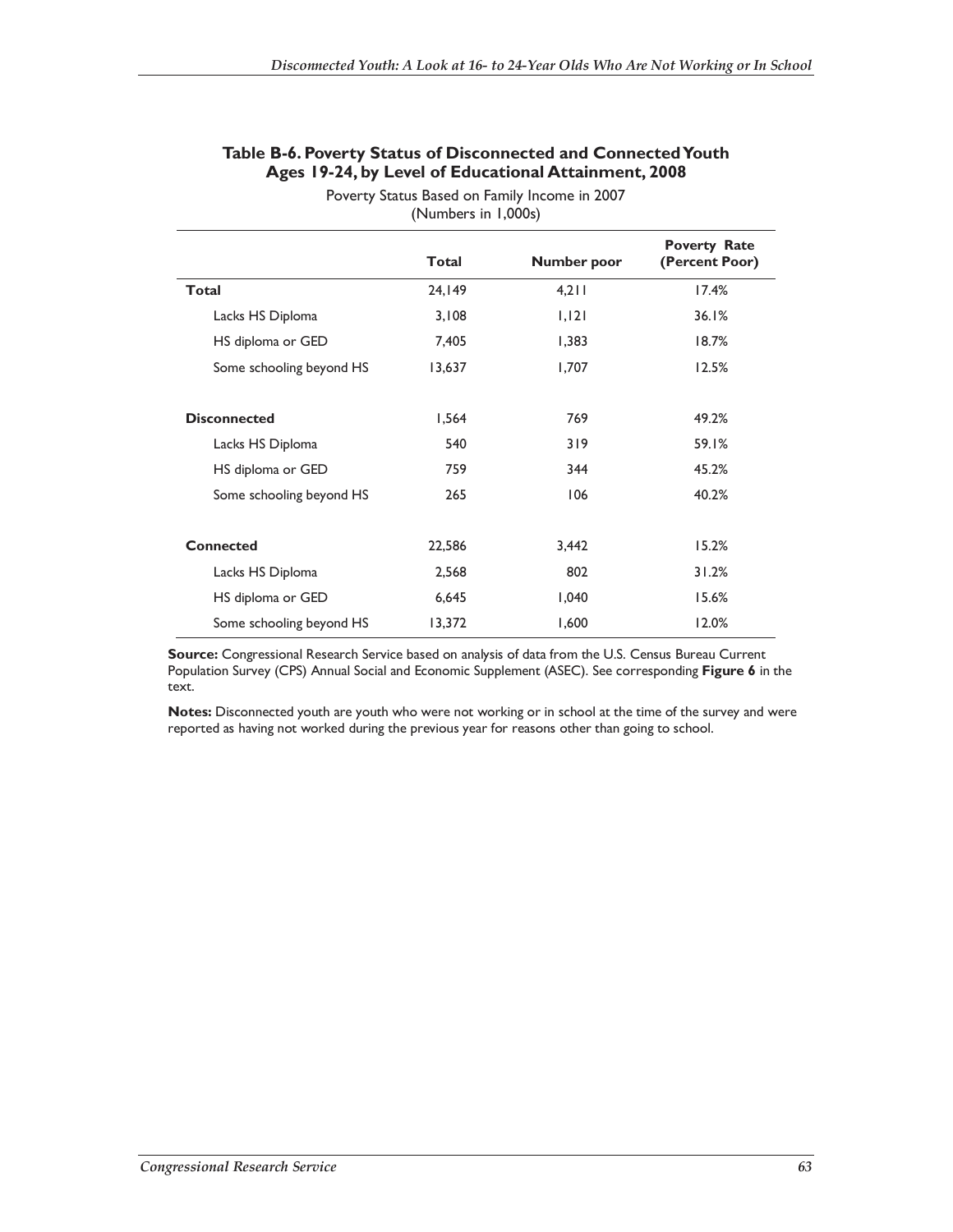**Table B-6. Poverty Status of Disconnected and Connected Youth Ages 19-24, by Level of Educational Attainment, 2008**

Poverty Status Based on Family Income in 2007
(Numbers in 1,000s)

| | Total | Number poor | Poverty Rate (Percent Poor) |
|---|---|---|---|
| **Total** | 24,149 | 4,211 | 17.4% |
| Lacks HS Diploma | 3,108 | 1,121 | 36.1% |
| HS diploma or GED | 7,405 | 1,383 | 18.7% |
| Some schooling beyond HS | 13,637 | 1,707 | 12.5% |
| | | | |
| **Disconnected** | 1,564 | 769 | 49.2% |
| Lacks HS Diploma | 540 | 319 | 59.1% |
| HS diploma or GED | 759 | 344 | 45.2% |
| Some schooling beyond HS | 265 | 106 | 40.2% |
| | | | |
| **Connected** | 22,586 | 3,442 | 15.2% |
| Lacks HS Diploma | 2,568 | 802 | 31.2% |
| HS diploma or GED | 6,645 | 1,040 | 15.6% |
| Some schooling beyond HS | 13,372 | 1,600 | 12.0% |

**Source:** Congressional Research Service based on analysis of data from the U.S. Census Bureau Current Population Survey (CPS) Annual Social and Economic Supplement (ASEC). See corresponding **Figure 6** in the text.

**Notes:** Disconnected youth are youth who were not working or in school at the time of the survey and were reported as having not worked during the previous year for reasons other than going to school.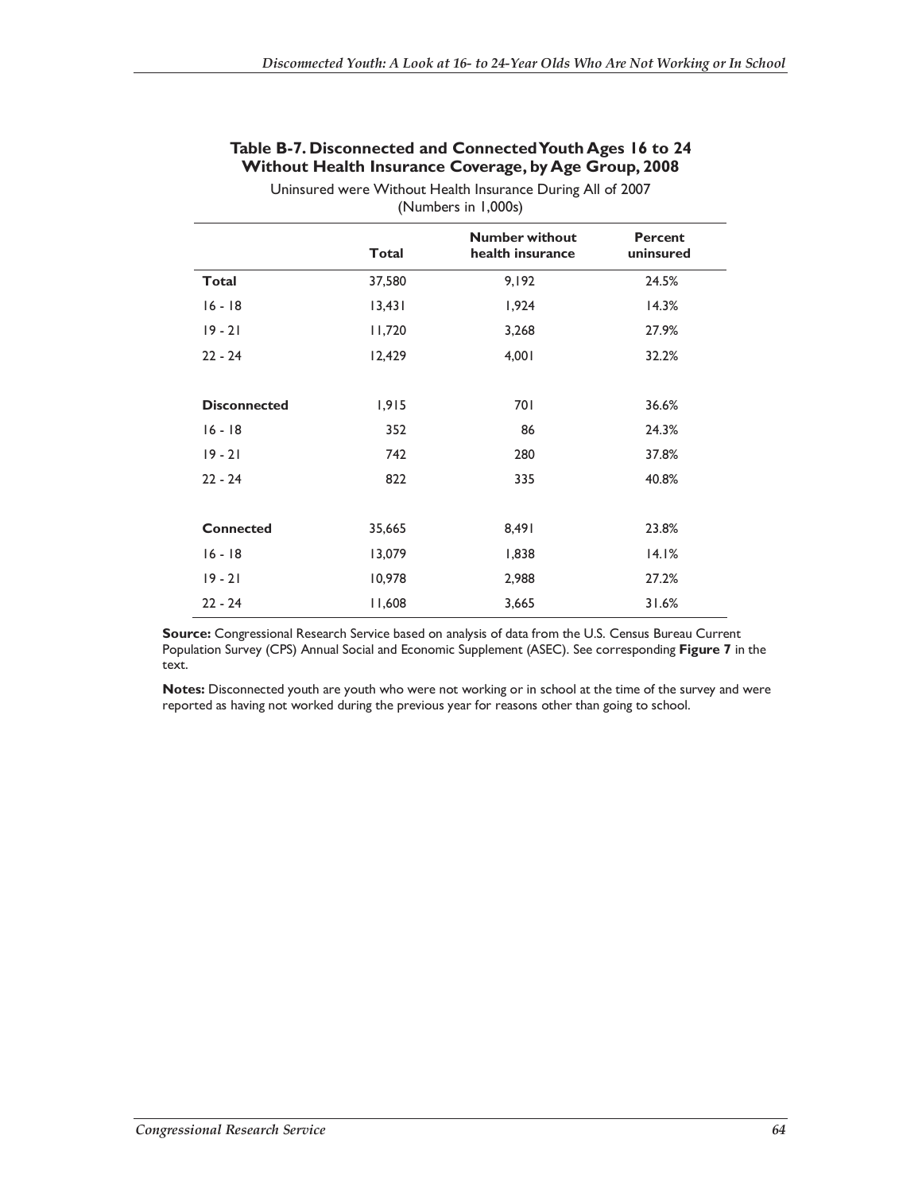### Table B-7. Disconnected and Connected Youth Ages 16 to 24 Without Health Insurance Coverage, by Age Group, 2008

Uninsured were Without Health Insurance During All of 2007
(Numbers in 1,000s)

| | Total | Number without health insurance | Percent uninsured |
|---|---|---|---|
| **Total** | 37,580 | 9,192 | 24.5% |
| 16 - 18 | 13,431 | 1,924 | 14.3% |
| 19 - 21 | 11,720 | 3,268 | 27.9% |
| 22 - 24 | 12,429 | 4,001 | 32.2% |
| | | | |
| **Disconnected** | 1,915 | 701 | 36.6% |
| 16 - 18 | 352 | 86 | 24.3% |
| 19 - 21 | 742 | 280 | 37.8% |
| 22 - 24 | 822 | 335 | 40.8% |
| | | | |
| **Connected** | 35,665 | 8,491 | 23.8% |
| 16 - 18 | 13,079 | 1,838 | 14.1% |
| 19 - 21 | 10,978 | 2,988 | 27.2% |
| 22 - 24 | 11,608 | 3,665 | 31.6% |

**Source:** Congressional Research Service based on analysis of data from the U.S. Census Bureau Current Population Survey (CPS) Annual Social and Economic Supplement (ASEC). See corresponding **Figure 7** in the text.

**Notes:** Disconnected youth are youth who were not working or in school at the time of the survey and were reported as having not worked during the previous year for reasons other than going to school.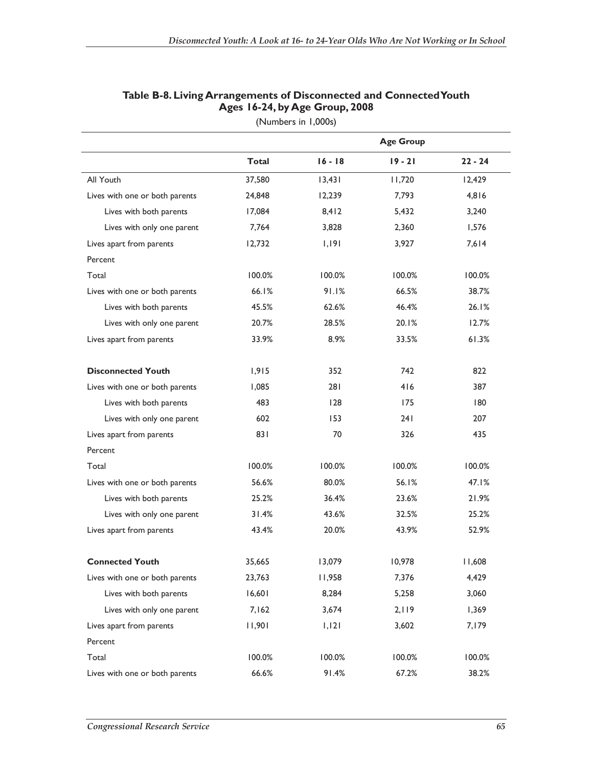**Table B-8. Living Arrangements of Disconnected and Connected Youth Ages 16-24, by Age Group, 2008**

(Numbers in 1,000s)

| | | Age Group | | |
|---|---|---|---|---|
| | **Total** | **16 - 18** | **19 - 21** | **22 - 24** |
| All Youth | 37,580 | 13,431 | 11,720 | 12,429 |
| Lives with one or both parents | 24,848 | 12,239 | 7,793 | 4,816 |
| Lives with both parents | 17,084 | 8,412 | 5,432 | 3,240 |
| Lives with only one parent | 7,764 | 3,828 | 2,360 | 1,576 |
| Lives apart from parents | 12,732 | 1,191 | 3,927 | 7,614 |
| Percent | | | | |
| Total | 100.0% | 100.0% | 100.0% | 100.0% |
| Lives with one or both parents | 66.1% | 91.1% | 66.5% | 38.7% |
| Lives with both parents | 45.5% | 62.6% | 46.4% | 26.1% |
| Lives with only one parent | 20.7% | 28.5% | 20.1% | 12.7% |
| Lives apart from parents | 33.9% | 8.9% | 33.5% | 61.3% |
| **Disconnected Youth** | 1,915 | 352 | 742 | 822 |
| Lives with one or both parents | 1,085 | 281 | 416 | 387 |
| Lives with both parents | 483 | 128 | 175 | 180 |
| Lives with only one parent | 602 | 153 | 241 | 207 |
| Lives apart from parents | 831 | 70 | 326 | 435 |
| Percent | | | | |
| Total | 100.0% | 100.0% | 100.0% | 100.0% |
| Lives with one or both parents | 56.6% | 80.0% | 56.1% | 47.1% |
| Lives with both parents | 25.2% | 36.4% | 23.6% | 21.9% |
| Lives with only one parent | 31.4% | 43.6% | 32.5% | 25.2% |
| Lives apart from parents | 43.4% | 20.0% | 43.9% | 52.9% |
| **Connected Youth** | 35,665 | 13,079 | 10,978 | 11,608 |
| Lives with one or both parents | 23,763 | 11,958 | 7,376 | 4,429 |
| Lives with both parents | 16,601 | 8,284 | 5,258 | 3,060 |
| Lives with only one parent | 7,162 | 3,674 | 2,119 | 1,369 |
| Lives apart from parents | 11,901 | 1,121 | 3,602 | 7,179 |
| Percent | | | | |
| Total | 100.0% | 100.0% | 100.0% | 100.0% |
| Lives with one or both parents | 66.6% | 91.4% | 67.2% | 38.2% |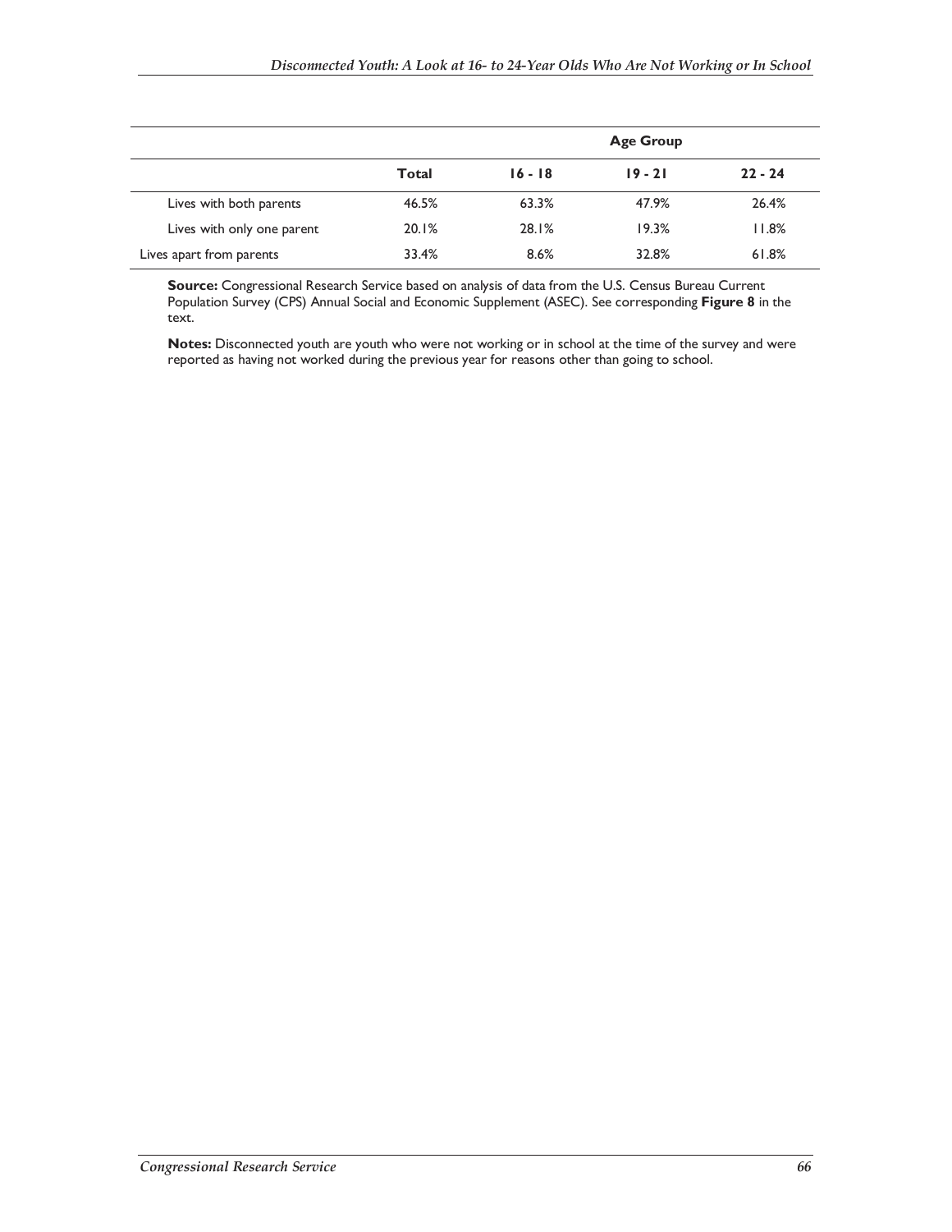| | | Age Group | | |
|---|---|---|---|---|
| | **Total** | **16 - 18** | **19 - 21** | **22 - 24** |
| Lives with both parents | 46.5% | 63.3% | 47.9% | 26.4% |
| Lives with only one parent | 20.1% | 28.1% | 19.3% | 11.8% |
| Lives apart from parents | 33.4% | 8.6% | 32.8% | 61.8% |

**Source:** Congressional Research Service based on analysis of data from the U.S. Census Bureau Current Population Survey (CPS) Annual Social and Economic Supplement (ASEC). See corresponding **Figure 8** in the text.

**Notes:** Disconnected youth are youth who were not working or in school at the time of the survey and were reported as having not worked during the previous year for reasons other than going to school.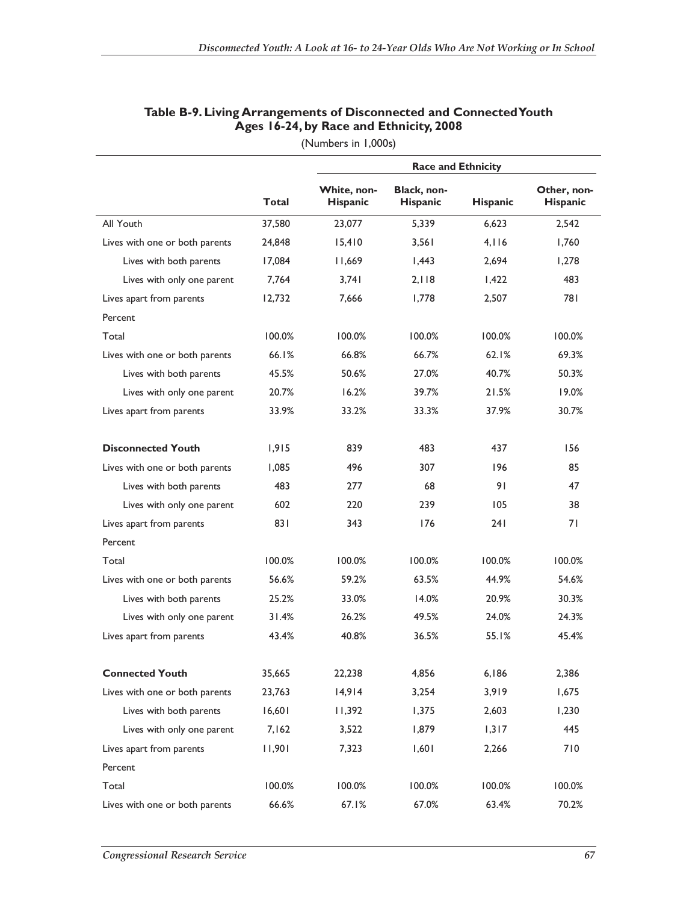**Table B-9. Living Arrangements of Disconnected and Connected Youth Ages 16-24, by Race and Ethnicity, 2008**

(Numbers in 1,000s)

| | | Race and Ethnicity | | | |
|---|---|---|---|---|---|
| | Total | White, non-Hispanic | Black, non-Hispanic | Hispanic | Other, non-Hispanic |
| All Youth | 37,580 | 23,077 | 5,339 | 6,623 | 2,542 |
| Lives with one or both parents | 24,848 | 15,410 | 3,561 | 4,116 | 1,760 |
| Lives with both parents | 17,084 | 11,669 | 1,443 | 2,694 | 1,278 |
| Lives with only one parent | 7,764 | 3,741 | 2,118 | 1,422 | 483 |
| Lives apart from parents | 12,732 | 7,666 | 1,778 | 2,507 | 781 |
| Percent | | | | | |
| Total | 100.0% | 100.0% | 100.0% | 100.0% | 100.0% |
| Lives with one or both parents | 66.1% | 66.8% | 66.7% | 62.1% | 69.3% |
| Lives with both parents | 45.5% | 50.6% | 27.0% | 40.7% | 50.3% |
| Lives with only one parent | 20.7% | 16.2% | 39.7% | 21.5% | 19.0% |
| Lives apart from parents | 33.9% | 33.2% | 33.3% | 37.9% | 30.7% |
| | | | | | |
| **Disconnected Youth** | 1,915 | 839 | 483 | 437 | 156 |
| Lives with one or both parents | 1,085 | 496 | 307 | 196 | 85 |
| Lives with both parents | 483 | 277 | 68 | 91 | 47 |
| Lives with only one parent | 602 | 220 | 239 | 105 | 38 |
| Lives apart from parents | 831 | 343 | 176 | 241 | 71 |
| Percent | | | | | |
| Total | 100.0% | 100.0% | 100.0% | 100.0% | 100.0% |
| Lives with one or both parents | 56.6% | 59.2% | 63.5% | 44.9% | 54.6% |
| Lives with both parents | 25.2% | 33.0% | 14.0% | 20.9% | 30.3% |
| Lives with only one parent | 31.4% | 26.2% | 49.5% | 24.0% | 24.3% |
| Lives apart from parents | 43.4% | 40.8% | 36.5% | 55.1% | 45.4% |
| | | | | | |
| **Connected Youth** | 35,665 | 22,238 | 4,856 | 6,186 | 2,386 |
| Lives with one or both parents | 23,763 | 14,914 | 3,254 | 3,919 | 1,675 |
| Lives with both parents | 16,601 | 11,392 | 1,375 | 2,603 | 1,230 |
| Lives with only one parent | 7,162 | 3,522 | 1,879 | 1,317 | 445 |
| Lives apart from parents | 11,901 | 7,323 | 1,601 | 2,266 | 710 |
| Percent | | | | | |
| Total | 100.0% | 100.0% | 100.0% | 100.0% | 100.0% |
| Lives with one or both parents | 66.6% | 67.1% | 67.0% | 63.4% | 70.2% |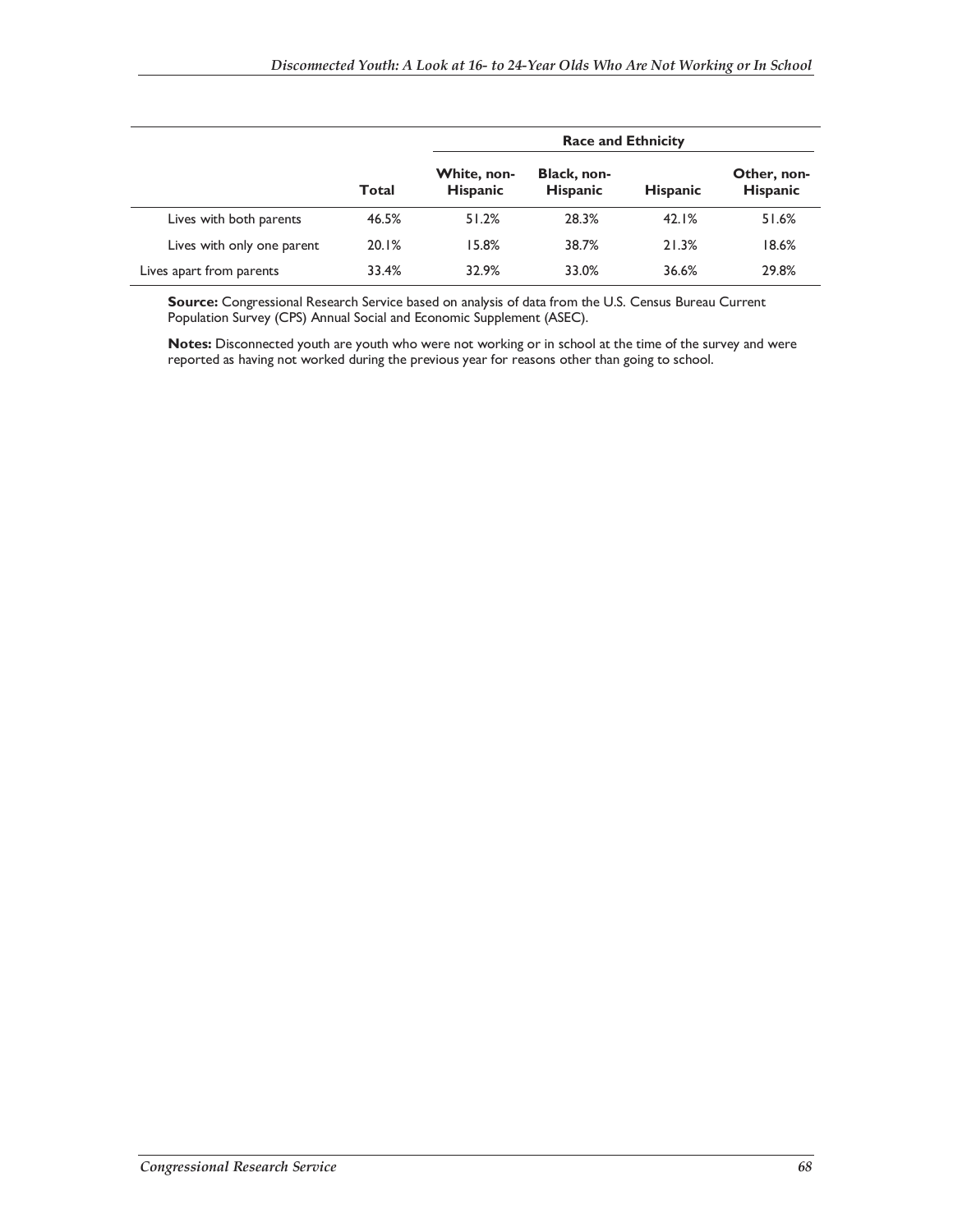| | Total | Race and Ethnicity | | | |
|---|---|---|---|---|---|
| | | White, non-Hispanic | Black, non-Hispanic | Hispanic | Other, non-Hispanic |
| Lives with both parents | 46.5% | 51.2% | 28.3% | 42.1% | 51.6% |
| Lives with only one parent | 20.1% | 15.8% | 38.7% | 21.3% | 18.6% |
| Lives apart from parents | 33.4% | 32.9% | 33.0% | 36.6% | 29.8% |

**Source:** Congressional Research Service based on analysis of data from the U.S. Census Bureau Current Population Survey (CPS) Annual Social and Economic Supplement (ASEC).

**Notes:** Disconnected youth are youth who were not working or in school at the time of the survey and were reported as having not worked during the previous year for reasons other than going to school.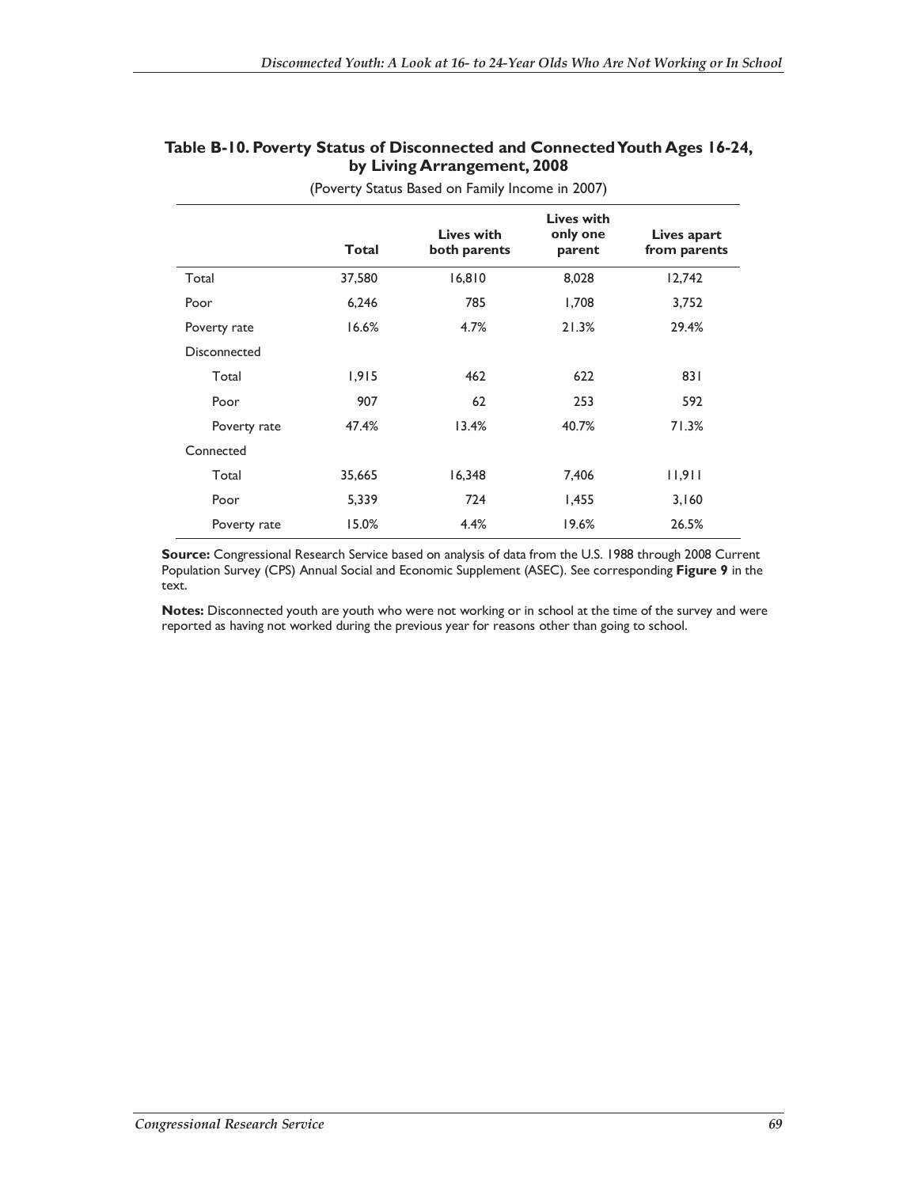**Table B-10. Poverty Status of Disconnected and Connected Youth Ages 16-24, by Living Arrangement, 2008**

(Poverty Status Based on Family Income in 2007)

| | Total | Lives with both parents | Lives with only one parent | Lives apart from parents |
|---|---|---|---|---|
| Total | 37,580 | 16,810 | 8,028 | 12,742 |
| Poor | 6,246 | 785 | 1,708 | 3,752 |
| Poverty rate | 16.6% | 4.7% | 21.3% | 29.4% |
| Disconnected | | | | |
| Total | 1,915 | 462 | 622 | 831 |
| Poor | 907 | 62 | 253 | 592 |
| Poverty rate | 47.4% | 13.4% | 40.7% | 71.3% |
| Connected | | | | |
| Total | 35,665 | 16,348 | 7,406 | 11,911 |
| Poor | 5,339 | 724 | 1,455 | 3,160 |
| Poverty rate | 15.0% | 4.4% | 19.6% | 26.5% |

**Source:** Congressional Research Service based on analysis of data from the U.S. 1988 through 2008 Current Population Survey (CPS) Annual Social and Economic Supplement (ASEC). See corresponding **Figure 9** in the text.

**Notes:** Disconnected youth are youth who were not working or in school at the time of the survey and were reported as having not worked during the previous year for reasons other than going to school.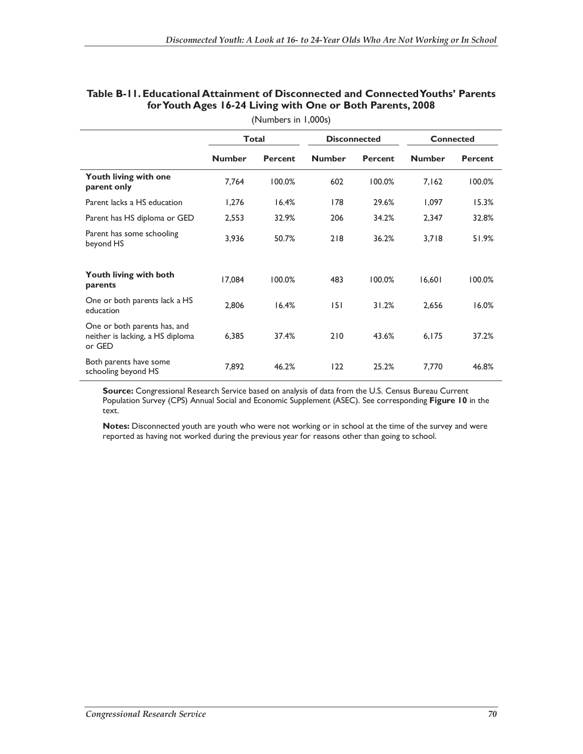**Table B-11. Educational Attainment of Disconnected and Connected Youths' Parents for Youth Ages 16-24 Living with One or Both Parents, 2008**

(Numbers in 1,000s)

| | Total | | Disconnected | | Connected | |
|---|---|---|---|---|---|---|
| | Number | Percent | Number | Percent | Number | Percent |
| **Youth living with one parent only** | 7,764 | 100.0% | 602 | 100.0% | 7,162 | 100.0% |
| Parent lacks a HS education | 1,276 | 16.4% | 178 | 29.6% | 1,097 | 15.3% |
| Parent has HS diploma or GED | 2,553 | 32.9% | 206 | 34.2% | 2,347 | 32.8% |
| Parent has some schooling beyond HS | 3,936 | 50.7% | 218 | 36.2% | 3,718 | 51.9% |
| **Youth living with both parents** | 17,084 | 100.0% | 483 | 100.0% | 16,601 | 100.0% |
| One or both parents lack a HS education | 2,806 | 16.4% | 151 | 31.2% | 2,656 | 16.0% |
| One or both parents has, and neither is lacking, a HS diploma or GED | 6,385 | 37.4% | 210 | 43.6% | 6,175 | 37.2% |
| Both parents have some schooling beyond HS | 7,892 | 46.2% | 122 | 25.2% | 7,770 | 46.8% |

**Source:** Congressional Research Service based on analysis of data from the U.S. Census Bureau Current Population Survey (CPS) Annual Social and Economic Supplement (ASEC). See corresponding **Figure 10** in the text.

**Notes:** Disconnected youth are youth who were not working or in school at the time of the survey and were reported as having not worked during the previous year for reasons other than going to school.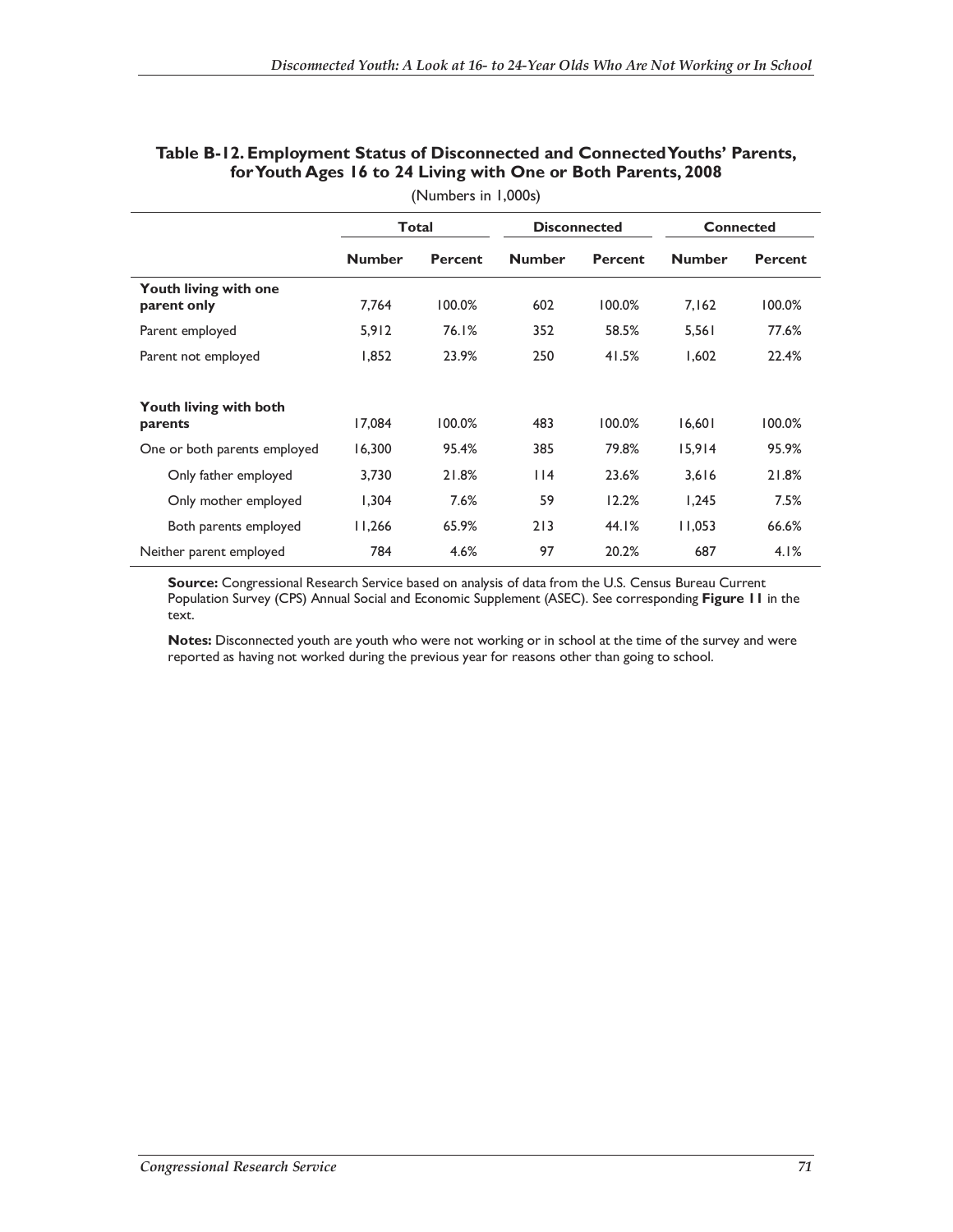**Table B-12. Employment Status of Disconnected and Connected Youths' Parents, for Youth Ages 16 to 24 Living with One or Both Parents, 2008**

(Numbers in 1,000s)

| | Total | | Disconnected | | Connected | |
|---|---|---|---|---|---|---|
| | Number | Percent | Number | Percent | Number | Percent |
| **Youth living with one parent only** | 7,764 | 100.0% | 602 | 100.0% | 7,162 | 100.0% |
| Parent employed | 5,912 | 76.1% | 352 | 58.5% | 5,561 | 77.6% |
| Parent not employed | 1,852 | 23.9% | 250 | 41.5% | 1,602 | 22.4% |
| | | | | | | |
| **Youth living with both parents** | 17,084 | 100.0% | 483 | 100.0% | 16,601 | 100.0% |
| One or both parents employed | 16,300 | 95.4% | 385 | 79.8% | 15,914 | 95.9% |
| Only father employed | 3,730 | 21.8% | 114 | 23.6% | 3,616 | 21.8% |
| Only mother employed | 1,304 | 7.6% | 59 | 12.2% | 1,245 | 7.5% |
| Both parents employed | 11,266 | 65.9% | 213 | 44.1% | 11,053 | 66.6% |
| Neither parent employed | 784 | 4.6% | 97 | 20.2% | 687 | 4.1% |

**Source:** Congressional Research Service based on analysis of data from the U.S. Census Bureau Current Population Survey (CPS) Annual Social and Economic Supplement (ASEC). See corresponding **Figure 11** in the text.

**Notes:** Disconnected youth are youth who were not working or in school at the time of the survey and were reported as having not worked during the previous year for reasons other than going to school.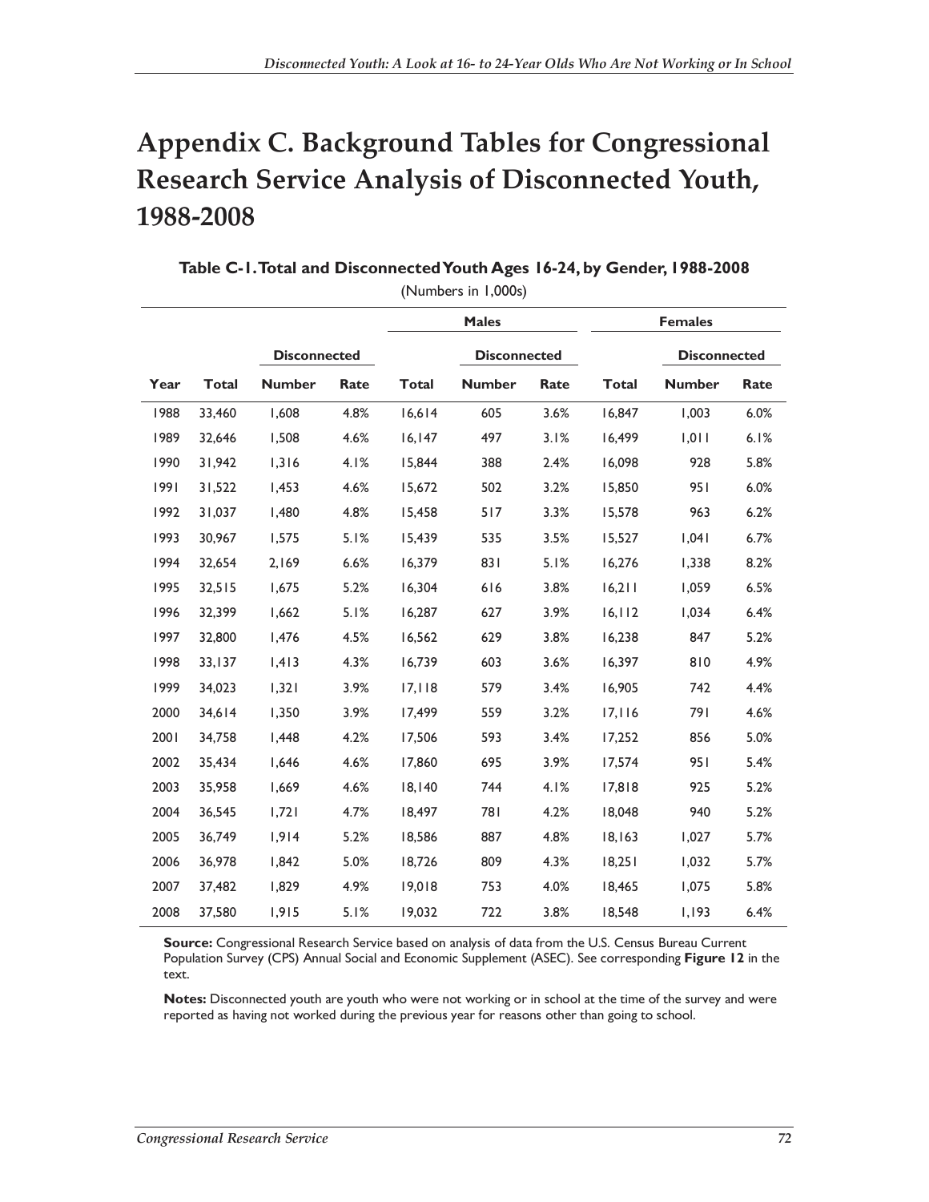# Appendix C. Background Tables for Congressional Research Service Analysis of Disconnected Youth, 1988-2008

**Table C-1. Total and Disconnected Youth Ages 16-24, by Gender, 1988-2008**

(Numbers in 1,000s)

| | | | | Males | | | Females | | |
|---|---|---|---|---|---|---|---|---|---|
| | | Disconnected | | | Disconnected | | | Disconnected | |
| **Year** | **Total** | **Number** | **Rate** | **Total** | **Number** | **Rate** | **Total** | **Number** | **Rate** |
| 1988 | 33,460 | 1,608 | 4.8% | 16,614 | 605 | 3.6% | 16,847 | 1,003 | 6.0% |
| 1989 | 32,646 | 1,508 | 4.6% | 16,147 | 497 | 3.1% | 16,499 | 1,011 | 6.1% |
| 1990 | 31,942 | 1,316 | 4.1% | 15,844 | 388 | 2.4% | 16,098 | 928 | 5.8% |
| 1991 | 31,522 | 1,453 | 4.6% | 15,672 | 502 | 3.2% | 15,850 | 951 | 6.0% |
| 1992 | 31,037 | 1,480 | 4.8% | 15,458 | 517 | 3.3% | 15,578 | 963 | 6.2% |
| 1993 | 30,967 | 1,575 | 5.1% | 15,439 | 535 | 3.5% | 15,527 | 1,041 | 6.7% |
| 1994 | 32,654 | 2,169 | 6.6% | 16,379 | 831 | 5.1% | 16,276 | 1,338 | 8.2% |
| 1995 | 32,515 | 1,675 | 5.2% | 16,304 | 616 | 3.8% | 16,211 | 1,059 | 6.5% |
| 1996 | 32,399 | 1,662 | 5.1% | 16,287 | 627 | 3.9% | 16,112 | 1,034 | 6.4% |
| 1997 | 32,800 | 1,476 | 4.5% | 16,562 | 629 | 3.8% | 16,238 | 847 | 5.2% |
| 1998 | 33,137 | 1,413 | 4.3% | 16,739 | 603 | 3.6% | 16,397 | 810 | 4.9% |
| 1999 | 34,023 | 1,321 | 3.9% | 17,118 | 579 | 3.4% | 16,905 | 742 | 4.4% |
| 2000 | 34,614 | 1,350 | 3.9% | 17,499 | 559 | 3.2% | 17,116 | 791 | 4.6% |
| 2001 | 34,758 | 1,448 | 4.2% | 17,506 | 593 | 3.4% | 17,252 | 856 | 5.0% |
| 2002 | 35,434 | 1,646 | 4.6% | 17,860 | 695 | 3.9% | 17,574 | 951 | 5.4% |
| 2003 | 35,958 | 1,669 | 4.6% | 18,140 | 744 | 4.1% | 17,818 | 925 | 5.2% |
| 2004 | 36,545 | 1,721 | 4.7% | 18,497 | 781 | 4.2% | 18,048 | 940 | 5.2% |
| 2005 | 36,749 | 1,914 | 5.2% | 18,586 | 887 | 4.8% | 18,163 | 1,027 | 5.7% |
| 2006 | 36,978 | 1,842 | 5.0% | 18,726 | 809 | 4.3% | 18,251 | 1,032 | 5.7% |
| 2007 | 37,482 | 1,829 | 4.9% | 19,018 | 753 | 4.0% | 18,465 | 1,075 | 5.8% |
| 2008 | 37,580 | 1,915 | 5.1% | 19,032 | 722 | 3.8% | 18,548 | 1,193 | 6.4% |

**Source:** Congressional Research Service based on analysis of data from the U.S. Census Bureau Current Population Survey (CPS) Annual Social and Economic Supplement (ASEC). See corresponding **Figure 12** in the text.

**Notes:** Disconnected youth are youth who were not working or in school at the time of the survey and were reported as having not worked during the previous year for reasons other than going to school.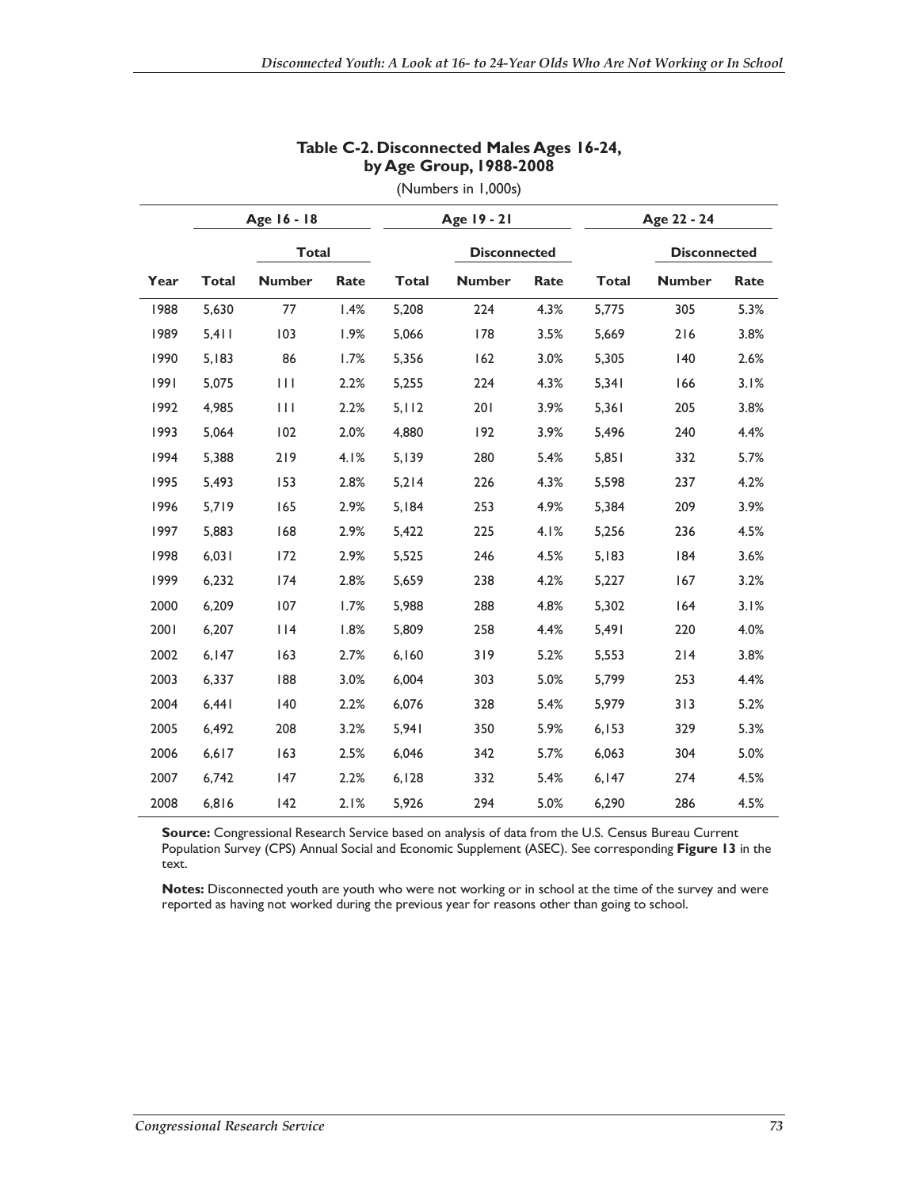**Table C-2. Disconnected Males Ages 16-24, by Age Group, 1988-2008**

(Numbers in 1,000s)

| | Age 16 - 18 | | | Age 19 - 21 | | | Age 22 - 24 | | |
|---|---|---|---|---|---|---|---|---|---|
| | | Total | | | Disconnected | | | Disconnected | |
| Year | Total | Number | Rate | Total | Number | Rate | Total | Number | Rate |
| 1988 | 5,630 | 77 | 1.4% | 5,208 | 224 | 4.3% | 5,775 | 305 | 5.3% |
| 1989 | 5,411 | 103 | 1.9% | 5,066 | 178 | 3.5% | 5,669 | 216 | 3.8% |
| 1990 | 5,183 | 86 | 1.7% | 5,356 | 162 | 3.0% | 5,305 | 140 | 2.6% |
| 1991 | 5,075 | 111 | 2.2% | 5,255 | 224 | 4.3% | 5,341 | 166 | 3.1% |
| 1992 | 4,985 | 111 | 2.2% | 5,112 | 201 | 3.9% | 5,361 | 205 | 3.8% |
| 1993 | 5,064 | 102 | 2.0% | 4,880 | 192 | 3.9% | 5,496 | 240 | 4.4% |
| 1994 | 5,388 | 219 | 4.1% | 5,139 | 280 | 5.4% | 5,851 | 332 | 5.7% |
| 1995 | 5,493 | 153 | 2.8% | 5,214 | 226 | 4.3% | 5,598 | 237 | 4.2% |
| 1996 | 5,719 | 165 | 2.9% | 5,184 | 253 | 4.9% | 5,384 | 209 | 3.9% |
| 1997 | 5,883 | 168 | 2.9% | 5,422 | 225 | 4.1% | 5,256 | 236 | 4.5% |
| 1998 | 6,031 | 172 | 2.9% | 5,525 | 246 | 4.5% | 5,183 | 184 | 3.6% |
| 1999 | 6,232 | 174 | 2.8% | 5,659 | 238 | 4.2% | 5,227 | 167 | 3.2% |
| 2000 | 6,209 | 107 | 1.7% | 5,988 | 288 | 4.8% | 5,302 | 164 | 3.1% |
| 2001 | 6,207 | 114 | 1.8% | 5,809 | 258 | 4.4% | 5,491 | 220 | 4.0% |
| 2002 | 6,147 | 163 | 2.7% | 6,160 | 319 | 5.2% | 5,553 | 214 | 3.8% |
| 2003 | 6,337 | 188 | 3.0% | 6,004 | 303 | 5.0% | 5,799 | 253 | 4.4% |
| 2004 | 6,441 | 140 | 2.2% | 6,076 | 328 | 5.4% | 5,979 | 313 | 5.2% |
| 2005 | 6,492 | 208 | 3.2% | 5,941 | 350 | 5.9% | 6,153 | 329 | 5.3% |
| 2006 | 6,617 | 163 | 2.5% | 6,046 | 342 | 5.7% | 6,063 | 304 | 5.0% |
| 2007 | 6,742 | 147 | 2.2% | 6,128 | 332 | 5.4% | 6,147 | 274 | 4.5% |
| 2008 | 6,816 | 142 | 2.1% | 5,926 | 294 | 5.0% | 6,290 | 286 | 4.5% |

**Source:** Congressional Research Service based on analysis of data from the U.S. Census Bureau Current Population Survey (CPS) Annual Social and Economic Supplement (ASEC). See corresponding **Figure 13** in the text.

**Notes:** Disconnected youth are youth who were not working or in school at the time of the survey and were reported as having not worked during the previous year for reasons other than going to school.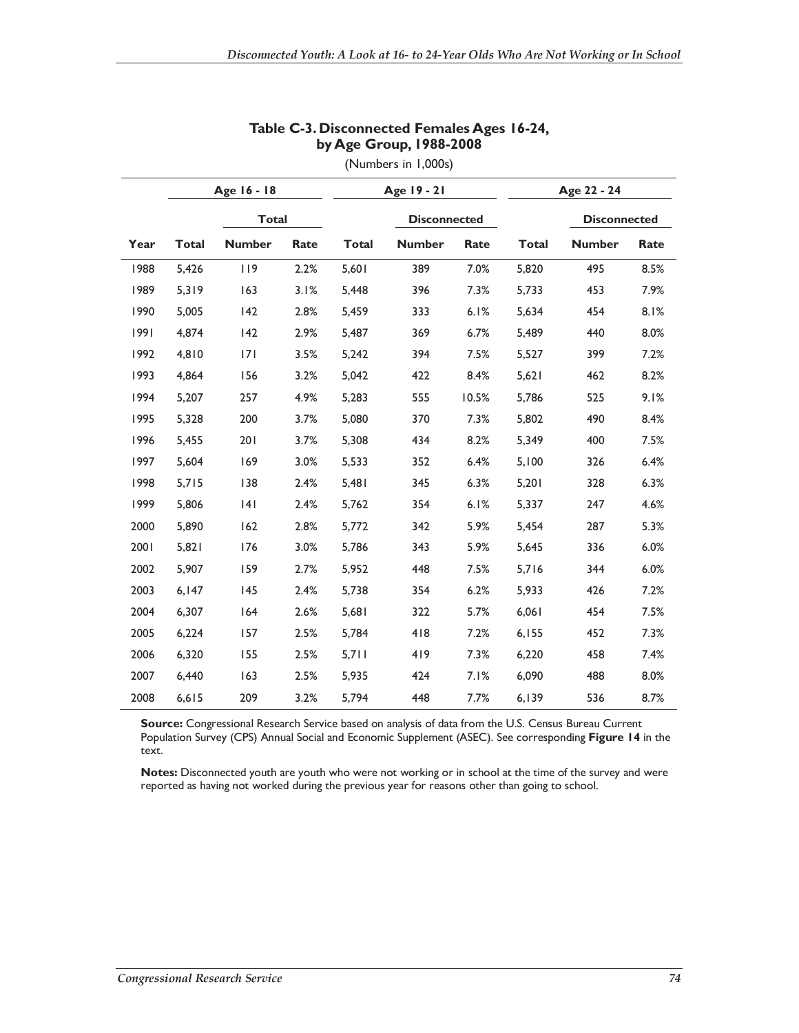**Table C-3. Disconnected Females Ages 16-24, by Age Group, 1988-2008**

(Numbers in 1,000s)

| | Age 16 - 18 | | | Age 19 - 21 | | | Age 22 - 24 | | |
|---|---|---|---|---|---|---|---|---|---|
| | | Total | | | Disconnected | | | Disconnected | |
| Year | Total | Number | Rate | Total | Number | Rate | Total | Number | Rate |
| 1988 | 5,426 | 119 | 2.2% | 5,601 | 389 | 7.0% | 5,820 | 495 | 8.5% |
| 1989 | 5,319 | 163 | 3.1% | 5,448 | 396 | 7.3% | 5,733 | 453 | 7.9% |
| 1990 | 5,005 | 142 | 2.8% | 5,459 | 333 | 6.1% | 5,634 | 454 | 8.1% |
| 1991 | 4,874 | 142 | 2.9% | 5,487 | 369 | 6.7% | 5,489 | 440 | 8.0% |
| 1992 | 4,810 | 171 | 3.5% | 5,242 | 394 | 7.5% | 5,527 | 399 | 7.2% |
| 1993 | 4,864 | 156 | 3.2% | 5,042 | 422 | 8.4% | 5,621 | 462 | 8.2% |
| 1994 | 5,207 | 257 | 4.9% | 5,283 | 555 | 10.5% | 5,786 | 525 | 9.1% |
| 1995 | 5,328 | 200 | 3.7% | 5,080 | 370 | 7.3% | 5,802 | 490 | 8.4% |
| 1996 | 5,455 | 201 | 3.7% | 5,308 | 434 | 8.2% | 5,349 | 400 | 7.5% |
| 1997 | 5,604 | 169 | 3.0% | 5,533 | 352 | 6.4% | 5,100 | 326 | 6.4% |
| 1998 | 5,715 | 138 | 2.4% | 5,481 | 345 | 6.3% | 5,201 | 328 | 6.3% |
| 1999 | 5,806 | 141 | 2.4% | 5,762 | 354 | 6.1% | 5,337 | 247 | 4.6% |
| 2000 | 5,890 | 162 | 2.8% | 5,772 | 342 | 5.9% | 5,454 | 287 | 5.3% |
| 2001 | 5,821 | 176 | 3.0% | 5,786 | 343 | 5.9% | 5,645 | 336 | 6.0% |
| 2002 | 5,907 | 159 | 2.7% | 5,952 | 448 | 7.5% | 5,716 | 344 | 6.0% |
| 2003 | 6,147 | 145 | 2.4% | 5,738 | 354 | 6.2% | 5,933 | 426 | 7.2% |
| 2004 | 6,307 | 164 | 2.6% | 5,681 | 322 | 5.7% | 6,061 | 454 | 7.5% |
| 2005 | 6,224 | 157 | 2.5% | 5,784 | 418 | 7.2% | 6,155 | 452 | 7.3% |
| 2006 | 6,320 | 155 | 2.5% | 5,711 | 419 | 7.3% | 6,220 | 458 | 7.4% |
| 2007 | 6,440 | 163 | 2.5% | 5,935 | 424 | 7.1% | 6,090 | 488 | 8.0% |
| 2008 | 6,615 | 209 | 3.2% | 5,794 | 448 | 7.7% | 6,139 | 536 | 8.7% |

**Source:** Congressional Research Service based on analysis of data from the U.S. Census Bureau Current Population Survey (CPS) Annual Social and Economic Supplement (ASEC). See corresponding **Figure 14** in the text.

**Notes:** Disconnected youth are youth who were not working or in school at the time of the survey and were reported as having not worked during the previous year for reasons other than going to school.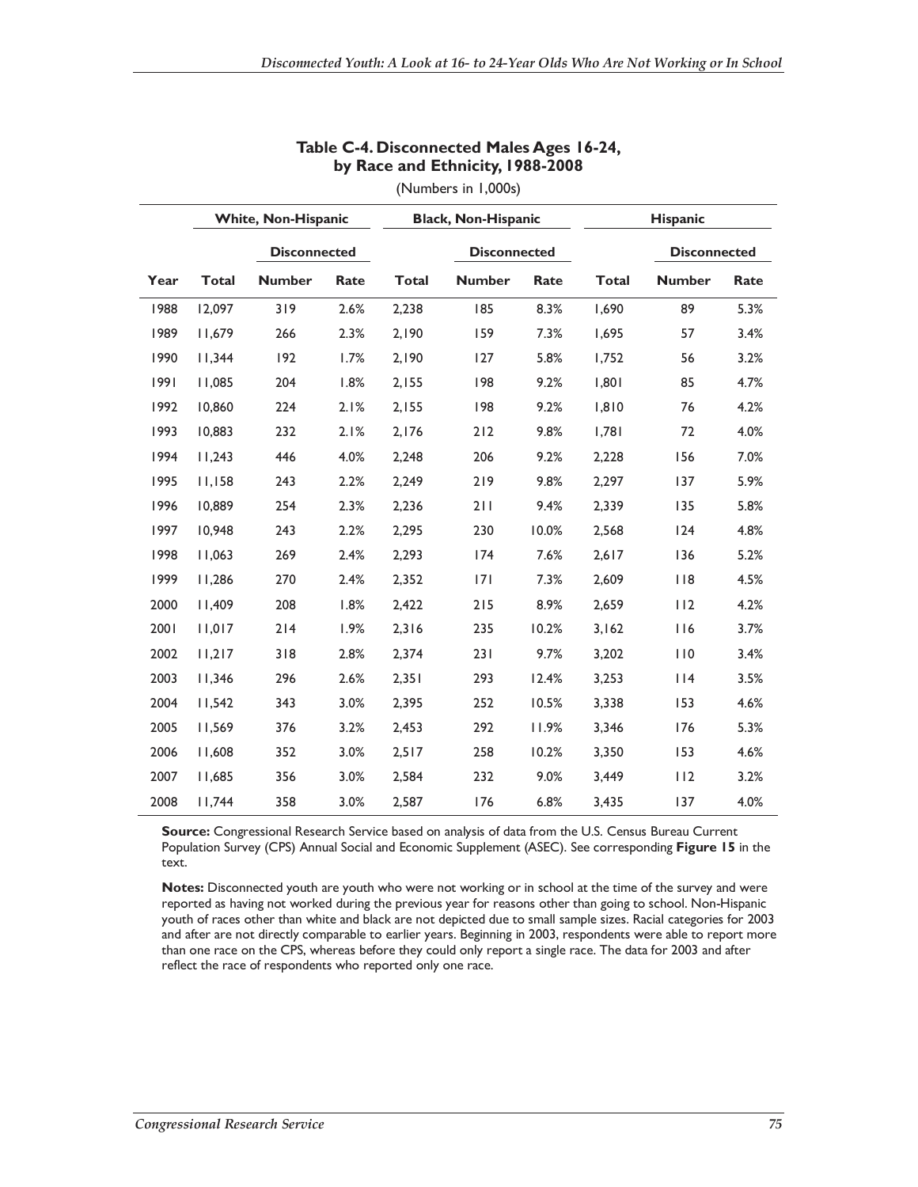**Table C-4. Disconnected Males Ages 16-24, by Race and Ethnicity, 1988-2008**

(Numbers in 1,000s)

| | White, Non-Hispanic | | | Black, Non-Hispanic | | | Hispanic | | |
|---|---|---|---|---|---|---|---|---|---|
| | | Disconnected | | | Disconnected | | | Disconnected | |
| Year | Total | Number | Rate | Total | Number | Rate | Total | Number | Rate |
| 1988 | 12,097 | 319 | 2.6% | 2,238 | 185 | 8.3% | 1,690 | 89 | 5.3% |
| 1989 | 11,679 | 266 | 2.3% | 2,190 | 159 | 7.3% | 1,695 | 57 | 3.4% |
| 1990 | 11,344 | 192 | 1.7% | 2,190 | 127 | 5.8% | 1,752 | 56 | 3.2% |
| 1991 | 11,085 | 204 | 1.8% | 2,155 | 198 | 9.2% | 1,801 | 85 | 4.7% |
| 1992 | 10,860 | 224 | 2.1% | 2,155 | 198 | 9.2% | 1,810 | 76 | 4.2% |
| 1993 | 10,883 | 232 | 2.1% | 2,176 | 212 | 9.8% | 1,781 | 72 | 4.0% |
| 1994 | 11,243 | 446 | 4.0% | 2,248 | 206 | 9.2% | 2,228 | 156 | 7.0% |
| 1995 | 11,158 | 243 | 2.2% | 2,249 | 219 | 9.8% | 2,297 | 137 | 5.9% |
| 1996 | 10,889 | 254 | 2.3% | 2,236 | 211 | 9.4% | 2,339 | 135 | 5.8% |
| 1997 | 10,948 | 243 | 2.2% | 2,295 | 230 | 10.0% | 2,568 | 124 | 4.8% |
| 1998 | 11,063 | 269 | 2.4% | 2,293 | 174 | 7.6% | 2,617 | 136 | 5.2% |
| 1999 | 11,286 | 270 | 2.4% | 2,352 | 171 | 7.3% | 2,609 | 118 | 4.5% |
| 2000 | 11,409 | 208 | 1.8% | 2,422 | 215 | 8.9% | 2,659 | 112 | 4.2% |
| 2001 | 11,017 | 214 | 1.9% | 2,316 | 235 | 10.2% | 3,162 | 116 | 3.7% |
| 2002 | 11,217 | 318 | 2.8% | 2,374 | 231 | 9.7% | 3,202 | 110 | 3.4% |
| 2003 | 11,346 | 296 | 2.6% | 2,351 | 293 | 12.4% | 3,253 | 114 | 3.5% |
| 2004 | 11,542 | 343 | 3.0% | 2,395 | 252 | 10.5% | 3,338 | 153 | 4.6% |
| 2005 | 11,569 | 376 | 3.2% | 2,453 | 292 | 11.9% | 3,346 | 176 | 5.3% |
| 2006 | 11,608 | 352 | 3.0% | 2,517 | 258 | 10.2% | 3,350 | 153 | 4.6% |
| 2007 | 11,685 | 356 | 3.0% | 2,584 | 232 | 9.0% | 3,449 | 112 | 3.2% |
| 2008 | 11,744 | 358 | 3.0% | 2,587 | 176 | 6.8% | 3,435 | 137 | 4.0% |

**Source:** Congressional Research Service based on analysis of data from the U.S. Census Bureau Current Population Survey (CPS) Annual Social and Economic Supplement (ASEC). See corresponding **Figure 15** in the text.

**Notes:** Disconnected youth are youth who were not working or in school at the time of the survey and were reported as having not worked during the previous year for reasons other than going to school. Non-Hispanic youth of races other than white and black are not depicted due to small sample sizes. Racial categories for 2003 and after are not directly comparable to earlier years. Beginning in 2003, respondents were able to report more than one race on the CPS, whereas before they could only report a single race. The data for 2003 and after reflect the race of respondents who reported only one race.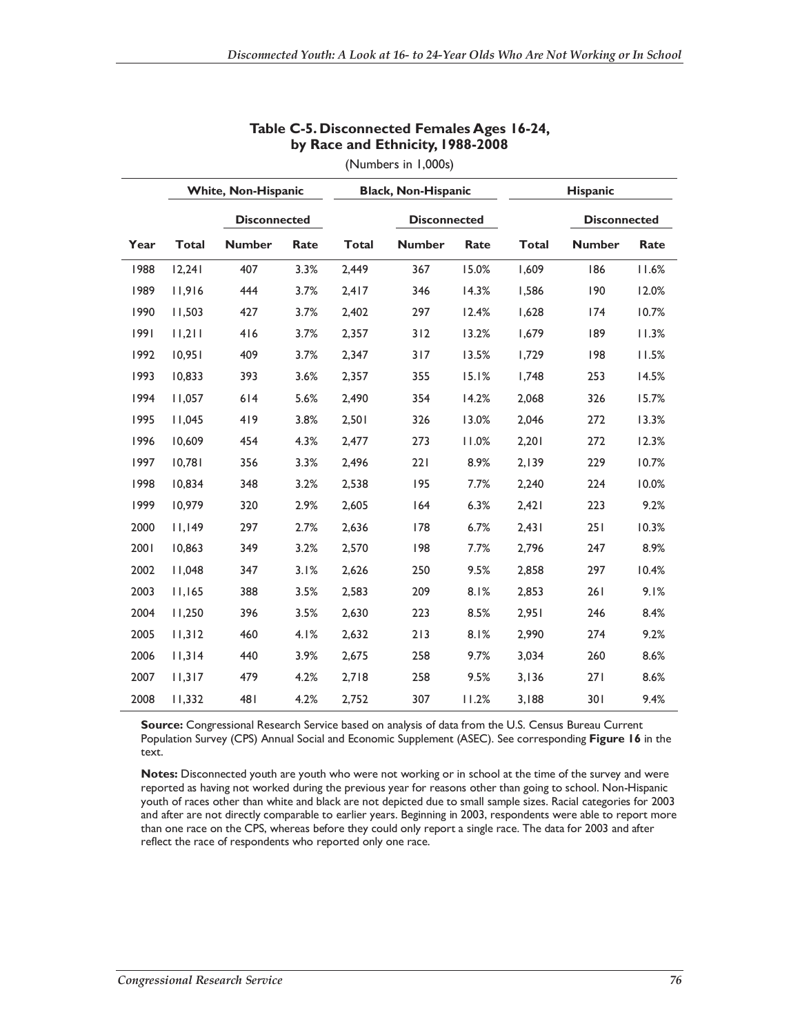**Table C-5. Disconnected Females Ages 16-24, by Race and Ethnicity, 1988-2008**

(Numbers in 1,000s)

| | White, Non-Hispanic | | | Black, Non-Hispanic | | | Hispanic | | |
|---|---|---|---|---|---|---|---|---|---|
| | | Disconnected | | | Disconnected | | | Disconnected | |
| Year | Total | Number | Rate | Total | Number | Rate | Total | Number | Rate |
| 1988 | 12,241 | 407 | 3.3% | 2,449 | 367 | 15.0% | 1,609 | 186 | 11.6% |
| 1989 | 11,916 | 444 | 3.7% | 2,417 | 346 | 14.3% | 1,586 | 190 | 12.0% |
| 1990 | 11,503 | 427 | 3.7% | 2,402 | 297 | 12.4% | 1,628 | 174 | 10.7% |
| 1991 | 11,211 | 416 | 3.7% | 2,357 | 312 | 13.2% | 1,679 | 189 | 11.3% |
| 1992 | 10,951 | 409 | 3.7% | 2,347 | 317 | 13.5% | 1,729 | 198 | 11.5% |
| 1993 | 10,833 | 393 | 3.6% | 2,357 | 355 | 15.1% | 1,748 | 253 | 14.5% |
| 1994 | 11,057 | 614 | 5.6% | 2,490 | 354 | 14.2% | 2,068 | 326 | 15.7% |
| 1995 | 11,045 | 419 | 3.8% | 2,501 | 326 | 13.0% | 2,046 | 272 | 13.3% |
| 1996 | 10,609 | 454 | 4.3% | 2,477 | 273 | 11.0% | 2,201 | 272 | 12.3% |
| 1997 | 10,781 | 356 | 3.3% | 2,496 | 221 | 8.9% | 2,139 | 229 | 10.7% |
| 1998 | 10,834 | 348 | 3.2% | 2,538 | 195 | 7.7% | 2,240 | 224 | 10.0% |
| 1999 | 10,979 | 320 | 2.9% | 2,605 | 164 | 6.3% | 2,421 | 223 | 9.2% |
| 2000 | 11,149 | 297 | 2.7% | 2,636 | 178 | 6.7% | 2,431 | 251 | 10.3% |
| 2001 | 10,863 | 349 | 3.2% | 2,570 | 198 | 7.7% | 2,796 | 247 | 8.9% |
| 2002 | 11,048 | 347 | 3.1% | 2,626 | 250 | 9.5% | 2,858 | 297 | 10.4% |
| 2003 | 11,165 | 388 | 3.5% | 2,583 | 209 | 8.1% | 2,853 | 261 | 9.1% |
| 2004 | 11,250 | 396 | 3.5% | 2,630 | 223 | 8.5% | 2,951 | 246 | 8.4% |
| 2005 | 11,312 | 460 | 4.1% | 2,632 | 213 | 8.1% | 2,990 | 274 | 9.2% |
| 2006 | 11,314 | 440 | 3.9% | 2,675 | 258 | 9.7% | 3,034 | 260 | 8.6% |
| 2007 | 11,317 | 479 | 4.2% | 2,718 | 258 | 9.5% | 3,136 | 271 | 8.6% |
| 2008 | 11,332 | 481 | 4.2% | 2,752 | 307 | 11.2% | 3,188 | 301 | 9.4% |

**Source:** Congressional Research Service based on analysis of data from the U.S. Census Bureau Current Population Survey (CPS) Annual Social and Economic Supplement (ASEC). See corresponding **Figure 16** in the text.

**Notes:** Disconnected youth are youth who were not working or in school at the time of the survey and were reported as having not worked during the previous year for reasons other than going to school. Non-Hispanic youth of races other than white and black are not depicted due to small sample sizes. Racial categories for 2003 and after are not directly comparable to earlier years. Beginning in 2003, respondents were able to report more than one race on the CPS, whereas before they could only report a single race. The data for 2003 and after reflect the race of respondents who reported only one race.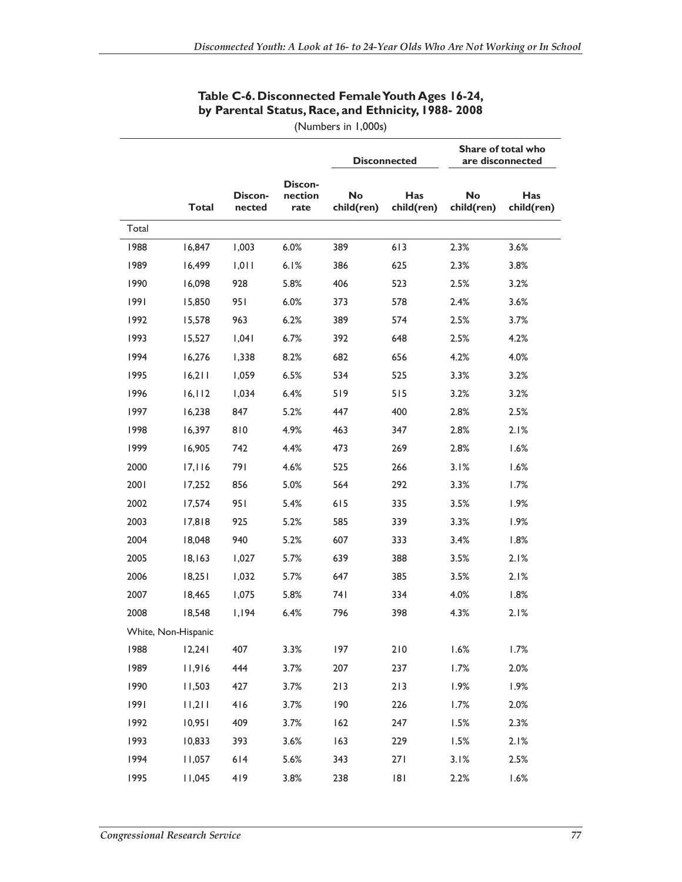**Table C-6. Disconnected Female Youth Ages 16-24, by Parental Status, Race, and Ethnicity, 1988- 2008**

(Numbers in 1,000s)

| | | | | Disconnected | | Share of total who are disconnected | |
|---|---|---|---|---|---|---|---|
| | Total | Discon-nected | Discon-nection rate | No child(ren) | Has child(ren) | No child(ren) | Has child(ren) |
| Total | | | | | | | |
| 1988 | 16,847 | 1,003 | 6.0% | 389 | 613 | 2.3% | 3.6% |
| 1989 | 16,499 | 1,011 | 6.1% | 386 | 625 | 2.3% | 3.8% |
| 1990 | 16,098 | 928 | 5.8% | 406 | 523 | 2.5% | 3.2% |
| 1991 | 15,850 | 951 | 6.0% | 373 | 578 | 2.4% | 3.6% |
| 1992 | 15,578 | 963 | 6.2% | 389 | 574 | 2.5% | 3.7% |
| 1993 | 15,527 | 1,041 | 6.7% | 392 | 648 | 2.5% | 4.2% |
| 1994 | 16,276 | 1,338 | 8.2% | 682 | 656 | 4.2% | 4.0% |
| 1995 | 16,211 | 1,059 | 6.5% | 534 | 525 | 3.3% | 3.2% |
| 1996 | 16,112 | 1,034 | 6.4% | 519 | 515 | 3.2% | 3.2% |
| 1997 | 16,238 | 847 | 5.2% | 447 | 400 | 2.8% | 2.5% |
| 1998 | 16,397 | 810 | 4.9% | 463 | 347 | 2.8% | 2.1% |
| 1999 | 16,905 | 742 | 4.4% | 473 | 269 | 2.8% | 1.6% |
| 2000 | 17,116 | 791 | 4.6% | 525 | 266 | 3.1% | 1.6% |
| 2001 | 17,252 | 856 | 5.0% | 564 | 292 | 3.3% | 1.7% |
| 2002 | 17,574 | 951 | 5.4% | 615 | 335 | 3.5% | 1.9% |
| 2003 | 17,818 | 925 | 5.2% | 585 | 339 | 3.3% | 1.9% |
| 2004 | 18,048 | 940 | 5.2% | 607 | 333 | 3.4% | 1.8% |
| 2005 | 18,163 | 1,027 | 5.7% | 639 | 388 | 3.5% | 2.1% |
| 2006 | 18,251 | 1,032 | 5.7% | 647 | 385 | 3.5% | 2.1% |
| 2007 | 18,465 | 1,075 | 5.8% | 741 | 334 | 4.0% | 1.8% |
| 2008 | 18,548 | 1,194 | 6.4% | 796 | 398 | 4.3% | 2.1% |
| White, Non-Hispanic | | | | | | | |
| 1988 | 12,241 | 407 | 3.3% | 197 | 210 | 1.6% | 1.7% |
| 1989 | 11,916 | 444 | 3.7% | 207 | 237 | 1.7% | 2.0% |
| 1990 | 11,503 | 427 | 3.7% | 213 | 213 | 1.9% | 1.9% |
| 1991 | 11,211 | 416 | 3.7% | 190 | 226 | 1.7% | 2.0% |
| 1992 | 10,951 | 409 | 3.7% | 162 | 247 | 1.5% | 2.3% |
| 1993 | 10,833 | 393 | 3.6% | 163 | 229 | 1.5% | 2.1% |
| 1994 | 11,057 | 614 | 5.6% | 343 | 271 | 3.1% | 2.5% |
| 1995 | 11,045 | 419 | 3.8% | 238 | 181 | 2.2% | 1.6% |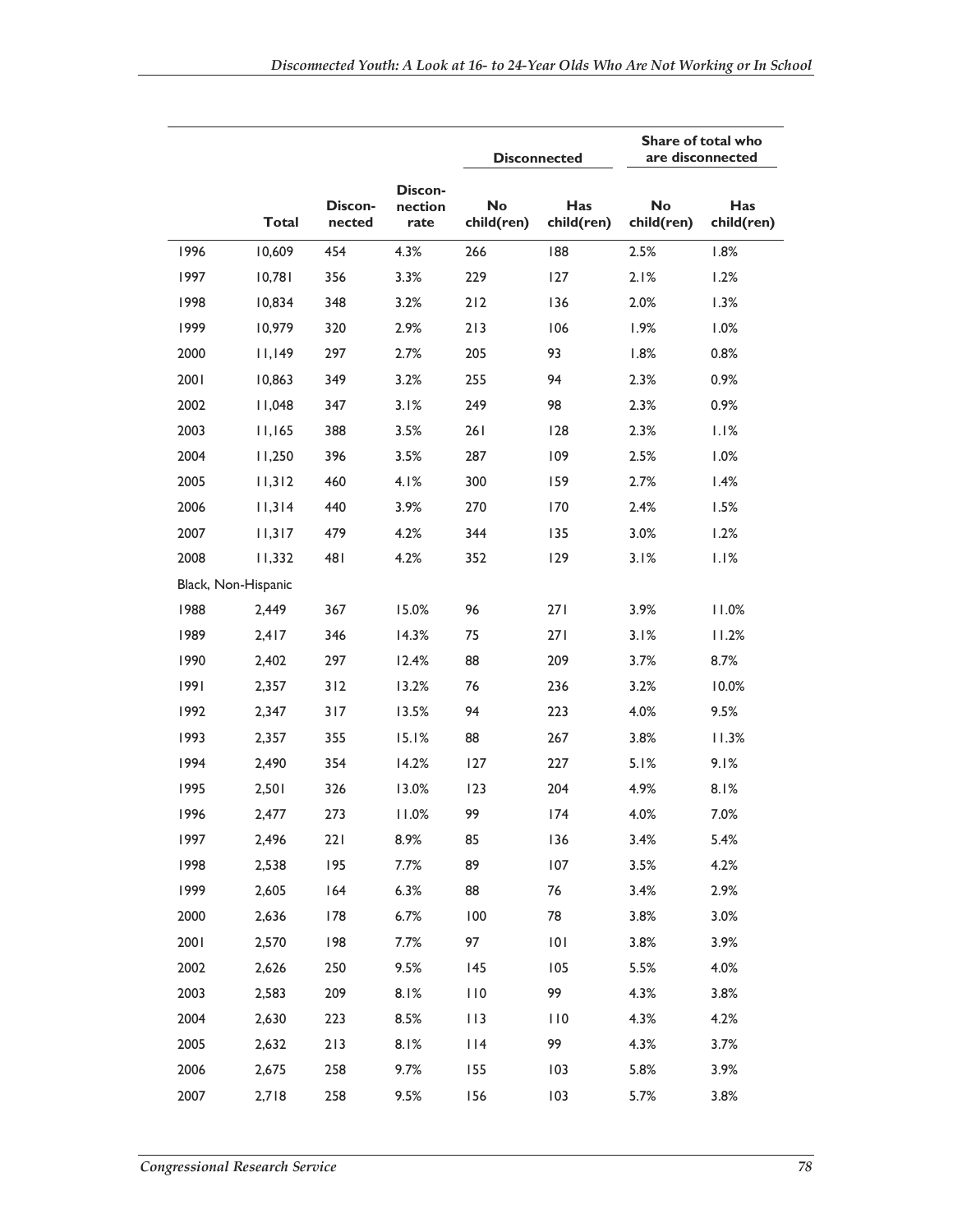| | Total | Discon-nected | Discon-nection rate | Disconnected | | Share of total who are disconnected | |
|---|---|---|---|---|---|---|---|
| | | | | No child(ren) | Has child(ren) | No child(ren) | Has child(ren) |
| 1996 | 10,609 | 454 | 4.3% | 266 | 188 | 2.5% | 1.8% |
| 1997 | 10,781 | 356 | 3.3% | 229 | 127 | 2.1% | 1.2% |
| 1998 | 10,834 | 348 | 3.2% | 212 | 136 | 2.0% | 1.3% |
| 1999 | 10,979 | 320 | 2.9% | 213 | 106 | 1.9% | 1.0% |
| 2000 | 11,149 | 297 | 2.7% | 205 | 93 | 1.8% | 0.8% |
| 2001 | 10,863 | 349 | 3.2% | 255 | 94 | 2.3% | 0.9% |
| 2002 | 11,048 | 347 | 3.1% | 249 | 98 | 2.3% | 0.9% |
| 2003 | 11,165 | 388 | 3.5% | 261 | 128 | 2.3% | 1.1% |
| 2004 | 11,250 | 396 | 3.5% | 287 | 109 | 2.5% | 1.0% |
| 2005 | 11,312 | 460 | 4.1% | 300 | 159 | 2.7% | 1.4% |
| 2006 | 11,314 | 440 | 3.9% | 270 | 170 | 2.4% | 1.5% |
| 2007 | 11,317 | 479 | 4.2% | 344 | 135 | 3.0% | 1.2% |
| 2008 | 11,332 | 481 | 4.2% | 352 | 129 | 3.1% | 1.1% |
| Black, Non-Hispanic | | | | | | | |
| 1988 | 2,449 | 367 | 15.0% | 96 | 271 | 3.9% | 11.0% |
| 1989 | 2,417 | 346 | 14.3% | 75 | 271 | 3.1% | 11.2% |
| 1990 | 2,402 | 297 | 12.4% | 88 | 209 | 3.7% | 8.7% |
| 1991 | 2,357 | 312 | 13.2% | 76 | 236 | 3.2% | 10.0% |
| 1992 | 2,347 | 317 | 13.5% | 94 | 223 | 4.0% | 9.5% |
| 1993 | 2,357 | 355 | 15.1% | 88 | 267 | 3.8% | 11.3% |
| 1994 | 2,490 | 354 | 14.2% | 127 | 227 | 5.1% | 9.1% |
| 1995 | 2,501 | 326 | 13.0% | 123 | 204 | 4.9% | 8.1% |
| 1996 | 2,477 | 273 | 11.0% | 99 | 174 | 4.0% | 7.0% |
| 1997 | 2,496 | 221 | 8.9% | 85 | 136 | 3.4% | 5.4% |
| 1998 | 2,538 | 195 | 7.7% | 89 | 107 | 3.5% | 4.2% |
| 1999 | 2,605 | 164 | 6.3% | 88 | 76 | 3.4% | 2.9% |
| 2000 | 2,636 | 178 | 6.7% | 100 | 78 | 3.8% | 3.0% |
| 2001 | 2,570 | 198 | 7.7% | 97 | 101 | 3.8% | 3.9% |
| 2002 | 2,626 | 250 | 9.5% | 145 | 105 | 5.5% | 4.0% |
| 2003 | 2,583 | 209 | 8.1% | 110 | 99 | 4.3% | 3.8% |
| 2004 | 2,630 | 223 | 8.5% | 113 | 110 | 4.3% | 4.2% |
| 2005 | 2,632 | 213 | 8.1% | 114 | 99 | 4.3% | 3.7% |
| 2006 | 2,675 | 258 | 9.7% | 155 | 103 | 5.8% | 3.9% |
| 2007 | 2,718 | 258 | 9.5% | 156 | 103 | 5.7% | 3.8% |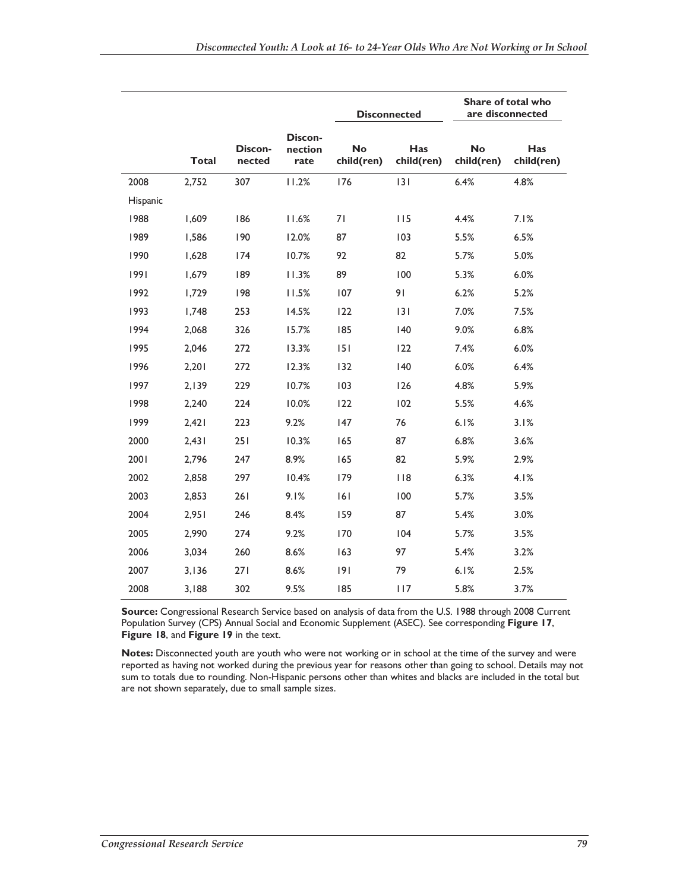| | Total | Discon-nected | Discon-nection rate | Disconnected | | Share of total who are disconnected | |
|---|---|---|---|---|---|---|---|
| | | | | No child(ren) | Has child(ren) | No child(ren) | Has child(ren) |
| 2008 | 2,752 | 307 | 11.2% | 176 | 131 | 6.4% | 4.8% |
| Hispanic | | | | | | | |
| 1988 | 1,609 | 186 | 11.6% | 71 | 115 | 4.4% | 7.1% |
| 1989 | 1,586 | 190 | 12.0% | 87 | 103 | 5.5% | 6.5% |
| 1990 | 1,628 | 174 | 10.7% | 92 | 82 | 5.7% | 5.0% |
| 1991 | 1,679 | 189 | 11.3% | 89 | 100 | 5.3% | 6.0% |
| 1992 | 1,729 | 198 | 11.5% | 107 | 91 | 6.2% | 5.2% |
| 1993 | 1,748 | 253 | 14.5% | 122 | 131 | 7.0% | 7.5% |
| 1994 | 2,068 | 326 | 15.7% | 185 | 140 | 9.0% | 6.8% |
| 1995 | 2,046 | 272 | 13.3% | 151 | 122 | 7.4% | 6.0% |
| 1996 | 2,201 | 272 | 12.3% | 132 | 140 | 6.0% | 6.4% |
| 1997 | 2,139 | 229 | 10.7% | 103 | 126 | 4.8% | 5.9% |
| 1998 | 2,240 | 224 | 10.0% | 122 | 102 | 5.5% | 4.6% |
| 1999 | 2,421 | 223 | 9.2% | 147 | 76 | 6.1% | 3.1% |
| 2000 | 2,431 | 251 | 10.3% | 165 | 87 | 6.8% | 3.6% |
| 2001 | 2,796 | 247 | 8.9% | 165 | 82 | 5.9% | 2.9% |
| 2002 | 2,858 | 297 | 10.4% | 179 | 118 | 6.3% | 4.1% |
| 2003 | 2,853 | 261 | 9.1% | 161 | 100 | 5.7% | 3.5% |
| 2004 | 2,951 | 246 | 8.4% | 159 | 87 | 5.4% | 3.0% |
| 2005 | 2,990 | 274 | 9.2% | 170 | 104 | 5.7% | 3.5% |
| 2006 | 3,034 | 260 | 8.6% | 163 | 97 | 5.4% | 3.2% |
| 2007 | 3,136 | 271 | 8.6% | 191 | 79 | 6.1% | 2.5% |
| 2008 | 3,188 | 302 | 9.5% | 185 | 117 | 5.8% | 3.7% |

**Source:** Congressional Research Service based on analysis of data from the U.S. 1988 through 2008 Current Population Survey (CPS) Annual Social and Economic Supplement (ASEC). See corresponding **Figure 17**, **Figure 18**, and **Figure 19** in the text.

**Notes:** Disconnected youth are youth who were not working or in school at the time of the survey and were reported as having not worked during the previous year for reasons other than going to school. Details may not sum to totals due to rounding. Non-Hispanic persons other than whites and blacks are included in the total but are not shown separately, due to small sample sizes.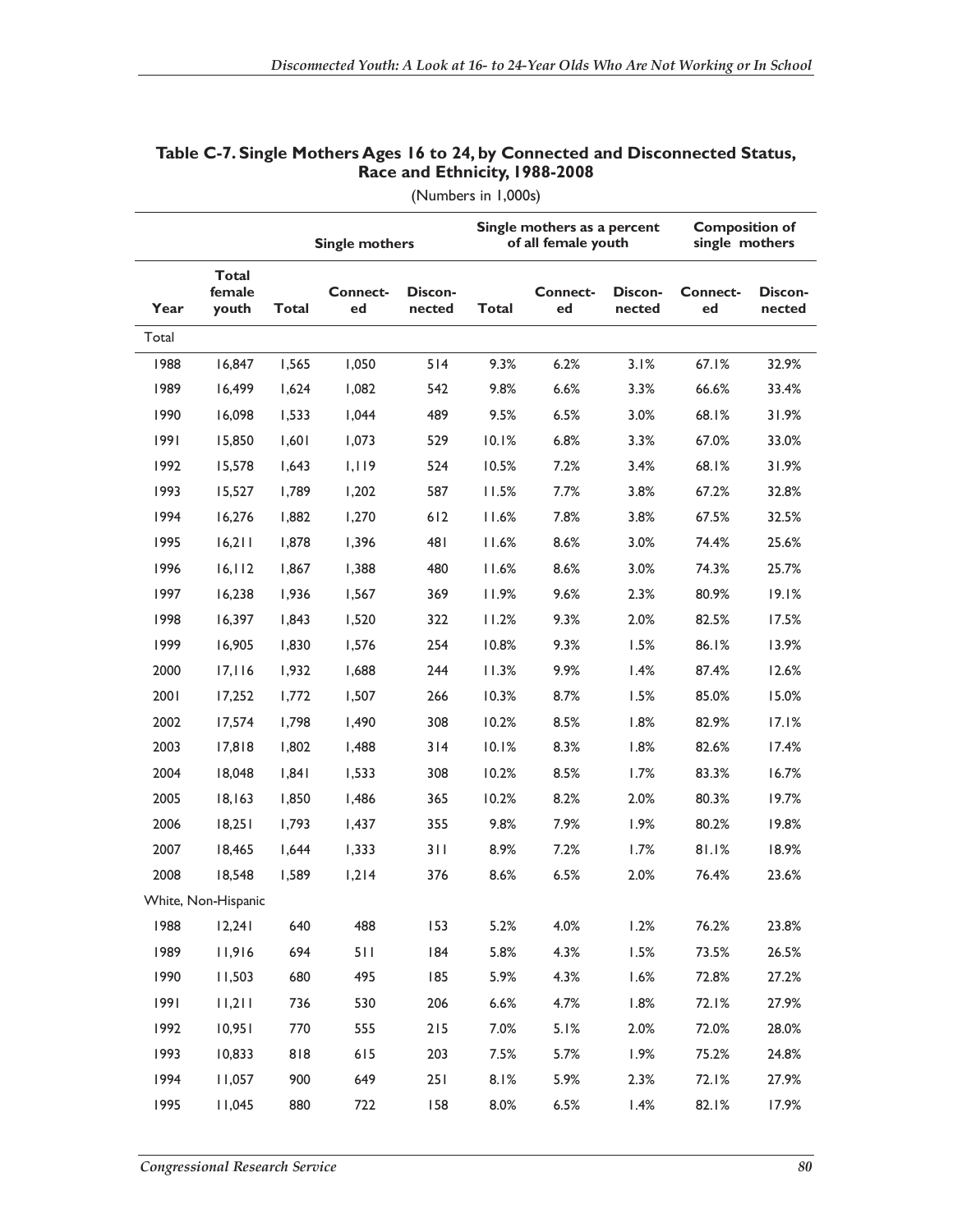**Table C-7. Single Mothers Ages 16 to 24, by Connected and Disconnected Status, Race and Ethnicity, 1988-2008**

(Numbers in 1,000s)

| | | Single mothers | | | Single mothers as a percent of all female youth | | | Composition of single mothers | |
|---|---|---|---|---|---|---|---|---|---|
| Year | Total female youth | Total | Connect-ed | Discon-nected | Total | Connect-ed | Discon-nected | Connect-ed | Discon-nected |
| Total | | | | | | | | | |
| 1988 | 16,847 | 1,565 | 1,050 | 514 | 9.3% | 6.2% | 3.1% | 67.1% | 32.9% |
| 1989 | 16,499 | 1,624 | 1,082 | 542 | 9.8% | 6.6% | 3.3% | 66.6% | 33.4% |
| 1990 | 16,098 | 1,533 | 1,044 | 489 | 9.5% | 6.5% | 3.0% | 68.1% | 31.9% |
| 1991 | 15,850 | 1,601 | 1,073 | 529 | 10.1% | 6.8% | 3.3% | 67.0% | 33.0% |
| 1992 | 15,578 | 1,643 | 1,119 | 524 | 10.5% | 7.2% | 3.4% | 68.1% | 31.9% |
| 1993 | 15,527 | 1,789 | 1,202 | 587 | 11.5% | 7.7% | 3.8% | 67.2% | 32.8% |
| 1994 | 16,276 | 1,882 | 1,270 | 612 | 11.6% | 7.8% | 3.8% | 67.5% | 32.5% |
| 1995 | 16,211 | 1,878 | 1,396 | 481 | 11.6% | 8.6% | 3.0% | 74.4% | 25.6% |
| 1996 | 16,112 | 1,867 | 1,388 | 480 | 11.6% | 8.6% | 3.0% | 74.3% | 25.7% |
| 1997 | 16,238 | 1,936 | 1,567 | 369 | 11.9% | 9.6% | 2.3% | 80.9% | 19.1% |
| 1998 | 16,397 | 1,843 | 1,520 | 322 | 11.2% | 9.3% | 2.0% | 82.5% | 17.5% |
| 1999 | 16,905 | 1,830 | 1,576 | 254 | 10.8% | 9.3% | 1.5% | 86.1% | 13.9% |
| 2000 | 17,116 | 1,932 | 1,688 | 244 | 11.3% | 9.9% | 1.4% | 87.4% | 12.6% |
| 2001 | 17,252 | 1,772 | 1,507 | 266 | 10.3% | 8.7% | 1.5% | 85.0% | 15.0% |
| 2002 | 17,574 | 1,798 | 1,490 | 308 | 10.2% | 8.5% | 1.8% | 82.9% | 17.1% |
| 2003 | 17,818 | 1,802 | 1,488 | 314 | 10.1% | 8.3% | 1.8% | 82.6% | 17.4% |
| 2004 | 18,048 | 1,841 | 1,533 | 308 | 10.2% | 8.5% | 1.7% | 83.3% | 16.7% |
| 2005 | 18,163 | 1,850 | 1,486 | 365 | 10.2% | 8.2% | 2.0% | 80.3% | 19.7% |
| 2006 | 18,251 | 1,793 | 1,437 | 355 | 9.8% | 7.9% | 1.9% | 80.2% | 19.8% |
| 2007 | 18,465 | 1,644 | 1,333 | 311 | 8.9% | 7.2% | 1.7% | 81.1% | 18.9% |
| 2008 | 18,548 | 1,589 | 1,214 | 376 | 8.6% | 6.5% | 2.0% | 76.4% | 23.6% |
| White, Non-Hispanic | | | | | | | | | |
| 1988 | 12,241 | 640 | 488 | 153 | 5.2% | 4.0% | 1.2% | 76.2% | 23.8% |
| 1989 | 11,916 | 694 | 511 | 184 | 5.8% | 4.3% | 1.5% | 73.5% | 26.5% |
| 1990 | 11,503 | 680 | 495 | 185 | 5.9% | 4.3% | 1.6% | 72.8% | 27.2% |
| 1991 | 11,211 | 736 | 530 | 206 | 6.6% | 4.7% | 1.8% | 72.1% | 27.9% |
| 1992 | 10,951 | 770 | 555 | 215 | 7.0% | 5.1% | 2.0% | 72.0% | 28.0% |
| 1993 | 10,833 | 818 | 615 | 203 | 7.5% | 5.7% | 1.9% | 75.2% | 24.8% |
| 1994 | 11,057 | 900 | 649 | 251 | 8.1% | 5.9% | 2.3% | 72.1% | 27.9% |
| 1995 | 11,045 | 880 | 722 | 158 | 8.0% | 6.5% | 1.4% | 82.1% | 17.9% |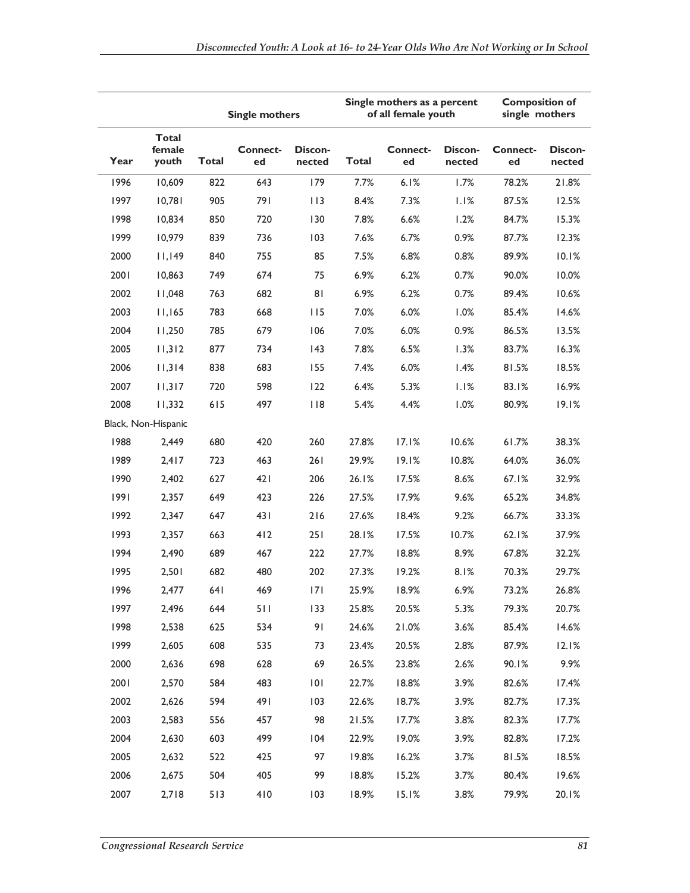| | | Single mothers | | | Single mothers as a percent of all female youth | | | Composition of single mothers | |
|---|---|---|---|---|---|---|---|---|---|
| Year | Total female youth | Total | Connect-ed | Discon-nected | Total | Connect-ed | Discon-nected | Connect-ed | Discon-nected |
| 1996 | 10,609 | 822 | 643 | 179 | 7.7% | 6.1% | 1.7% | 78.2% | 21.8% |
| 1997 | 10,781 | 905 | 791 | 113 | 8.4% | 7.3% | 1.1% | 87.5% | 12.5% |
| 1998 | 10,834 | 850 | 720 | 130 | 7.8% | 6.6% | 1.2% | 84.7% | 15.3% |
| 1999 | 10,979 | 839 | 736 | 103 | 7.6% | 6.7% | 0.9% | 87.7% | 12.3% |
| 2000 | 11,149 | 840 | 755 | 85 | 7.5% | 6.8% | 0.8% | 89.9% | 10.1% |
| 2001 | 10,863 | 749 | 674 | 75 | 6.9% | 6.2% | 0.7% | 90.0% | 10.0% |
| 2002 | 11,048 | 763 | 682 | 81 | 6.9% | 6.2% | 0.7% | 89.4% | 10.6% |
| 2003 | 11,165 | 783 | 668 | 115 | 7.0% | 6.0% | 1.0% | 85.4% | 14.6% |
| 2004 | 11,250 | 785 | 679 | 106 | 7.0% | 6.0% | 0.9% | 86.5% | 13.5% |
| 2005 | 11,312 | 877 | 734 | 143 | 7.8% | 6.5% | 1.3% | 83.7% | 16.3% |
| 2006 | 11,314 | 838 | 683 | 155 | 7.4% | 6.0% | 1.4% | 81.5% | 18.5% |
| 2007 | 11,317 | 720 | 598 | 122 | 6.4% | 5.3% | 1.1% | 83.1% | 16.9% |
| 2008 | 11,332 | 615 | 497 | 118 | 5.4% | 4.4% | 1.0% | 80.9% | 19.1% |
| Black, Non-Hispanic | | | | | | | | | |
| 1988 | 2,449 | 680 | 420 | 260 | 27.8% | 17.1% | 10.6% | 61.7% | 38.3% |
| 1989 | 2,417 | 723 | 463 | 261 | 29.9% | 19.1% | 10.8% | 64.0% | 36.0% |
| 1990 | 2,402 | 627 | 421 | 206 | 26.1% | 17.5% | 8.6% | 67.1% | 32.9% |
| 1991 | 2,357 | 649 | 423 | 226 | 27.5% | 17.9% | 9.6% | 65.2% | 34.8% |
| 1992 | 2,347 | 647 | 431 | 216 | 27.6% | 18.4% | 9.2% | 66.7% | 33.3% |
| 1993 | 2,357 | 663 | 412 | 251 | 28.1% | 17.5% | 10.7% | 62.1% | 37.9% |
| 1994 | 2,490 | 689 | 467 | 222 | 27.7% | 18.8% | 8.9% | 67.8% | 32.2% |
| 1995 | 2,501 | 682 | 480 | 202 | 27.3% | 19.2% | 8.1% | 70.3% | 29.7% |
| 1996 | 2,477 | 641 | 469 | 171 | 25.9% | 18.9% | 6.9% | 73.2% | 26.8% |
| 1997 | 2,496 | 644 | 511 | 133 | 25.8% | 20.5% | 5.3% | 79.3% | 20.7% |
| 1998 | 2,538 | 625 | 534 | 91 | 24.6% | 21.0% | 3.6% | 85.4% | 14.6% |
| 1999 | 2,605 | 608 | 535 | 73 | 23.4% | 20.5% | 2.8% | 87.9% | 12.1% |
| 2000 | 2,636 | 698 | 628 | 69 | 26.5% | 23.8% | 2.6% | 90.1% | 9.9% |
| 2001 | 2,570 | 584 | 483 | 101 | 22.7% | 18.8% | 3.9% | 82.6% | 17.4% |
| 2002 | 2,626 | 594 | 491 | 103 | 22.6% | 18.7% | 3.9% | 82.7% | 17.3% |
| 2003 | 2,583 | 556 | 457 | 98 | 21.5% | 17.7% | 3.8% | 82.3% | 17.7% |
| 2004 | 2,630 | 603 | 499 | 104 | 22.9% | 19.0% | 3.9% | 82.8% | 17.2% |
| 2005 | 2,632 | 522 | 425 | 97 | 19.8% | 16.2% | 3.7% | 81.5% | 18.5% |
| 2006 | 2,675 | 504 | 405 | 99 | 18.8% | 15.2% | 3.7% | 80.4% | 19.6% |
| 2007 | 2,718 | 513 | 410 | 103 | 18.9% | 15.1% | 3.8% | 79.9% | 20.1% |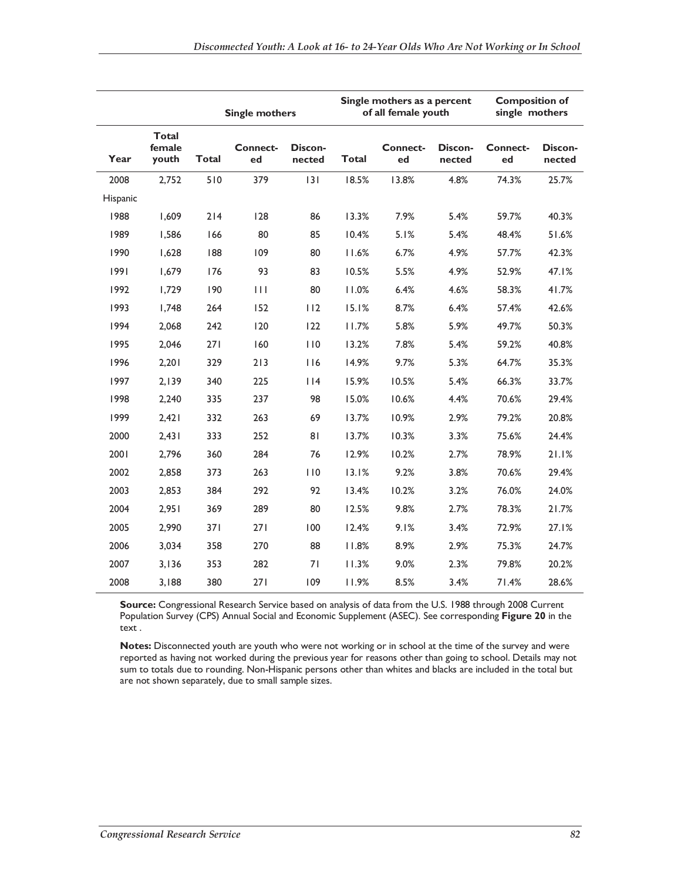| | | Single mothers | | | Single mothers as a percent of all female youth | | | Composition of single mothers | |
|---|---|---|---|---|---|---|---|---|---|
| Year | Total female youth | Total | Connect-ed | Discon-nected | Total | Connect-ed | Discon-nected | Connect-ed | Discon-nected |
| 2008 | 2,752 | 510 | 379 | 131 | 18.5% | 13.8% | 4.8% | 74.3% | 25.7% |
| Hispanic | | | | | | | | | |
| 1988 | 1,609 | 214 | 128 | 86 | 13.3% | 7.9% | 5.4% | 59.7% | 40.3% |
| 1989 | 1,586 | 166 | 80 | 85 | 10.4% | 5.1% | 5.4% | 48.4% | 51.6% |
| 1990 | 1,628 | 188 | 109 | 80 | 11.6% | 6.7% | 4.9% | 57.7% | 42.3% |
| 1991 | 1,679 | 176 | 93 | 83 | 10.5% | 5.5% | 4.9% | 52.9% | 47.1% |
| 1992 | 1,729 | 190 | 111 | 80 | 11.0% | 6.4% | 4.6% | 58.3% | 41.7% |
| 1993 | 1,748 | 264 | 152 | 112 | 15.1% | 8.7% | 6.4% | 57.4% | 42.6% |
| 1994 | 2,068 | 242 | 120 | 122 | 11.7% | 5.8% | 5.9% | 49.7% | 50.3% |
| 1995 | 2,046 | 271 | 160 | 110 | 13.2% | 7.8% | 5.4% | 59.2% | 40.8% |
| 1996 | 2,201 | 329 | 213 | 116 | 14.9% | 9.7% | 5.3% | 64.7% | 35.3% |
| 1997 | 2,139 | 340 | 225 | 114 | 15.9% | 10.5% | 5.4% | 66.3% | 33.7% |
| 1998 | 2,240 | 335 | 237 | 98 | 15.0% | 10.6% | 4.4% | 70.6% | 29.4% |
| 1999 | 2,421 | 332 | 263 | 69 | 13.7% | 10.9% | 2.9% | 79.2% | 20.8% |
| 2000 | 2,431 | 333 | 252 | 81 | 13.7% | 10.3% | 3.3% | 75.6% | 24.4% |
| 2001 | 2,796 | 360 | 284 | 76 | 12.9% | 10.2% | 2.7% | 78.9% | 21.1% |
| 2002 | 2,858 | 373 | 263 | 110 | 13.1% | 9.2% | 3.8% | 70.6% | 29.4% |
| 2003 | 2,853 | 384 | 292 | 92 | 13.4% | 10.2% | 3.2% | 76.0% | 24.0% |
| 2004 | 2,951 | 369 | 289 | 80 | 12.5% | 9.8% | 2.7% | 78.3% | 21.7% |
| 2005 | 2,990 | 371 | 271 | 100 | 12.4% | 9.1% | 3.4% | 72.9% | 27.1% |
| 2006 | 3,034 | 358 | 270 | 88 | 11.8% | 8.9% | 2.9% | 75.3% | 24.7% |
| 2007 | 3,136 | 353 | 282 | 71 | 11.3% | 9.0% | 2.3% | 79.8% | 20.2% |
| 2008 | 3,188 | 380 | 271 | 109 | 11.9% | 8.5% | 3.4% | 71.4% | 28.6% |

**Source:** Congressional Research Service based on analysis of data from the U.S. 1988 through 2008 Current Population Survey (CPS) Annual Social and Economic Supplement (ASEC). See corresponding **Figure 20** in the text .

**Notes:** Disconnected youth are youth who were not working or in school at the time of the survey and were reported as having not worked during the previous year for reasons other than going to school. Details may not sum to totals due to rounding. Non-Hispanic persons other than whites and blacks are included in the total but are not shown separately, due to small sample sizes.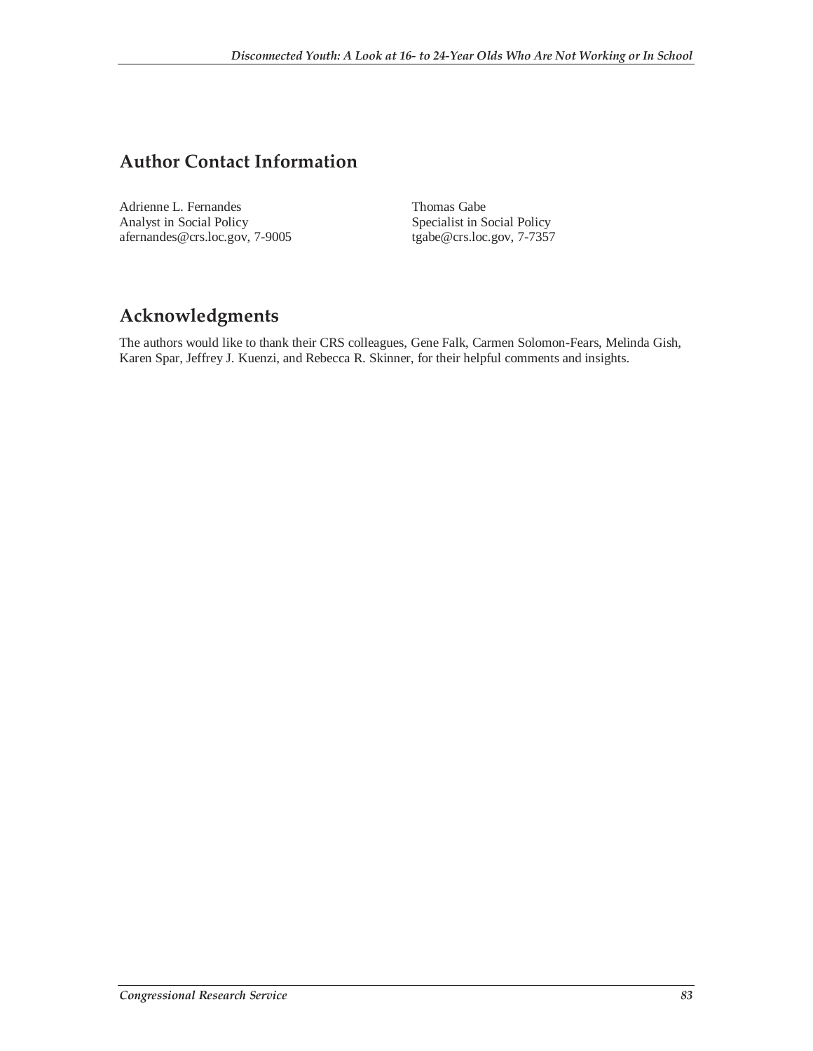## Author Contact Information

Adrienne L. Fernandes
Analyst in Social Policy
afernandes@crs.loc.gov, 7-9005

Thomas Gabe
Specialist in Social Policy
tgabe@crs.loc.gov, 7-7357

## Acknowledgments

The authors would like to thank their CRS colleagues, Gene Falk, Carmen Solomon-Fears, Melinda Gish, Karen Spar, Jeffrey J. Kuenzi, and Rebecca R. Skinner, for their helpful comments and insights.